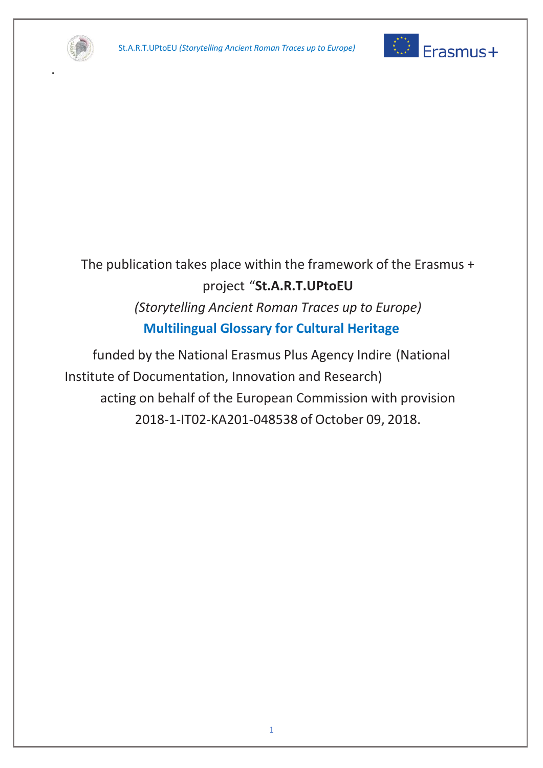The publication takes place within the framework of the Erasmus + project "**St.A.R.T.UPtoEU**

*(Storytelling Ancient Roman Traces up to Europe)*

**Multilingual Glossary for Cultural Heritage**

funded by the National Erasmus Plus Agency Indire (National Institute of Documentation, Innovation and Research) acting on behalf of the European Commission with provision 2018-1-IT02-KA201-048538 of October 09, 2018.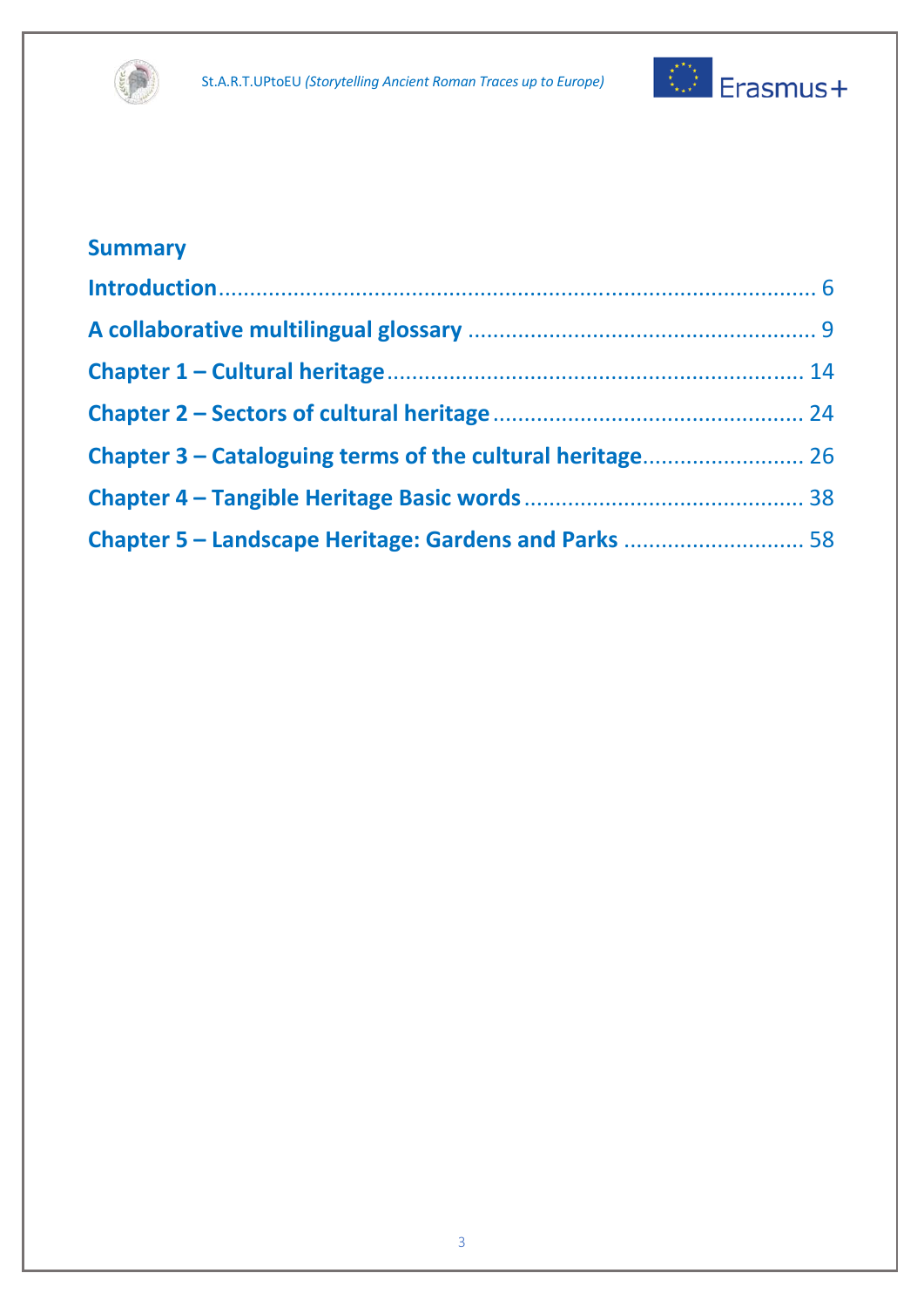## Summary

**Introduction** ........................................................................................ 6

**A collaborative multilingual glossary** ........................................................ 9

**Chapter 1 – Cultural heritage** ................................................................... 14

**Chapter 2 – Sectors of cultural heritage** .................................................. 24

**Chapter 3 – Cataloguing terms of the cultural heritage** .......................... 26

**Chapter 4 – Tangible Heritage Basic words** ............................................. 38

**Chapter 5 – Landscape Heritage: Gardens and Parks** ............................. 58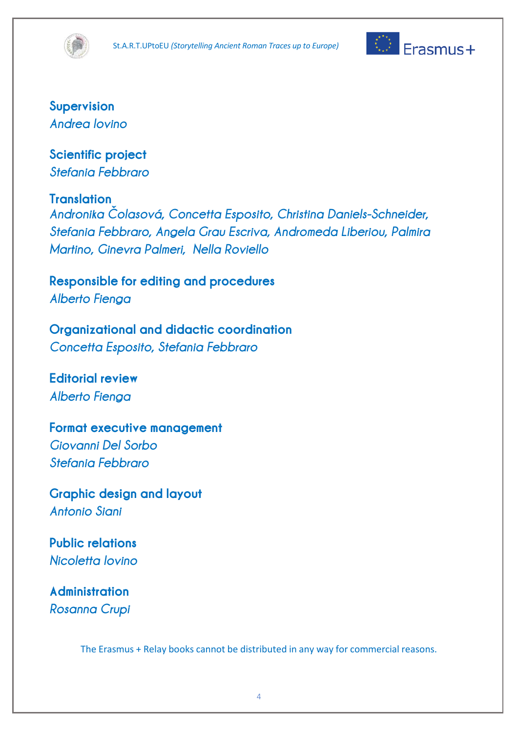**Supervision**
*Andrea Iovino*

**Scientific project**
*Stefania Febbraro*

**Translation**
*Andronika Čolasová, Concetta Esposito, Christina Daniels-Schneider, Stefania Febbraro, Angela Grau Escriva, Andromeda Liberiou, Palmira Martino, Ginevra Palmeri, Nella Roviello*

**Responsible for editing and procedures**
*Alberto Fienga*

**Organizational and didactic coordination**
*Concetta Esposito, Stefania Febbraro*

**Editorial review**
*Alberto Fienga*

**Format executive management**
*Giovanni Del Sorbo*
*Stefania Febbraro*

**Graphic design and layout**
*Antonio Siani*

**Public relations**
*Nicoletta Iovino*

**Administration**
*Rosanna Crupi*

The Erasmus + Relay books cannot be distributed in any way for commercial reasons.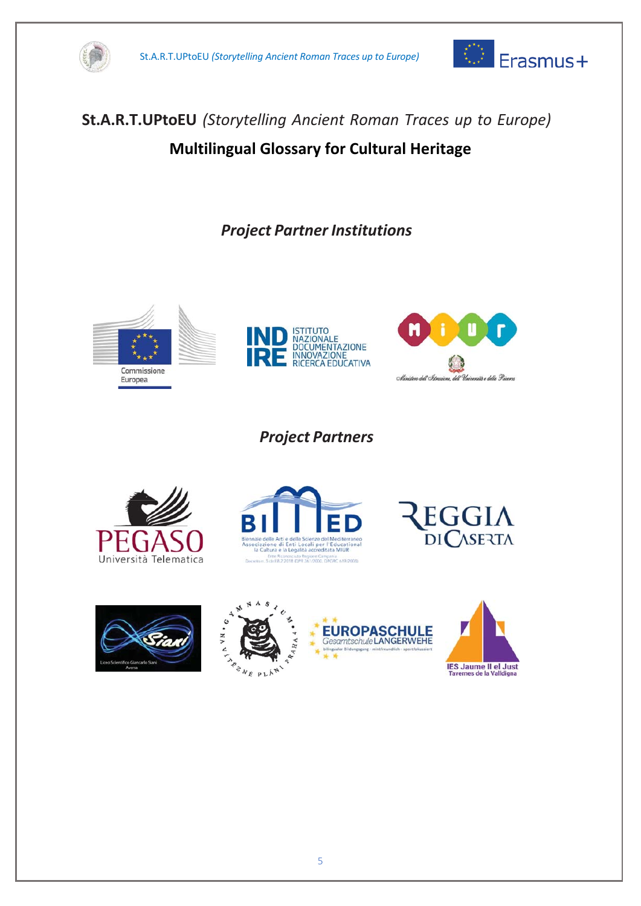**St.A.R.T.UPtoEU** *(Storytelling Ancient Roman Traces up to Europe)*

**Multilingual Glossary for Cultural Heritage**

## *Project Partner Institutions*

Commissione Europea

INDIRE ISTITUTO NAZIONALE DOCUMENTAZIONE INNOVAZIONE RICERCA EDUCATIVA

MIUR Ministero dell'Istruzione, dell'Università e della Ricerca

## *Project Partners*

PEGASO Università Telematica

BIMED Biennale delle Arti e delle Scienze del Mediterraneo Associazione di Enti Locali per l'Educational la Cultura e la Legalità accreditata MIUR

REGGIA DI CASERTA

Siani Liceo Scientifico Giancarlo Siani Aversa

GYMNASIUM NA VÍTĚZNÉ PLÁNI PRAHA 4

EUROPASCHULE Gesamtschule LANGERWEHE bilingualer Bildungsgang · mintfreundlich · sportfokussiert

IES Jaume II el Just Tavernes de la Valldigna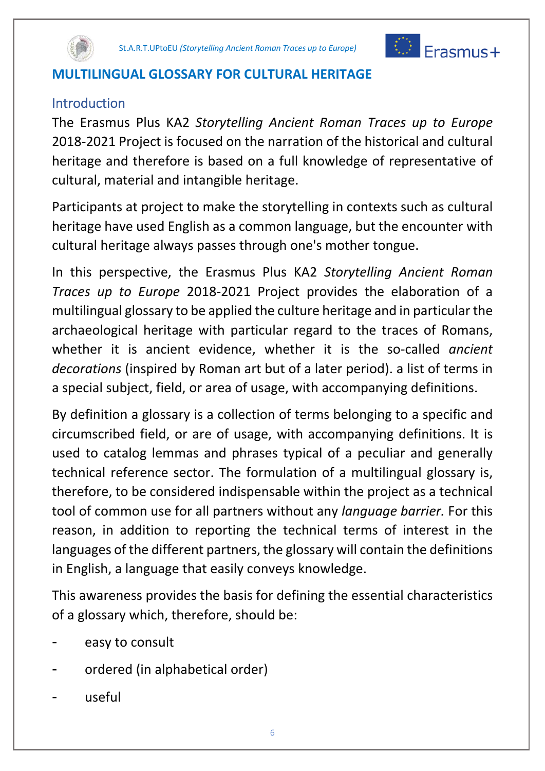# MULTILINGUAL GLOSSARY FOR CULTURAL HERITAGE

## Introduction

The Erasmus Plus KA2 *Storytelling Ancient Roman Traces up to Europe* 2018-2021 Project is focused on the narration of the historical and cultural heritage and therefore is based on a full knowledge of representative of cultural, material and intangible heritage.

Participants at project to make the storytelling in contexts such as cultural heritage have used English as a common language, but the encounter with cultural heritage always passes through one's mother tongue.

In this perspective, the Erasmus Plus KA2 *Storytelling Ancient Roman Traces up to Europe* 2018-2021 Project provides the elaboration of a multilingual glossary to be applied the culture heritage and in particular the archaeological heritage with particular regard to the traces of Romans, whether it is ancient evidence, whether it is the so-called *ancient decorations* (inspired by Roman art but of a later period). a list of terms in a special subject, field, or area of usage, with accompanying definitions.

By definition a glossary is a collection of terms belonging to a specific and circumscribed field, or are of usage, with accompanying definitions. It is used to catalog lemmas and phrases typical of a peculiar and generally technical reference sector. The formulation of a multilingual glossary is, therefore, to be considered indispensable within the project as a technical tool of common use for all partners without any *language barrier.* For this reason, in addition to reporting the technical terms of interest in the languages of the different partners, the glossary will contain the definitions in English, a language that easily conveys knowledge.

This awareness provides the basis for defining the essential characteristics of a glossary which, therefore, should be:

- easy to consult
- ordered (in alphabetical order)
- useful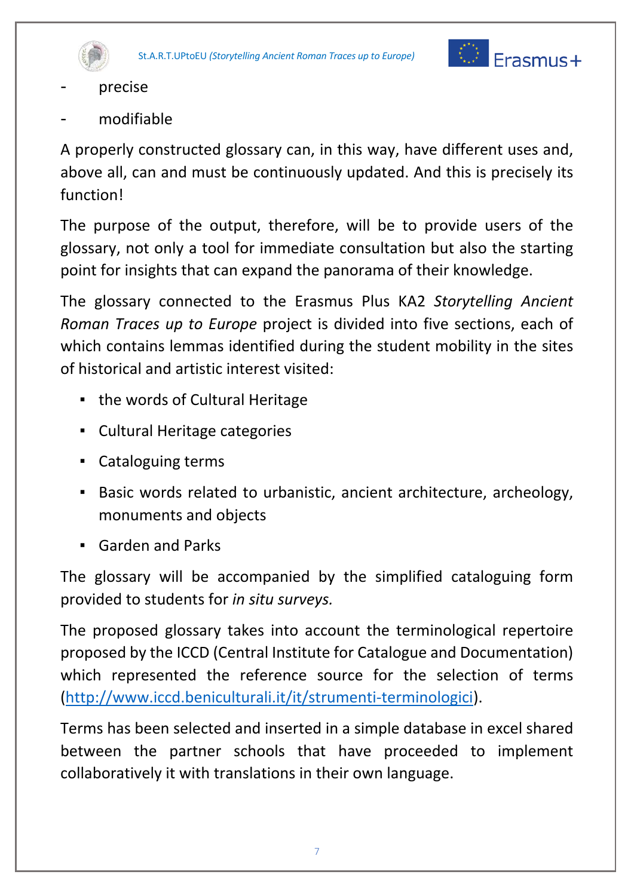- precise
- modifiable

A properly constructed glossary can, in this way, have different uses and, above all, can and must be continuously updated. And this is precisely its function!

The purpose of the output, therefore, will be to provide users of the glossary, not only a tool for immediate consultation but also the starting point for insights that can expand the panorama of their knowledge.

The glossary connected to the Erasmus Plus KA2 *Storytelling Ancient Roman Traces up to Europe* project is divided into five sections, each of which contains lemmas identified during the student mobility in the sites of historical and artistic interest visited:

- the words of Cultural Heritage
- Cultural Heritage categories
- Cataloguing terms
- Basic words related to urbanistic, ancient architecture, archeology, monuments and objects
- Garden and Parks

The glossary will be accompanied by the simplified cataloguing form provided to students for *in situ surveys.*

The proposed glossary takes into account the terminological repertoire proposed by the ICCD (Central Institute for Catalogue and Documentation) which represented the reference source for the selection of terms (http://www.iccd.beniculturali.it/it/strumenti-terminologici).

Terms has been selected and inserted in a simple database in excel shared between the partner schools that have proceeded to implement collaboratively it with translations in their own language.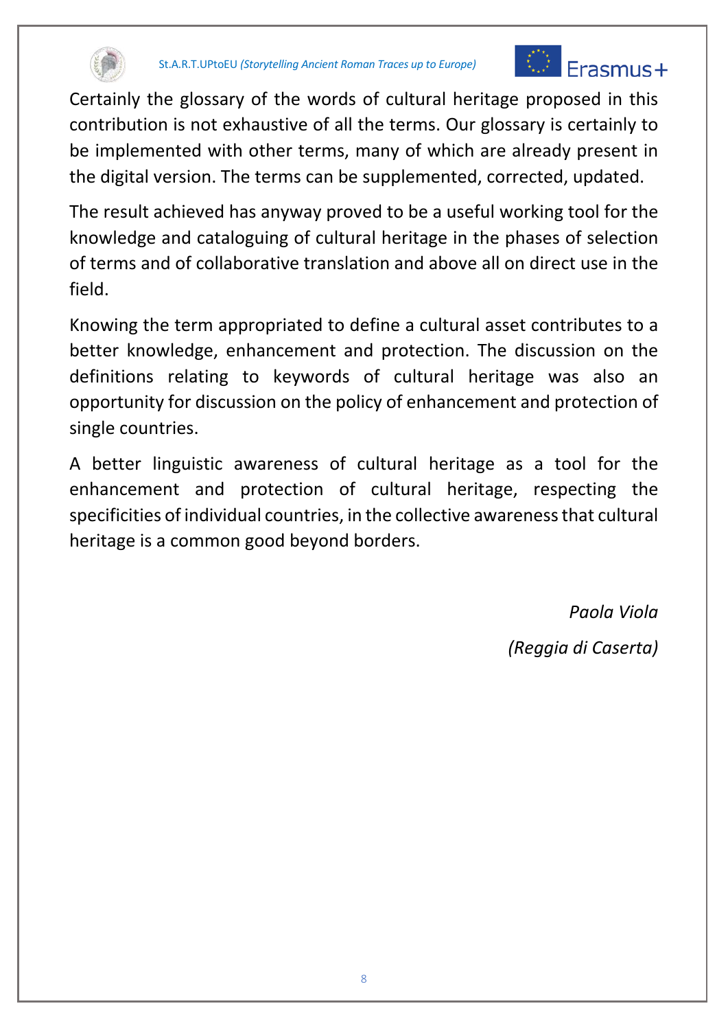Certainly the glossary of the words of cultural heritage proposed in this contribution is not exhaustive of all the terms. Our glossary is certainly to be implemented with other terms, many of which are already present in the digital version. The terms can be supplemented, corrected, updated.

The result achieved has anyway proved to be a useful working tool for the knowledge and cataloguing of cultural heritage in the phases of selection of terms and of collaborative translation and above all on direct use in the field.

Knowing the term appropriated to define a cultural asset contributes to a better knowledge, enhancement and protection. The discussion on the definitions relating to keywords of cultural heritage was also an opportunity for discussion on the policy of enhancement and protection of single countries.

A better linguistic awareness of cultural heritage as a tool for the enhancement and protection of cultural heritage, respecting the specificities of individual countries, in the collective awareness that cultural heritage is a common good beyond borders.

*Paola Viola*

*(Reggia di Caserta)*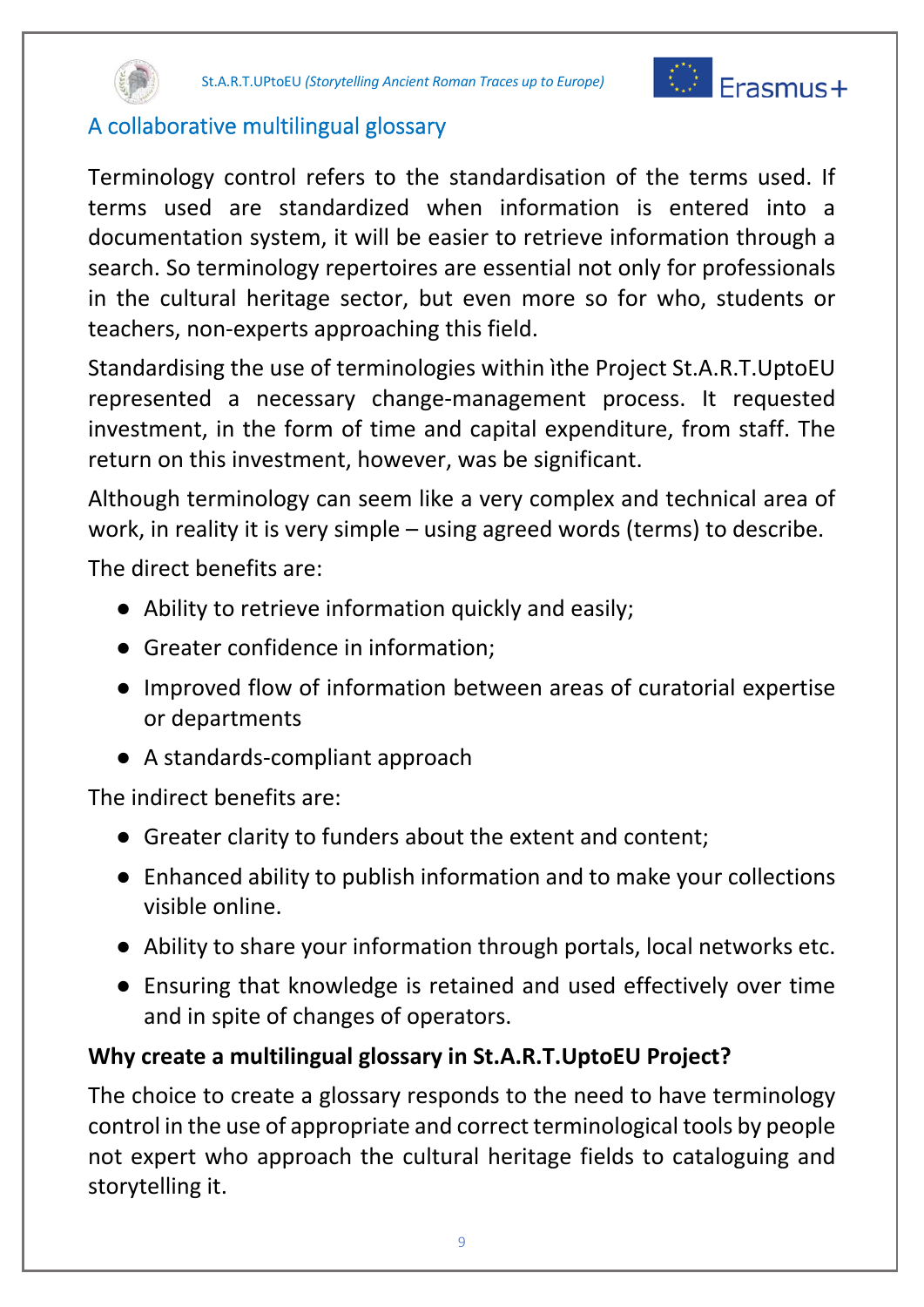## A collaborative multilingual glossary

Terminology control refers to the standardisation of the terms used. If terms used are standardized when information is entered into a documentation system, it will be easier to retrieve information through a search. So terminology repertoires are essential not only for professionals in the cultural heritage sector, but even more so for who, students or teachers, non-experts approaching this field.

Standardising the use of terminologies within ìthe Project St.A.R.T.UptoEU represented a necessary change-management process. It requested investment, in the form of time and capital expenditure, from staff. The return on this investment, however, was be significant.

Although terminology can seem like a very complex and technical area of work, in reality it is very simple – using agreed words (terms) to describe.

The direct benefits are:

- Ability to retrieve information quickly and easily;
- Greater confidence in information;
- Improved flow of information between areas of curatorial expertise or departments
- A standards-compliant approach

The indirect benefits are:

- Greater clarity to funders about the extent and content;
- Enhanced ability to publish information and to make your collections visible online.
- Ability to share your information through portals, local networks etc.
- Ensuring that knowledge is retained and used effectively over time and in spite of changes of operators.

**Why create a multilingual glossary in St.A.R.T.UptoEU Project?**

The choice to create a glossary responds to the need to have terminology control in the use of appropriate and correct terminological tools by people not expert who approach the cultural heritage fields to cataloguing and storytelling it.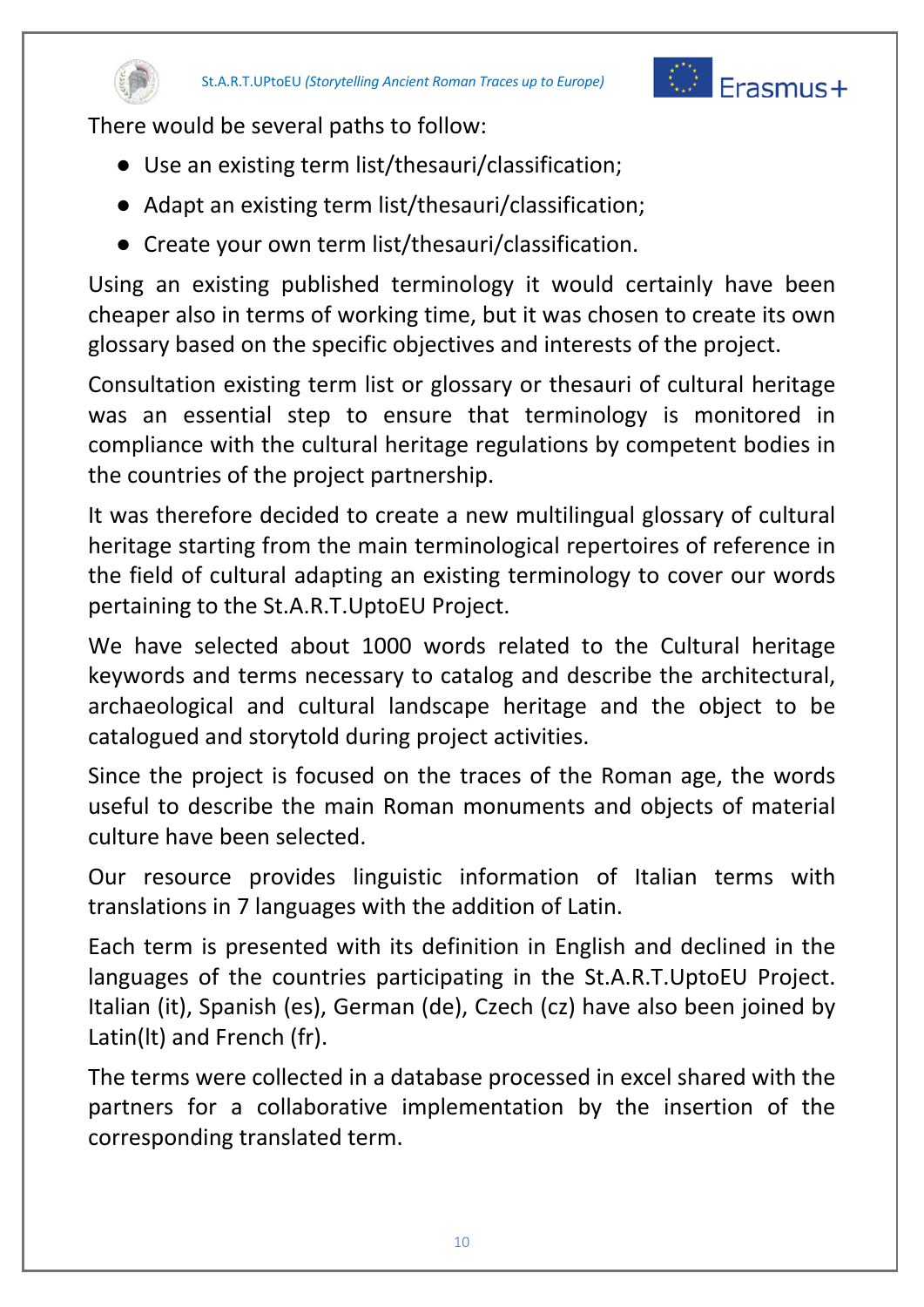There would be several paths to follow:

- Use an existing term list/thesauri/classification;
- Adapt an existing term list/thesauri/classification;
- Create your own term list/thesauri/classification.

Using an existing published terminology it would certainly have been cheaper also in terms of working time, but it was chosen to create its own glossary based on the specific objectives and interests of the project.

Consultation existing term list or glossary or thesauri of cultural heritage was an essential step to ensure that terminology is monitored in compliance with the cultural heritage regulations by competent bodies in the countries of the project partnership.

It was therefore decided to create a new multilingual glossary of cultural heritage starting from the main terminological repertoires of reference in the field of cultural adapting an existing terminology to cover our words pertaining to the St.A.R.T.UptoEU Project.

We have selected about 1000 words related to the Cultural heritage keywords and terms necessary to catalog and describe the architectural, archaeological and cultural landscape heritage and the object to be catalogued and storytold during project activities.

Since the project is focused on the traces of the Roman age, the words useful to describe the main Roman monuments and objects of material culture have been selected.

Our resource provides linguistic information of Italian terms with translations in 7 languages with the addition of Latin.

Each term is presented with its definition in English and declined in the languages of the countries participating in the St.A.R.T.UptoEU Project. Italian (it), Spanish (es), German (de), Czech (cz) have also been joined by Latin(lt) and French (fr).

The terms were collected in a database processed in excel shared with the partners for a collaborative implementation by the insertion of the corresponding translated term.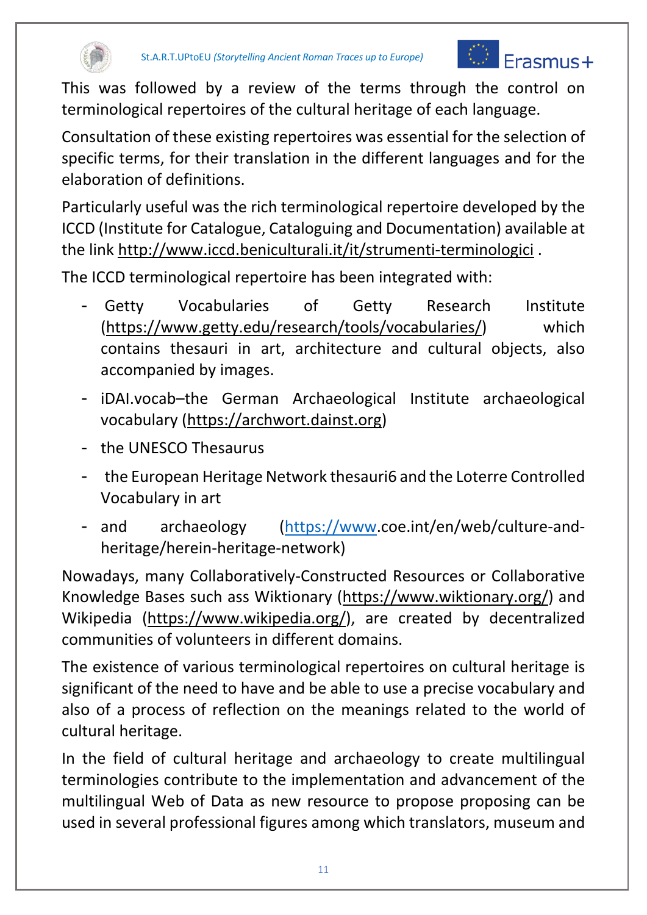This was followed by a review of the terms through the control on terminological repertoires of the cultural heritage of each language.

Consultation of these existing repertoires was essential for the selection of specific terms, for their translation in the different languages and for the elaboration of definitions.

Particularly useful was the rich terminological repertoire developed by the ICCD (Institute for Catalogue, Cataloguing and Documentation) available at the link http://www.iccd.beniculturali.it/it/strumenti-terminologici .

The ICCD terminological repertoire has been integrated with:

- Getty Vocabularies of Getty Research Institute (https://www.getty.edu/research/tools/vocabularies/) which contains thesauri in art, architecture and cultural objects, also accompanied by images.
- iDAI.vocab–the German Archaeological Institute archaeological vocabulary (https://archwort.dainst.org)
- the UNESCO Thesaurus
- the European Heritage Network thesauri6 and the Loterre Controlled Vocabulary in art
- and archaeology (https://www.coe.int/en/web/culture-and-heritage/herein-heritage-network)

Nowadays, many Collaboratively-Constructed Resources or Collaborative Knowledge Bases such ass Wiktionary (https://www.wiktionary.org/) and Wikipedia (https://www.wikipedia.org/), are created by decentralized communities of volunteers in different domains.

The existence of various terminological repertoires on cultural heritage is significant of the need to have and be able to use a precise vocabulary and also of a process of reflection on the meanings related to the world of cultural heritage.

In the field of cultural heritage and archaeology to create multilingual terminologies contribute to the implementation and advancement of the multilingual Web of Data as new resource to propose proposing can be used in several professional figures among which translators, museum and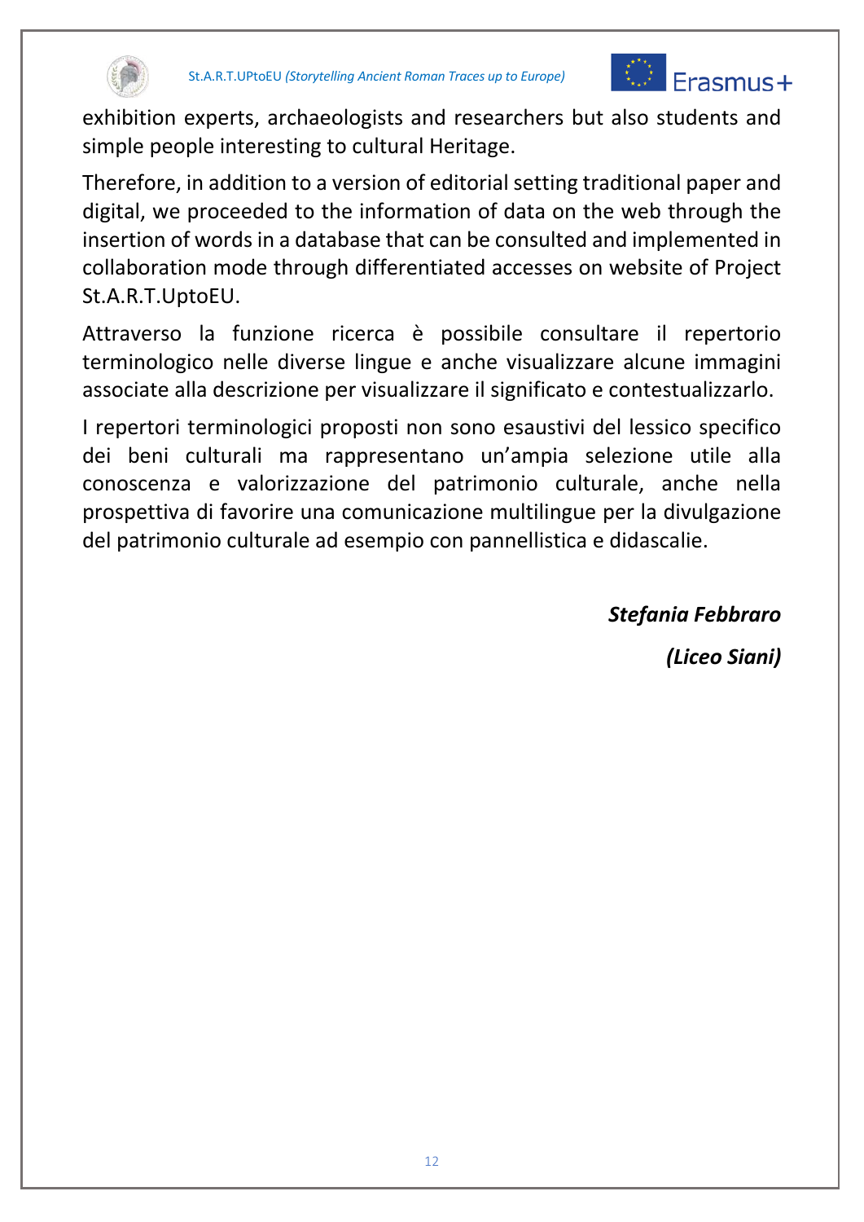exhibition experts, archaeologists and researchers but also students and simple people interesting to cultural Heritage.

Therefore, in addition to a version of editorial setting traditional paper and digital, we proceeded to the information of data on the web through the insertion of words in a database that can be consulted and implemented in collaboration mode through differentiated accesses on website of Project St.A.R.T.UptoEU.

Attraverso la funzione ricerca è possibile consultare il repertorio terminologico nelle diverse lingue e anche visualizzare alcune immagini associate alla descrizione per visualizzare il significato e contestualizzarlo.

I repertori terminologici proposti non sono esaustivi del lessico specifico dei beni culturali ma rappresentano un'ampia selezione utile alla conoscenza e valorizzazione del patrimonio culturale, anche nella prospettiva di favorire una comunicazione multilingue per la divulgazione del patrimonio culturale ad esempio con pannellistica e didascalie.

***Stefania Febbraro***

***(Liceo Siani)***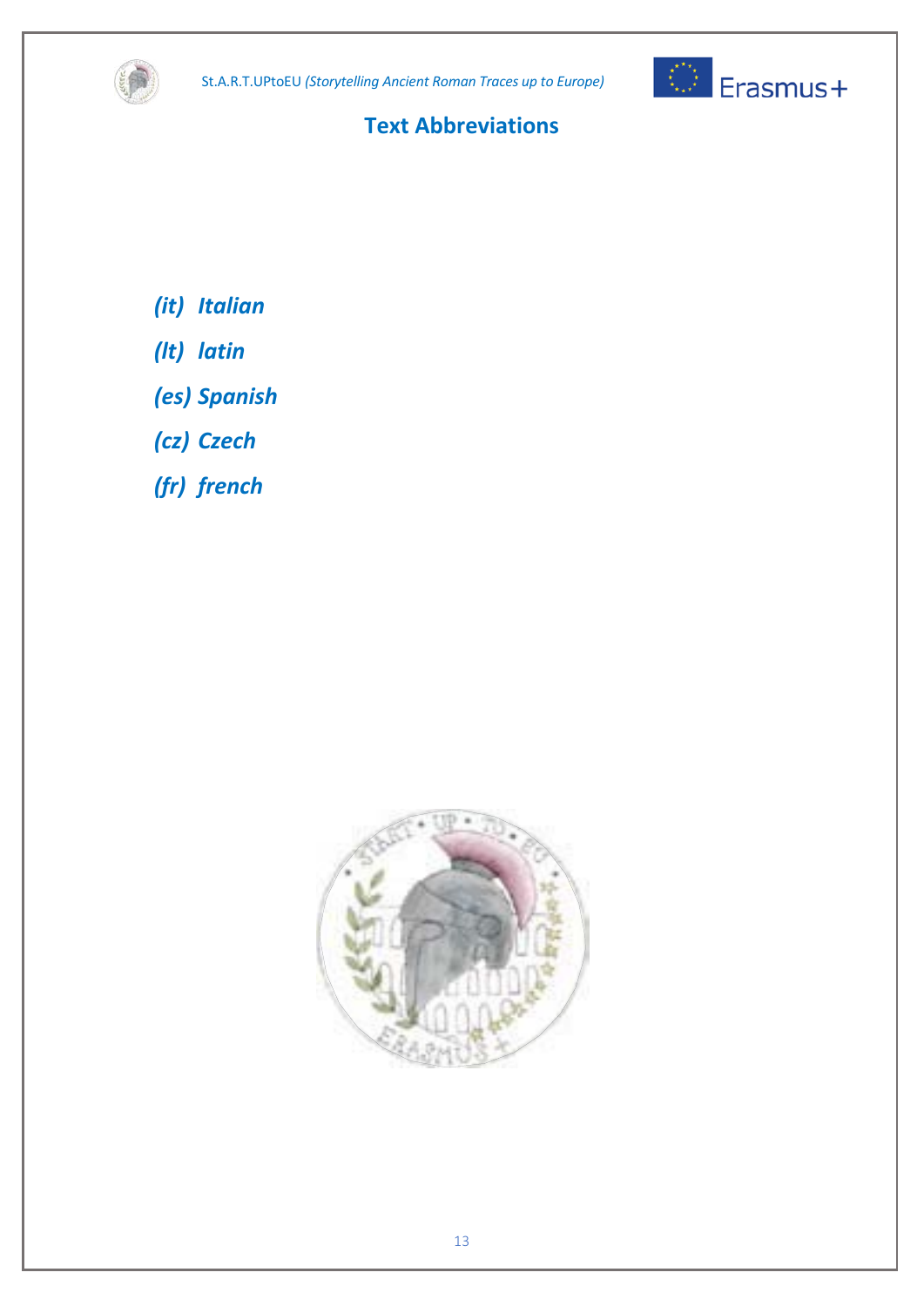## Text Abbreviations

*(it) Italian*

*(lt) latin*

*(es) Spanish*

*(cz) Czech*

*(fr) french*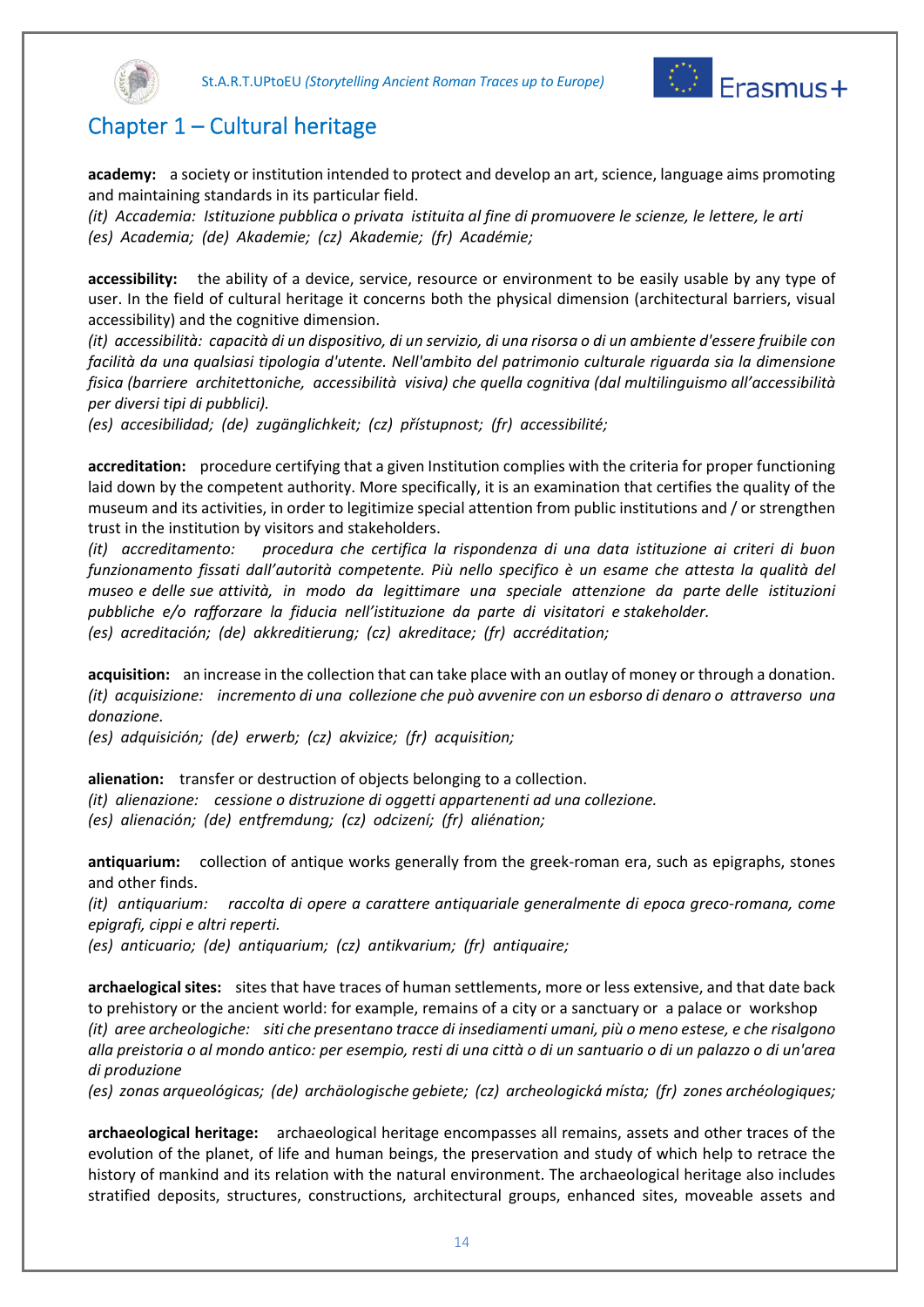# Chapter 1 – Cultural heritage

**academy:** a society or institution intended to protect and develop an art, science, language aims promoting and maintaining standards in its particular field.
*(it) Accademia: Istituzione pubblica o privata istituita al fine di promuovere le scienze, le lettere, le arti*
*(es) Academia; (de) Akademie; (cz) Akademie; (fr) Académie;*

**accessibility:** the ability of a device, service, resource or environment to be easily usable by any type of user. In the field of cultural heritage it concerns both the physical dimension (architectural barriers, visual accessibility) and the cognitive dimension.
*(it) accessibilità: capacità di un dispositivo, di un servizio, di una risorsa o di un ambiente d'essere fruibile con facilità da una qualsiasi tipologia d'utente. Nell'ambito del patrimonio culturale riguarda sia la dimensione fisica (barriere architettoniche, accessibilità visiva) che quella cognitiva (dal multilinguismo all'accessibilità per diversi tipi di pubblici).*
*(es) accesibilidad; (de) zugänglichkeit; (cz) přístupnost; (fr) accessibilité;*

**accreditation:** procedure certifying that a given Institution complies with the criteria for proper functioning laid down by the competent authority. More specifically, it is an examination that certifies the quality of the museum and its activities, in order to legitimize special attention from public institutions and / or strengthen trust in the institution by visitors and stakeholders.
*(it) accreditamento: procedura che certifica la rispondenza di una data istituzione ai criteri di buon funzionamento fissati dall'autorità competente. Più nello specifico è un esame che attesta la qualità del museo e delle sue attività, in modo da legittimare una speciale attenzione da parte delle istituzioni pubbliche e/o rafforzare la fiducia nell'istituzione da parte di visitatori e stakeholder.*
*(es) acreditación; (de) akkreditierung; (cz) akreditace; (fr) accréditation;*

**acquisition:** an increase in the collection that can take place with an outlay of money or through a donation.
*(it) acquisizione: incremento di una collezione che può avvenire con un esborso di denaro o attraverso una donazione.*
*(es) adquisición; (de) erwerb; (cz) akvizice; (fr) acquisition;*

**alienation:** transfer or destruction of objects belonging to a collection.
*(it) alienazione: cessione o distruzione di oggetti appartenenti ad una collezione.*
*(es) alienación; (de) entfremdung; (cz) odcizení; (fr) aliénation;*

**antiquarium:** collection of antique works generally from the greek-roman era, such as epigraphs, stones and other finds.
*(it) antiquarium: raccolta di opere a carattere antiquariale generalmente di epoca greco-romana, come epigrafi, cippi e altri reperti.*
*(es) anticuario; (de) antiquarium; (cz) antikvarium; (fr) antiquaire;*

**archaelogical sites:** sites that have traces of human settlements, more or less extensive, and that date back to prehistory or the ancient world: for example, remains of a city or a sanctuary or a palace or workshop
*(it) aree archeologiche: siti che presentano tracce di insediamenti umani, più o meno estese, e che risalgono alla preistoria o al mondo antico: per esempio, resti di una città o di un santuario o di un palazzo o di un'area di produzione*
*(es) zonas arqueológicas; (de) archäologische gebiete; (cz) archeologická místa; (fr) zones archéologiques;*

**archaeological heritage:** archaeological heritage encompasses all remains, assets and other traces of the evolution of the planet, of life and human beings, the preservation and study of which help to retrace the history of mankind and its relation with the natural environment. The archaeological heritage also includes stratified deposits, structures, constructions, architectural groups, enhanced sites, moveable assets and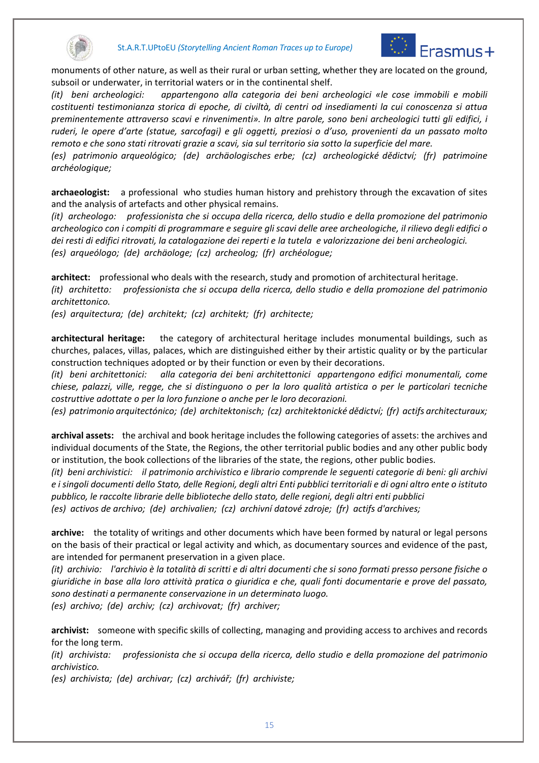monuments of other nature, as well as their rural or urban setting, whether they are located on the ground, subsoil or underwater, in territorial waters or in the continental shelf.
*(it) beni archeologici: appartengono alla categoria dei beni archeologici «le cose immobili e mobili costituenti testimonianza storica di epoche, di civiltà, di centri od insediamenti la cui conoscenza si attua preminentemente attraverso scavi e rinvenimenti». In altre parole, sono beni archeologici tutti gli edifici, i ruderi, le opere d'arte (statue, sarcofagi) e gli oggetti, preziosi o d'uso, provenienti da un passato molto remoto e che sono stati ritrovati grazie a scavi, sia sul territorio sia sotto la superficie del mare.*
*(es) patrimonio arqueológico; (de) archäologisches erbe; (cz) archeologické dědictví; (fr) patrimoine archéologique;*

**archaeologist:** a professional who studies human history and prehistory through the excavation of sites and the analysis of artefacts and other physical remains.
*(it) archeologo: professionista che si occupa della ricerca, dello studio e della promozione del patrimonio archeologico con i compiti di programmare e seguire gli scavi delle aree archeologiche, il rilievo degli edifici o dei resti di edifici ritrovati, la catalogazione dei reperti e la tutela e valorizzazione dei beni archeologici.*
*(es) arqueólogo; (de) archäologe; (cz) archeolog; (fr) archéologue;*

**architect:** professional who deals with the research, study and promotion of architectural heritage.
*(it) architetto: professionista che si occupa della ricerca, dello studio e della promozione del patrimonio architettonico.*
*(es) arquitectura; (de) architekt; (cz) architekt; (fr) architecte;*

**architectural heritage:** the category of architectural heritage includes monumental buildings, such as churches, palaces, villas, palaces, which are distinguished either by their artistic quality or by the particular construction techniques adopted or by their function or even by their decorations.
*(it) beni architettonici: alla categoria dei beni architettonici appartengono edifici monumentali, come chiese, palazzi, ville, regge, che si distinguono o per la loro qualità artistica o per le particolari tecniche costruttive adottate o per la loro funzione o anche per le loro decorazioni.*
*(es) patrimonio arquitectónico; (de) architektonisch; (cz) architektonické dědictví; (fr) actifs architecturaux;*

**archival assets:** the archival and book heritage includes the following categories of assets: the archives and individual documents of the State, the Regions, the other territorial public bodies and any other public body or institution, the book collections of the libraries of the state, the regions, other public bodies.
*(it) beni archivistici: il patrimonio archivistico e librario comprende le seguenti categorie di beni: gli archivi e i singoli documenti dello Stato, delle Regioni, degli altri Enti pubblici territoriali e di ogni altro ente o istituto pubblico, le raccolte librarie delle biblioteche dello stato, delle regioni, degli altri enti pubblici*
*(es) activos de archivo; (de) archivalien; (cz) archivní datové zdroje; (fr) actifs d'archives;*

**archive:** the totality of writings and other documents which have been formed by natural or legal persons on the basis of their practical or legal activity and which, as documentary sources and evidence of the past, are intended for permanent preservation in a given place.
*(it) archivio: l'archivio è la totalità di scritti e di altri documenti che si sono formati presso persone fisiche o giuridiche in base alla loro attività pratica o giuridica e che, quali fonti documentarie e prove del passato, sono destinati a permanente conservazione in un determinato luogo.*
*(es) archivo; (de) archiv; (cz) archivovat; (fr) archiver;*

**archivist:** someone with specific skills of collecting, managing and providing access to archives and records for the long term.
*(it) archivista: professionista che si occupa della ricerca, dello studio e della promozione del patrimonio archivistico.*
*(es) archivista; (de) archivar; (cz) archivář; (fr) archiviste;*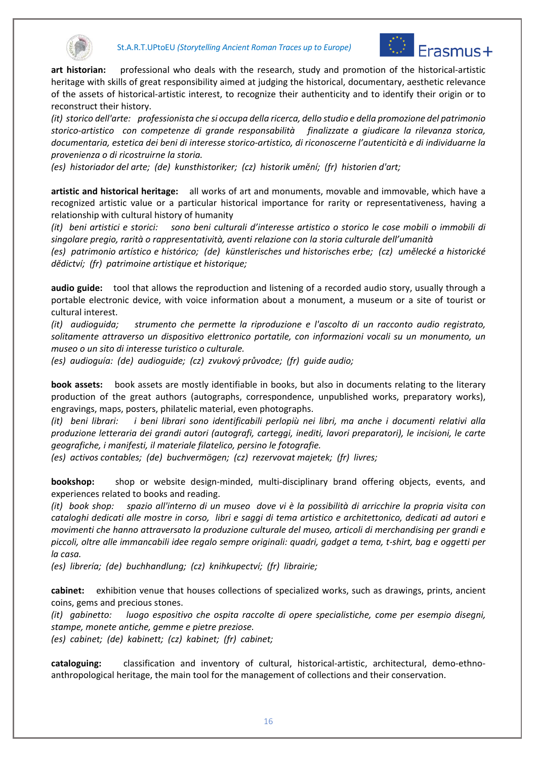**art historian:** professional who deals with the research, study and promotion of the historical-artistic heritage with skills of great responsibility aimed at judging the historical, documentary, aesthetic relevance of the assets of historical-artistic interest, to recognize their authenticity and to identify their origin or to reconstruct their history.

*(it) storico dell'arte: professionista che si occupa della ricerca, dello studio e della promozione del patrimonio storico-artistico con competenze di grande responsabilità finalizzate a giudicare la rilevanza storica, documentaria, estetica dei beni di interesse storico-artistico, di riconoscerne l'autenticità e di individuarne la provenienza o di ricostruirne la storia.*

*(es) historiador del arte; (de) kunsthistoriker; (cz) historik umění; (fr) historien d'art;*

**artistic and historical heritage:** all works of art and monuments, movable and immovable, which have a recognized artistic value or a particular historical importance for rarity or representativeness, having a relationship with cultural history of humanity

*(it) beni artistici e storici: sono beni culturali d'interesse artistico o storico le cose mobili o immobili di singolare pregio, rarità o rappresentatività, aventi relazione con la storia culturale dell'umanità*

*(es) patrimonio artístico e histórico; (de) künstlerisches und historisches erbe; (cz) umělecké a historické dědictví; (fr) patrimoine artistique et historique;*

**audio guide:** tool that allows the reproduction and listening of a recorded audio story, usually through a portable electronic device, with voice information about a monument, a museum or a site of tourist or cultural interest.

*(it) audioguida; strumento che permette la riproduzione e l'ascolto di un racconto audio registrato, solitamente attraverso un dispositivo elettronico portatile, con informazioni vocali su un monumento, un museo o un sito di interesse turistico o culturale.*

*(es) audioguía: (de) audioguide; (cz) zvukový průvodce; (fr) guide audio;*

**book assets:** book assets are mostly identifiable in books, but also in documents relating to the literary production of the great authors (autographs, correspondence, unpublished works, preparatory works), engravings, maps, posters, philatelic material, even photographs.

*(it) beni librari: i beni librari sono identificabili perlopiù nei libri, ma anche i documenti relativi alla produzione letteraria dei grandi autori (autografi, carteggi, inediti, lavori preparatori), le incisioni, le carte geografiche, i manifesti, il materiale filatelico, persino le fotografie.*

*(es) activos contables; (de) buchvermögen; (cz) rezervovat majetek; (fr) livres;*

**bookshop:** shop or website design-minded, multi-disciplinary brand offering objects, events, and experiences related to books and reading.

*(it) book shop: spazio all'interno di un museo dove vi è la possibilità di arricchire la propria visita con cataloghi dedicati alle mostre in corso, libri e saggi di tema artistico e architettonico, dedicati ad autori e movimenti che hanno attraversato la produzione culturale del museo, articoli di merchandising per grandi e piccoli, oltre alle immancabili idee regalo sempre originali: quadri, gadget a tema, t-shirt, bag e oggetti per la casa.*

*(es) librería; (de) buchhandlung; (cz) knihkupectví; (fr) librairie;*

**cabinet:** exhibition venue that houses collections of specialized works, such as drawings, prints, ancient coins, gems and precious stones.

*(it) gabinetto: luogo espositivo che ospita raccolte di opere specialistiche, come per esempio disegni, stampe, monete antiche, gemme e pietre preziose.*

*(es) cabinet; (de) kabinett; (cz) kabinet; (fr) cabinet;*

**cataloguing:** classification and inventory of cultural, historical-artistic, architectural, demo-ethno-anthropological heritage, the main tool for the management of collections and their conservation.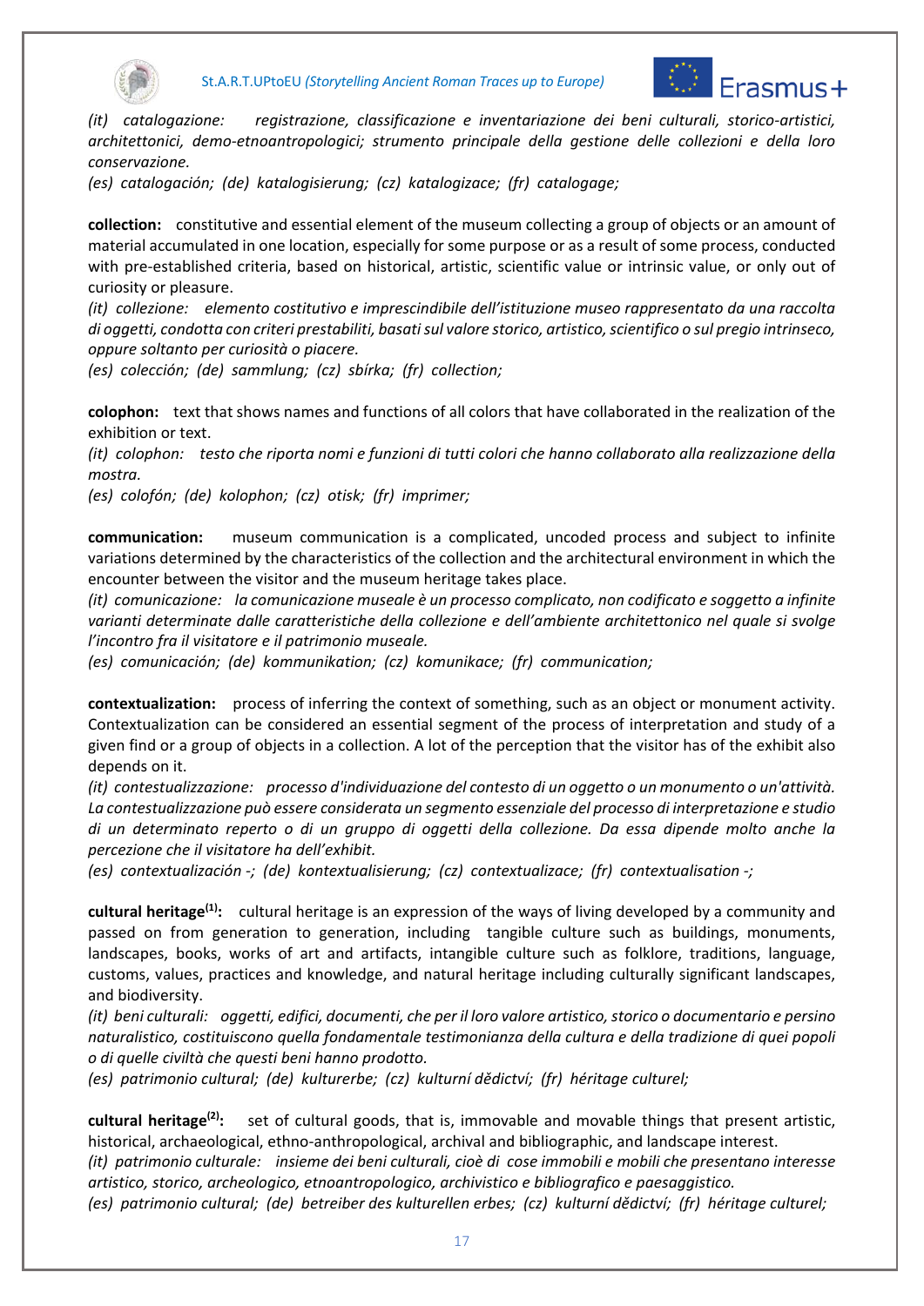*(it) catalogazione: registrazione, classificazione e inventariazione dei beni culturali, storico-artistici, architettonici, demo-etnoantropologici; strumento principale della gestione delle collezioni e della loro conservazione.*
*(es) catalogación; (de) katalogisierung; (cz) katalogizace; (fr) catalogage;*

**collection:** constitutive and essential element of the museum collecting a group of objects or an amount of material accumulated in one location, especially for some purpose or as a result of some process, conducted with pre-established criteria, based on historical, artistic, scientific value or intrinsic value, or only out of curiosity or pleasure.
*(it) collezione: elemento costitutivo e imprescindibile dell'istituzione museo rappresentato da una raccolta di oggetti, condotta con criteri prestabiliti, basati sul valore storico, artistico, scientifico o sul pregio intrinseco, oppure soltanto per curiosità o piacere.*
*(es) colección; (de) sammlung; (cz) sbírka; (fr) collection;*

**colophon:** text that shows names and functions of all colors that have collaborated in the realization of the exhibition or text.
*(it) colophon: testo che riporta nomi e funzioni di tutti colori che hanno collaborato alla realizzazione della mostra.*
*(es) colofón; (de) kolophon; (cz) otisk; (fr) imprimer;*

**communication:** museum communication is a complicated, uncoded process and subject to infinite variations determined by the characteristics of the collection and the architectural environment in which the encounter between the visitor and the museum heritage takes place.
*(it) comunicazione: la comunicazione museale è un processo complicato, non codificato e soggetto a infinite varianti determinate dalle caratteristiche della collezione e dell'ambiente architettonico nel quale si svolge l'incontro fra il visitatore e il patrimonio museale.*
*(es) comunicación; (de) kommunikation; (cz) komunikace; (fr) communication;*

**contextualization:** process of inferring the context of something, such as an object or monument activity. Contextualization can be considered an essential segment of the process of interpretation and study of a given find or a group of objects in a collection. A lot of the perception that the visitor has of the exhibit also depends on it.
*(it) contestualizzazione: processo d'individuazione del contesto di un oggetto o un monumento o un'attività. La contestualizzazione può essere considerata un segmento essenziale del processo di interpretazione e studio di un determinato reperto o di un gruppo di oggetti della collezione. Da essa dipende molto anche la percezione che il visitatore ha dell'exhibit.*
*(es) contextualización -; (de) kontextualisierung; (cz) contextualizace; (fr) contextualisation -;*

**cultural heritage(1):** cultural heritage is an expression of the ways of living developed by a community and passed on from generation to generation, including tangible culture such as buildings, monuments, landscapes, books, works of art and artifacts, intangible culture such as folklore, traditions, language, customs, values, practices and knowledge, and natural heritage including culturally significant landscapes, and biodiversity.
*(it) beni culturali: oggetti, edifici, documenti, che per il loro valore artistico, storico o documentario e persino naturalistico, costituiscono quella fondamentale testimonianza della cultura e della tradizione di quei popoli o di quelle civiltà che questi beni hanno prodotto.*
*(es) patrimonio cultural; (de) kulturerbe; (cz) kulturní dědictví; (fr) héritage culturel;*

**cultural heritage(2):** set of cultural goods, that is, immovable and movable things that present artistic, historical, archaeological, ethno-anthropological, archival and bibliographic, and landscape interest.
*(it) patrimonio culturale: insieme dei beni culturali, cioè di cose immobili e mobili che presentano interesse artistico, storico, archeologico, etnoantropologico, archivistico e bibliografico e paesaggistico.*
*(es) patrimonio cultural; (de) betreiber des kulturellen erbes; (cz) kulturní dědictví; (fr) héritage culturel;*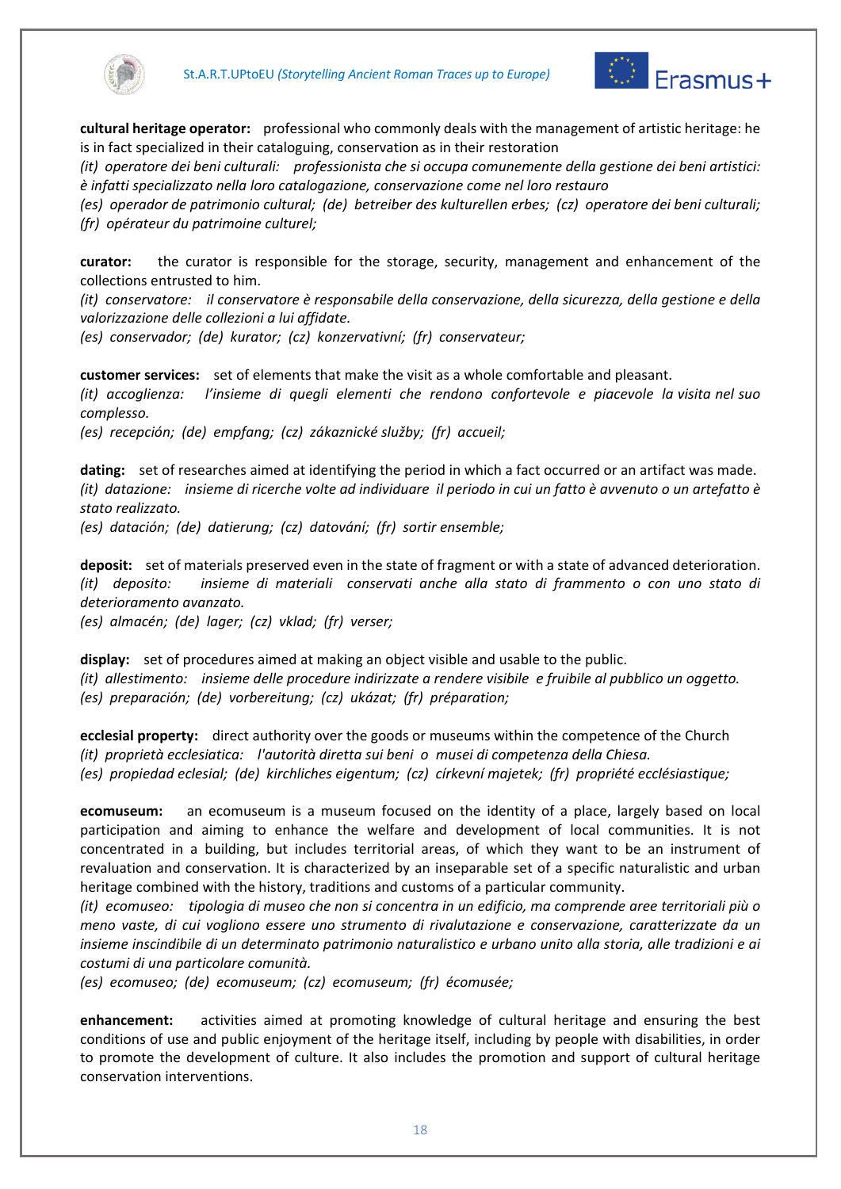**cultural heritage operator:** professional who commonly deals with the management of artistic heritage: he is in fact specialized in their cataloguing, conservation as in their restoration

*(it) operatore dei beni culturali: professionista che si occupa comunemente della gestione dei beni artistici: è infatti specializzato nella loro catalogazione, conservazione come nel loro restauro*

*(es) operador de patrimonio cultural; (de) betreiber des kulturellen erbes; (cz) operatore dei beni culturali; (fr) opérateur du patrimoine culturel;*

**curator:** the curator is responsible for the storage, security, management and enhancement of the collections entrusted to him.

*(it) conservatore: il conservatore è responsabile della conservazione, della sicurezza, della gestione e della valorizzazione delle collezioni a lui affidate.*

*(es) conservador; (de) kurator; (cz) konzervativní; (fr) conservateur;*

**customer services:** set of elements that make the visit as a whole comfortable and pleasant.

*(it) accoglienza: l'insieme di quegli elementi che rendono confortevole e piacevole la visita nel suo complesso.*

*(es) recepción; (de) empfang; (cz) zákaznické služby; (fr) accueil;*

**dating:** set of researches aimed at identifying the period in which a fact occurred or an artifact was made.

*(it) datazione: insieme di ricerche volte ad individuare il periodo in cui un fatto è avvenuto o un artefatto è stato realizzato.*

*(es) datación; (de) datierung; (cz) datování; (fr) sortir ensemble;*

**deposit:** set of materials preserved even in the state of fragment or with a state of advanced deterioration.

*(it) deposito: insieme di materiali conservati anche alla stato di frammento o con uno stato di deterioramento avanzato.*

*(es) almacén; (de) lager; (cz) vklad; (fr) verser;*

**display:** set of procedures aimed at making an object visible and usable to the public.

*(it) allestimento: insieme delle procedure indirizzate a rendere visibile e fruibile al pubblico un oggetto.*

*(es) preparación; (de) vorbereitung; (cz) ukázat; (fr) préparation;*

**ecclesial property:** direct authority over the goods or museums within the competence of the Church

*(it) proprietà ecclesiatica: l'autorità diretta sui beni o musei di competenza della Chiesa.*

*(es) propiedad eclesial; (de) kirchliches eigentum; (cz) církevní majetek; (fr) propriété ecclésiastique;*

**ecomuseum:** an ecomuseum is a museum focused on the identity of a place, largely based on local participation and aiming to enhance the welfare and development of local communities. It is not concentrated in a building, but includes territorial areas, of which they want to be an instrument of revaluation and conservation. It is characterized by an inseparable set of a specific naturalistic and urban heritage combined with the history, traditions and customs of a particular community.

*(it) ecomuseo: tipologia di museo che non si concentra in un edificio, ma comprende aree territoriali più o meno vaste, di cui vogliono essere uno strumento di rivalutazione e conservazione, caratterizzate da un insieme inscindibile di un determinato patrimonio naturalistico e urbano unito alla storia, alle tradizioni e ai costumi di una particolare comunità.*

*(es) ecomuseo; (de) ecomuseum; (cz) ecomuseum; (fr) écomusée;*

**enhancement:** activities aimed at promoting knowledge of cultural heritage and ensuring the best conditions of use and public enjoyment of the heritage itself, including by people with disabilities, in order to promote the development of culture. It also includes the promotion and support of cultural heritage conservation interventions.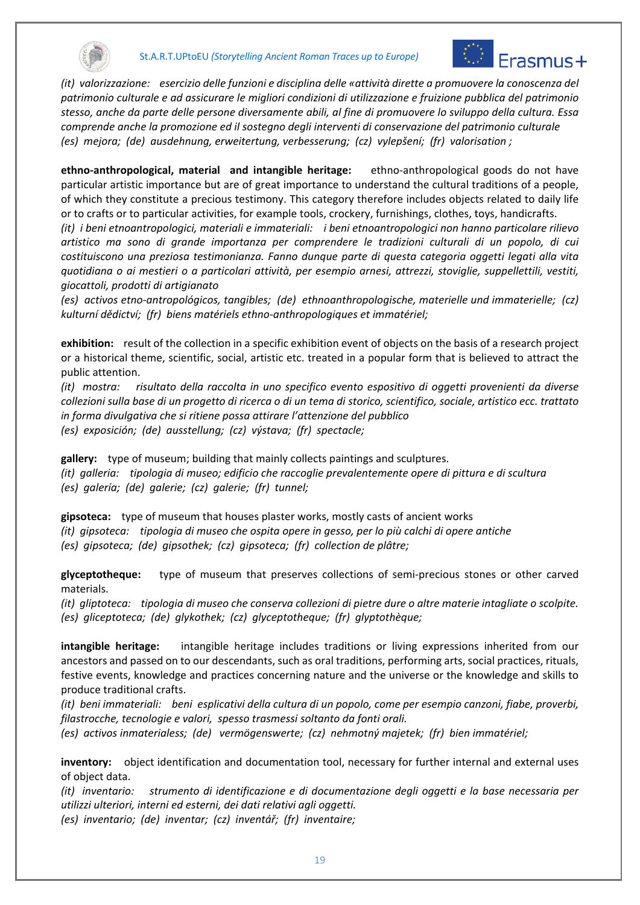*(it) valorizzazione: esercizio delle funzioni e disciplina delle «attività dirette a promuovere la conoscenza del patrimonio culturale e ad assicurare le migliori condizioni di utilizzazione e fruizione pubblica del patrimonio stesso, anche da parte delle persone diversamente abili, al fine di promuovere lo sviluppo della cultura. Essa comprende anche la promozione ed il sostegno degli interventi di conservazione del patrimonio culturale*
*(es) mejora; (de) ausdehnung, erweitertung, verbesserung; (cz) vylepšení; (fr) valorisation ;*

**ethno-anthropological, material and intangible heritage:** ethno-anthropological goods do not have particular artistic importance but are of great importance to understand the cultural traditions of a people, of which they constitute a precious testimony. This category therefore includes objects related to daily life or to crafts or to particular activities, for example tools, crockery, furnishings, clothes, toys, handicrafts.
*(it) i beni etnoantropologici, materiali e immateriali: i beni etnoantropologici non hanno particolare rilievo artistico ma sono di grande importanza per comprendere le tradizioni culturali di un popolo, di cui costituiscono una preziosa testimonianza. Fanno dunque parte di questa categoria oggetti legati alla vita quotidiana o ai mestieri o a particolari attività, per esempio arnesi, attrezzi, stoviglie, suppellettili, vestiti, giocattoli, prodotti di artigianato*
*(es) activos etno-antropológicos, tangibles; (de) ethnoanthropologische, materielle und immaterielle; (cz) kulturní dědictví; (fr) biens matériels ethno-anthropologiques et immatériel;*

**exhibition:** result of the collection in a specific exhibition event of objects on the basis of a research project or a historical theme, scientific, social, artistic etc. treated in a popular form that is believed to attract the public attention.
*(it) mostra: risultato della raccolta in uno specifico evento espositivo di oggetti provenienti da diverse collezioni sulla base di un progetto di ricerca o di un tema di storico, scientifico, sociale, artistico ecc. trattato in forma divulgativa che si ritiene possa attirare l'attenzione del pubblico*
*(es) exposición; (de) ausstellung; (cz) výstava; (fr) spectacle;*

**gallery:** type of museum; building that mainly collects paintings and sculptures.
*(it) galleria: tipologia di museo; edificio che raccoglie prevalentemente opere di pittura e di scultura*
*(es) galería; (de) galerie; (cz) galerie; (fr) tunnel;*

**gipsoteca:** type of museum that houses plaster works, mostly casts of ancient works
*(it) gipsoteca: tipologia di museo che ospita opere in gesso, per lo più calchi di opere antiche*
*(es) gipsoteca; (de) gipsothek; (cz) gipsoteca; (fr) collection de plâtre;*

**glyceptotheque:** type of museum that preserves collections of semi-precious stones or other carved materials.
*(it) gliptoteca: tipologia di museo che conserva collezioni di pietre dure o altre materie intagliate o scolpite.*
*(es) gliceptoteca; (de) glykothek; (cz) glyceptotheque; (fr) glyptothèque;*

**intangible heritage:** intangible heritage includes traditions or living expressions inherited from our ancestors and passed on to our descendants, such as oral traditions, performing arts, social practices, rituals, festive events, knowledge and practices concerning nature and the universe or the knowledge and skills to produce traditional crafts.
*(it) beni immateriali: beni esplicativi della cultura di un popolo, come per esempio canzoni, fiabe, proverbi, filastrocche, tecnologie e valori, spesso trasmessi soltanto da fonti orali.*
*(es) activos inmaterialess; (de) vermögenswerte; (cz) nehmotný majetek; (fr) bien immatériel;*

**inventory:** object identification and documentation tool, necessary for further internal and external uses of object data.
*(it) inventario: strumento di identificazione e di documentazione degli oggetti e la base necessaria per utilizzi ulteriori, interni ed esterni, dei dati relativi agli oggetti.*
*(es) inventario; (de) inventar; (cz) inventář; (fr) inventaire;*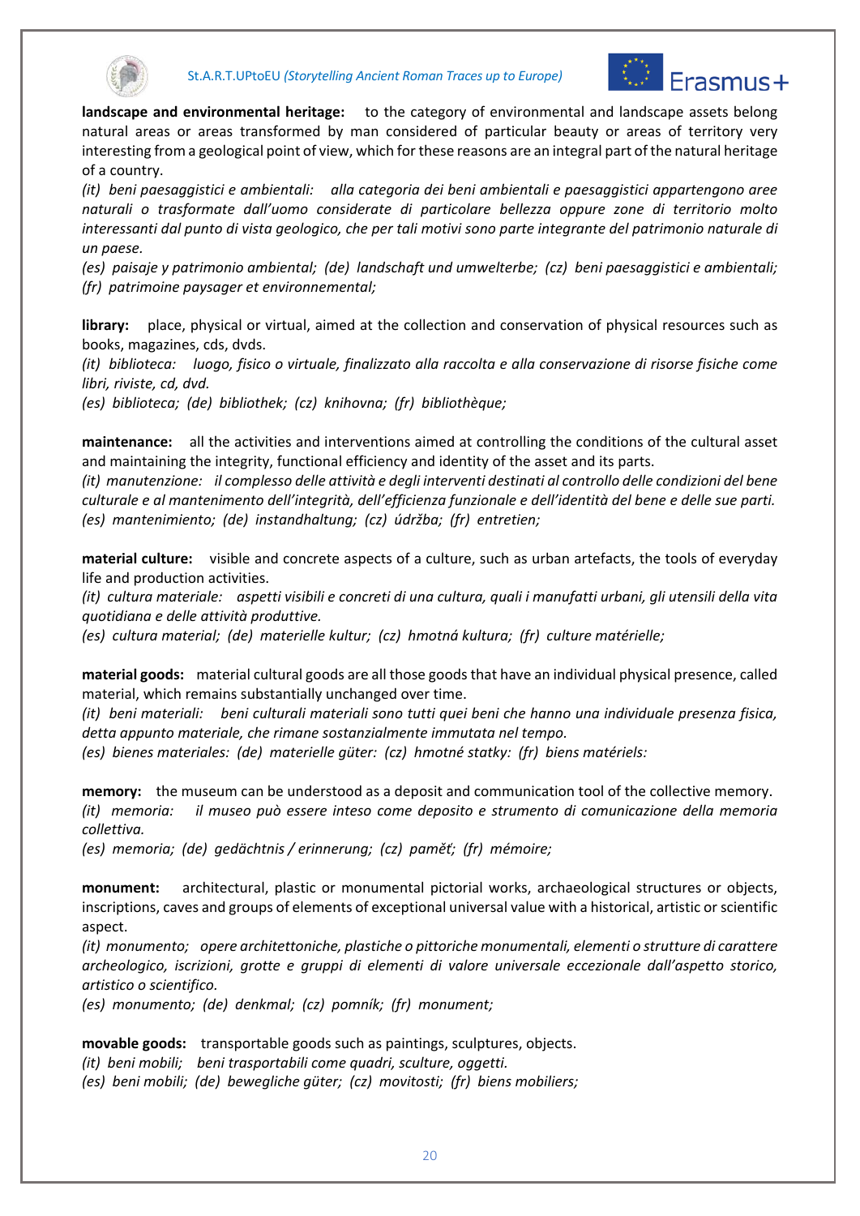**landscape and environmental heritage:** to the category of environmental and landscape assets belong natural areas or areas transformed by man considered of particular beauty or areas of territory very interesting from a geological point of view, which for these reasons are an integral part of the natural heritage of a country.

*(it) beni paesaggistici e ambientali: alla categoria dei beni ambientali e paesaggistici appartengono aree naturali o trasformate dall'uomo considerate di particolare bellezza oppure zone di territorio molto interessanti dal punto di vista geologico, che per tali motivi sono parte integrante del patrimonio naturale di un paese.*

*(es) paisaje y patrimonio ambiental; (de) landschaft und umwelterbe; (cz) beni paesaggistici e ambientali; (fr) patrimoine paysager et environnemental;*

**library:** place, physical or virtual, aimed at the collection and conservation of physical resources such as books, magazines, cds, dvds.

*(it) biblioteca: luogo, fisico o virtuale, finalizzato alla raccolta e alla conservazione di risorse fisiche come libri, riviste, cd, dvd.*

*(es) biblioteca; (de) bibliothek; (cz) knihovna; (fr) bibliothèque;*

**maintenance:** all the activities and interventions aimed at controlling the conditions of the cultural asset and maintaining the integrity, functional efficiency and identity of the asset and its parts.

*(it) manutenzione: il complesso delle attività e degli interventi destinati al controllo delle condizioni del bene culturale e al mantenimento dell'integrità, dell'efficienza funzionale e dell'identità del bene e delle sue parti.*

*(es) mantenimiento; (de) instandhaltung; (cz) údržba; (fr) entretien;*

**material culture:** visible and concrete aspects of a culture, such as urban artefacts, the tools of everyday life and production activities.

*(it) cultura materiale: aspetti visibili e concreti di una cultura, quali i manufatti urbani, gli utensili della vita quotidiana e delle attività produttive.*

*(es) cultura material; (de) materielle kultur; (cz) hmotná kultura; (fr) culture matérielle;*

**material goods:** material cultural goods are all those goods that have an individual physical presence, called material, which remains substantially unchanged over time.

*(it) beni materiali: beni culturali materiali sono tutti quei beni che hanno una individuale presenza fisica, detta appunto materiale, che rimane sostanzialmente immutata nel tempo.*

*(es) bienes materiales: (de) materielle güter: (cz) hmotné statky: (fr) biens matériels:*

**memory:** the museum can be understood as a deposit and communication tool of the collective memory.

*(it) memoria: il museo può essere inteso come deposito e strumento di comunicazione della memoria collettiva.*

*(es) memoria; (de) gedächtnis / erinnerung; (cz) paměť; (fr) mémoire;*

**monument:** architectural, plastic or monumental pictorial works, archaeological structures or objects, inscriptions, caves and groups of elements of exceptional universal value with a historical, artistic or scientific aspect.

*(it) monumento; opere architettoniche, plastiche o pittoriche monumentali, elementi o strutture di carattere archeologico, iscrizioni, grotte e gruppi di elementi di valore universale eccezionale dall'aspetto storico, artistico o scientifico.*

*(es) monumento; (de) denkmal; (cz) pomník; (fr) monument;*

**movable goods:** transportable goods such as paintings, sculptures, objects.

*(it) beni mobili; beni trasportabili come quadri, sculture, oggetti.*

*(es) beni mobili; (de) bewegliche güter; (cz) movitosti; (fr) biens mobiliers;*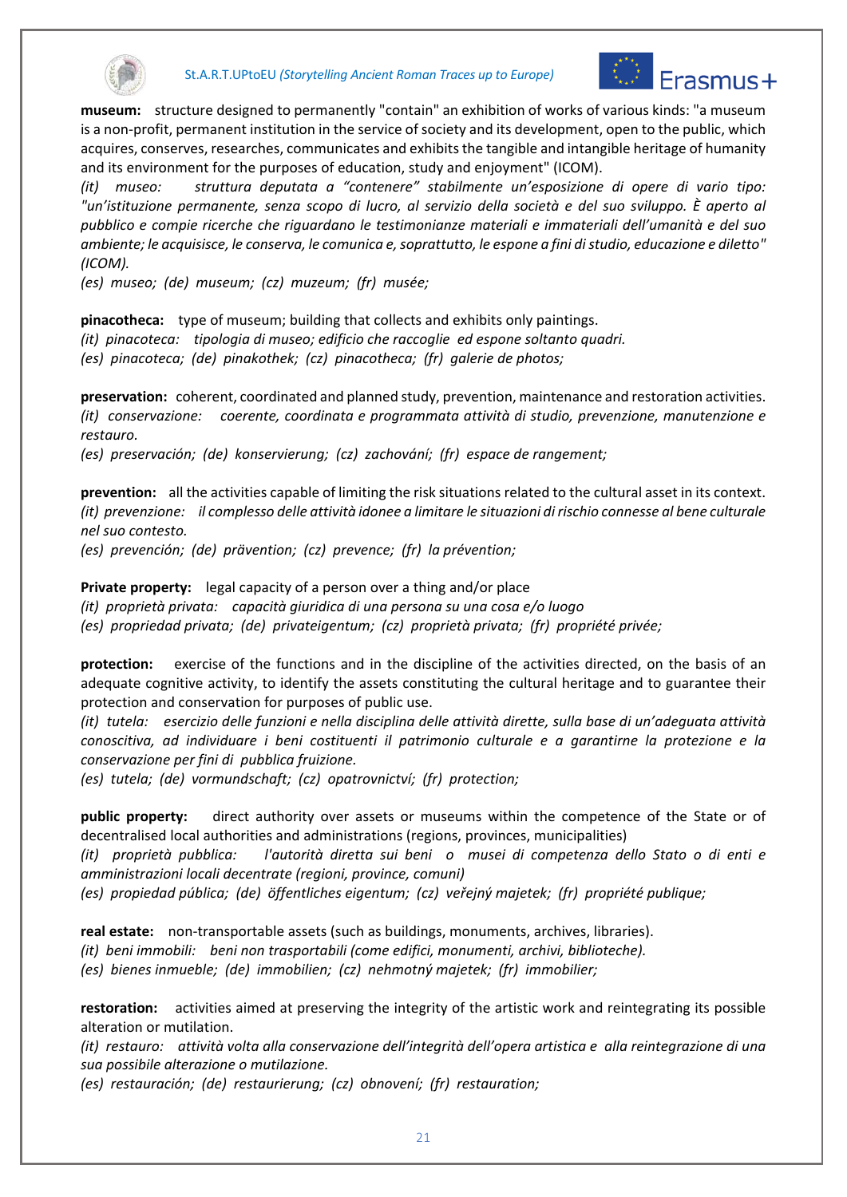**museum:** structure designed to permanently "contain" an exhibition of works of various kinds: "a museum is a non-profit, permanent institution in the service of society and its development, open to the public, which acquires, conserves, researches, communicates and exhibits the tangible and intangible heritage of humanity and its environment for the purposes of education, study and enjoyment" (ICOM).

*(it) museo: struttura deputata a "contenere" stabilmente un'esposizione di opere di vario tipo: "un'istituzione permanente, senza scopo di lucro, al servizio della società e del suo sviluppo. È aperto al pubblico e compie ricerche che riguardano le testimonianze materiali e immateriali dell'umanità e del suo ambiente; le acquisisce, le conserva, le comunica e, soprattutto, le espone a fini di studio, educazione e diletto" (ICOM).*

*(es) museo; (de) museum; (cz) muzeum; (fr) musée;*

**pinacotheca:** type of museum; building that collects and exhibits only paintings.

*(it) pinacoteca: tipologia di museo; edificio che raccoglie ed espone soltanto quadri.*

*(es) pinacoteca; (de) pinakothek; (cz) pinacotheca; (fr) galerie de photos;*

**preservation:** coherent, coordinated and planned study, prevention, maintenance and restoration activities.

*(it) conservazione: coerente, coordinata e programmata attività di studio, prevenzione, manutenzione e restauro.*

*(es) preservación; (de) konservierung; (cz) zachování; (fr) espace de rangement;*

**prevention:** all the activities capable of limiting the risk situations related to the cultural asset in its context.

*(it) prevenzione: il complesso delle attività idonee a limitare le situazioni di rischio connesse al bene culturale nel suo contesto.*

*(es) prevención; (de) prävention; (cz) prevence; (fr) la prévention;*

**Private property:** legal capacity of a person over a thing and/or place

*(it) proprietà privata: capacità giuridica di una persona su una cosa e/o luogo*

*(es) propriedad privata; (de) privateigentum; (cz) proprietà privata; (fr) propriété privée;*

**protection:** exercise of the functions and in the discipline of the activities directed, on the basis of an adequate cognitive activity, to identify the assets constituting the cultural heritage and to guarantee their protection and conservation for purposes of public use.

*(it) tutela: esercizio delle funzioni e nella disciplina delle attività dirette, sulla base di un'adeguata attività conoscitiva, ad individuare i beni costituenti il patrimonio culturale e a garantirne la protezione e la conservazione per fini di pubblica fruizione.*

*(es) tutela; (de) vormundschaft; (cz) opatrovnictví; (fr) protection;*

**public property:** direct authority over assets or museums within the competence of the State or of decentralised local authorities and administrations (regions, provinces, municipalities)

*(it) proprietà pubblica: l'autorità diretta sui beni o musei di competenza dello Stato o di enti e amministrazioni locali decentrate (regioni, province, comuni)*

*(es) propiedad pública; (de) öffentliches eigentum; (cz) veřejný majetek; (fr) propriété publique;*

**real estate:** non-transportable assets (such as buildings, monuments, archives, libraries).

*(it) beni immobili: beni non trasportabili (come edifici, monumenti, archivi, biblioteche).*

*(es) bienes inmueble; (de) immobilien; (cz) nehmotný majetek; (fr) immobilier;*

**restoration:** activities aimed at preserving the integrity of the artistic work and reintegrating its possible alteration or mutilation.

*(it) restauro: attività volta alla conservazione dell'integrità dell'opera artistica e alla reintegrazione di una sua possibile alterazione o mutilazione.*

*(es) restauración; (de) restaurierung; (cz) obnovení; (fr) restauration;*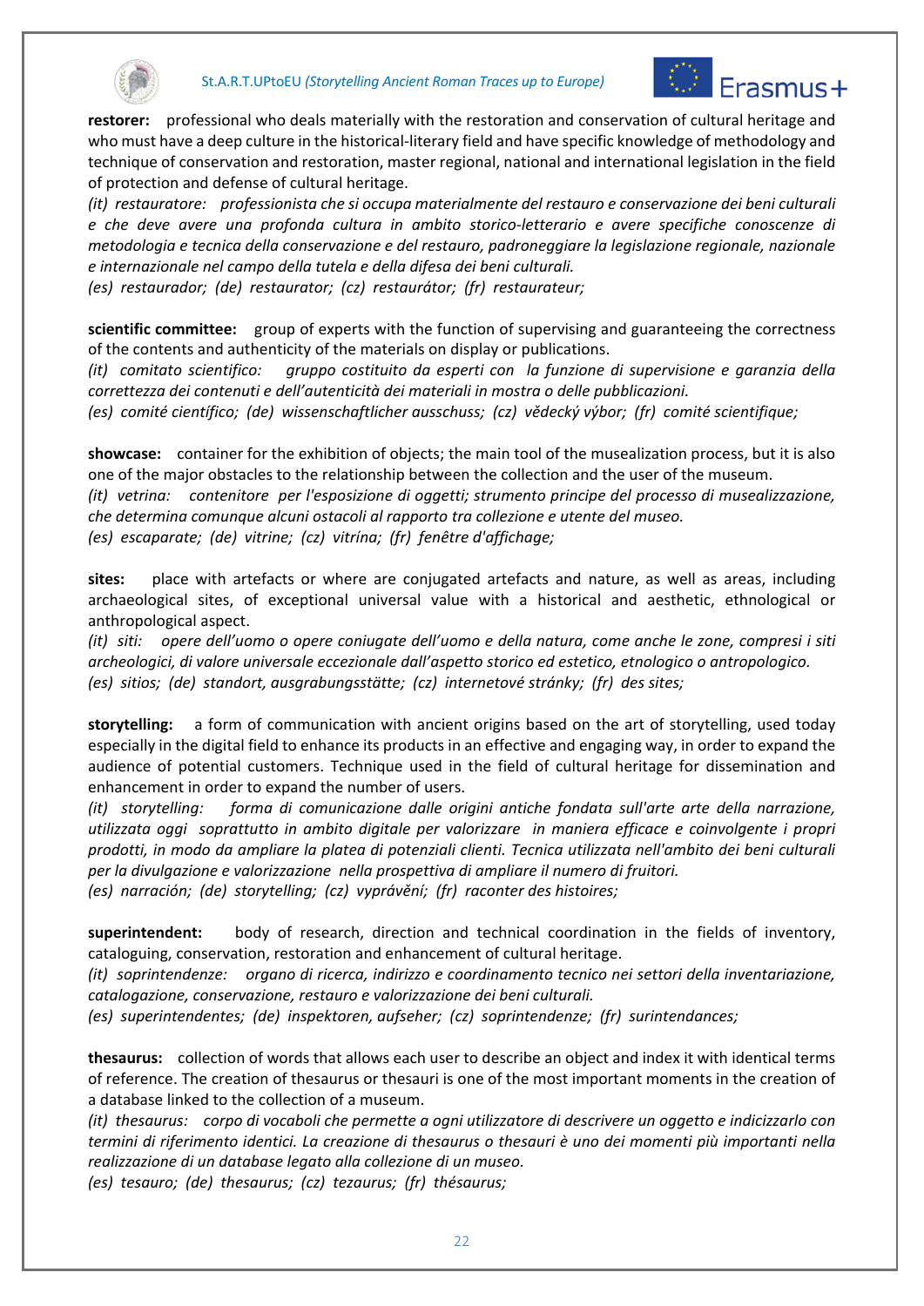**restorer:** professional who deals materially with the restoration and conservation of cultural heritage and who must have a deep culture in the historical-literary field and have specific knowledge of methodology and technique of conservation and restoration, master regional, national and international legislation in the field of protection and defense of cultural heritage.

*(it) restauratore: professionista che si occupa materialmente del restauro e conservazione dei beni culturali e che deve avere una profonda cultura in ambito storico-letterario e avere specifiche conoscenze di metodologia e tecnica della conservazione e del restauro, padroneggiare la legislazione regionale, nazionale e internazionale nel campo della tutela e della difesa dei beni culturali.*

*(es) restaurador; (de) restaurator; (cz) restaurátor; (fr) restaurateur;*

**scientific committee:** group of experts with the function of supervising and guaranteeing the correctness of the contents and authenticity of the materials on display or publications.

*(it) comitato scientifico: gruppo costituito da esperti con la funzione di supervisione e garanzia della correttezza dei contenuti e dell'autenticità dei materiali in mostra o delle pubblicazioni.*

*(es) comité científico; (de) wissenschaftlicher ausschuss; (cz) vědecký výbor; (fr) comité scientifique;*

**showcase:** container for the exhibition of objects; the main tool of the musealization process, but it is also one of the major obstacles to the relationship between the collection and the user of the museum.

*(it) vetrina: contenitore per l'esposizione di oggetti; strumento principe del processo di musealizzazione, che determina comunque alcuni ostacoli al rapporto tra collezione e utente del museo.*

*(es) escaparate; (de) vitrine; (cz) vitrína; (fr) fenêtre d'affichage;*

**sites:** place with artefacts or where are conjugated artefacts and nature, as well as areas, including archaeological sites, of exceptional universal value with a historical and aesthetic, ethnological or anthropological aspect.

*(it) siti: opere dell'uomo o opere coniugate dell'uomo e della natura, come anche le zone, compresi i siti archeologici, di valore universale eccezionale dall'aspetto storico ed estetico, etnologico o antropologico.*

*(es) sitios; (de) standort, ausgrabungsstätte; (cz) internetové stránky; (fr) des sites;*

**storytelling:** a form of communication with ancient origins based on the art of storytelling, used today especially in the digital field to enhance its products in an effective and engaging way, in order to expand the audience of potential customers. Technique used in the field of cultural heritage for dissemination and enhancement in order to expand the number of users.

*(it) storytelling: forma di comunicazione dalle origini antiche fondata sull'arte arte della narrazione, utilizzata oggi soprattutto in ambito digitale per valorizzare in maniera efficace e coinvolgente i propri prodotti, in modo da ampliare la platea di potenziali clienti. Tecnica utilizzata nell'ambito dei beni culturali per la divulgazione e valorizzazione nella prospettiva di ampliare il numero di fruitori.*

*(es) narración; (de) storytelling; (cz) vyprávění; (fr) raconter des histoires;*

**superintendent:** body of research, direction and technical coordination in the fields of inventory, cataloguing, conservation, restoration and enhancement of cultural heritage.

*(it) soprintendenze: organo di ricerca, indirizzo e coordinamento tecnico nei settori della inventariazione, catalogazione, conservazione, restauro e valorizzazione dei beni culturali.*

*(es) superintendentes; (de) inspektoren, aufseher; (cz) soprintendenze; (fr) surintendances;*

**thesaurus:** collection of words that allows each user to describe an object and index it with identical terms of reference. The creation of thesaurus or thesauri is one of the most important moments in the creation of a database linked to the collection of a museum.

*(it) thesaurus: corpo di vocaboli che permette a ogni utilizzatore di descrivere un oggetto e indicizzarlo con termini di riferimento identici. La creazione di thesaurus o thesauri è uno dei momenti più importanti nella realizzazione di un database legato alla collezione di un museo.*

*(es) tesauro; (de) thesaurus; (cz) tezaurus; (fr) thésaurus;*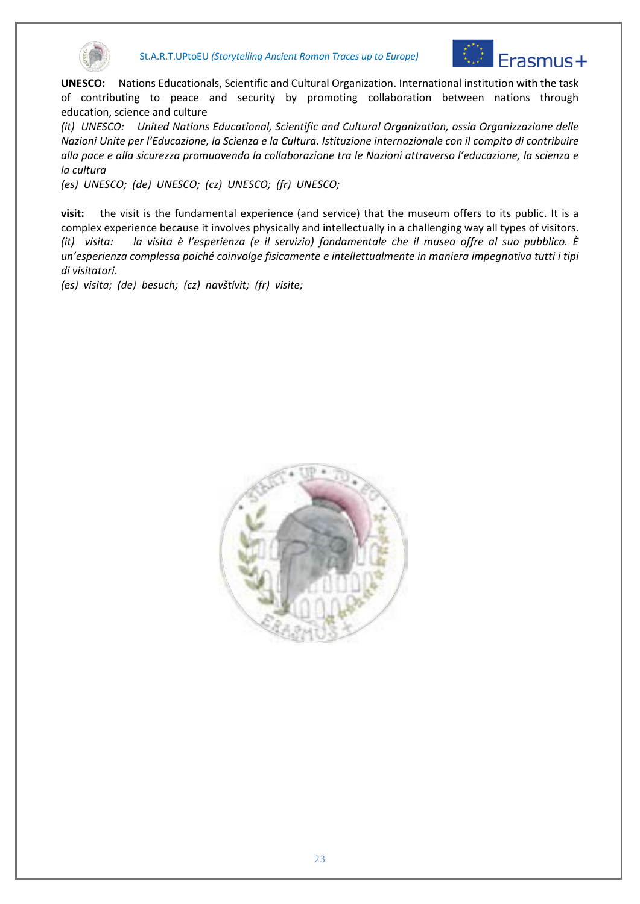**UNESCO:** Nations Educationals, Scientific and Cultural Organization. International institution with the task of contributing to peace and security by promoting collaboration between nations through education, science and culture

*(it) UNESCO: United Nations Educational, Scientific and Cultural Organization, ossia Organizzazione delle Nazioni Unite per l'Educazione, la Scienza e la Cultura. Istituzione internazionale con il compito di contribuire alla pace e alla sicurezza promuovendo la collaborazione tra le Nazioni attraverso l'educazione, la scienza e la cultura*

*(es) UNESCO; (de) UNESCO; (cz) UNESCO; (fr) UNESCO;*

**visit:** the visit is the fundamental experience (and service) that the museum offers to its public. It is a complex experience because it involves physically and intellectually in a challenging way all types of visitors.

*(it) visita: la visita è l'esperienza (e il servizio) fondamentale che il museo offre al suo pubblico. È un'esperienza complessa poiché coinvolge fisicamente e intellettualmente in maniera impegnativa tutti i tipi di visitatori.*

*(es) visita; (de) besuch; (cz) navštívit; (fr) visite;*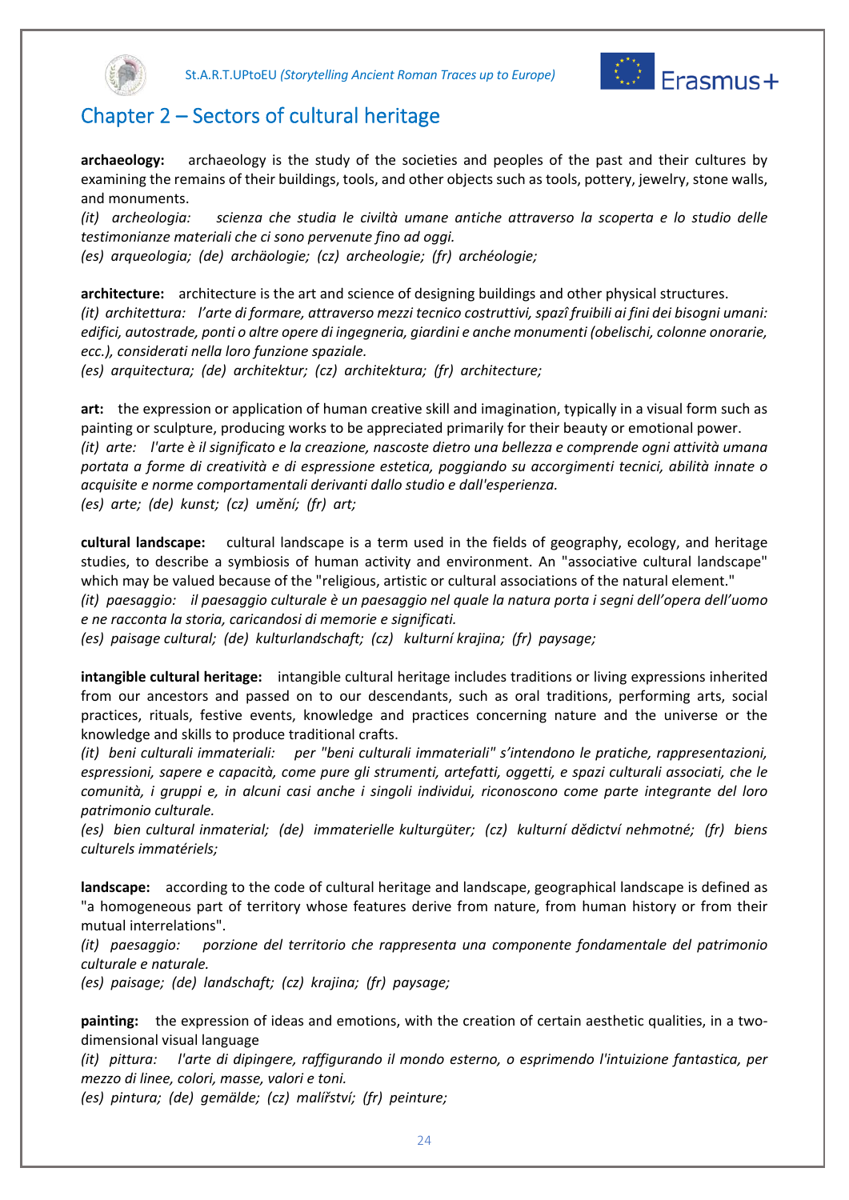## Chapter 2 – Sectors of cultural heritage

**archaeology:** archaeology is the study of the societies and peoples of the past and their cultures by examining the remains of their buildings, tools, and other objects such as tools, pottery, jewelry, stone walls, and monuments.
*(it) archeologia: scienza che studia le civiltà umane antiche attraverso la scoperta e lo studio delle testimonianze materiali che ci sono pervenute fino ad oggi.*
*(es) arqueologia; (de) archäologie; (cz) archeologie; (fr) archéologie;*

**architecture:** architecture is the art and science of designing buildings and other physical structures.
*(it) architettura: l'arte di formare, attraverso mezzi tecnico costruttivi, spazî fruibili ai fini dei bisogni umani: edifici, autostrade, ponti o altre opere di ingegneria, giardini e anche monumenti (obelischi, colonne onorarie, ecc.), considerati nella loro funzione spaziale.*
*(es) arquitectura; (de) architektur; (cz) architektura; (fr) architecture;*

**art:** the expression or application of human creative skill and imagination, typically in a visual form such as painting or sculpture, producing works to be appreciated primarily for their beauty or emotional power.
*(it) arte: l'arte è il significato e la creazione, nascoste dietro una bellezza e comprende ogni attività umana portata a forme di creatività e di espressione estetica, poggiando su accorgimenti tecnici, abilità innate o acquisite e norme comportamentali derivanti dallo studio e dall'esperienza.*
*(es) arte; (de) kunst; (cz) umění; (fr) art;*

**cultural landscape:** cultural landscape is a term used in the fields of geography, ecology, and heritage studies, to describe a symbiosis of human activity and environment. An "associative cultural landscape" which may be valued because of the "religious, artistic or cultural associations of the natural element."
*(it) paesaggio: il paesaggio culturale è un paesaggio nel quale la natura porta i segni dell'opera dell'uomo e ne racconta la storia, caricandosi di memorie e significati.*
*(es) paisage cultural; (de) kulturlandschaft; (cz) kulturní krajina; (fr) paysage;*

**intangible cultural heritage:** intangible cultural heritage includes traditions or living expressions inherited from our ancestors and passed on to our descendants, such as oral traditions, performing arts, social practices, rituals, festive events, knowledge and practices concerning nature and the universe or the knowledge and skills to produce traditional crafts.
*(it) beni culturali immateriali: per "beni culturali immateriali" s'intendono le pratiche, rappresentazioni, espressioni, sapere e capacità, come pure gli strumenti, artefatti, oggetti, e spazi culturali associati, che le comunità, i gruppi e, in alcuni casi anche i singoli individui, riconoscono come parte integrante del loro patrimonio culturale.*
*(es) bien cultural inmaterial; (de) immaterielle kulturgüter; (cz) kulturní dědictví nehmotné; (fr) biens culturels immatériels;*

**landscape:** according to the code of cultural heritage and landscape, geographical landscape is defined as "a homogeneous part of territory whose features derive from nature, from human history or from their mutual interrelations".
*(it) paesaggio: porzione del territorio che rappresenta una componente fondamentale del patrimonio culturale e naturale.*
*(es) paisage; (de) landschaft; (cz) krajina; (fr) paysage;*

**painting:** the expression of ideas and emotions, with the creation of certain aesthetic qualities, in a two-dimensional visual language
*(it) pittura: l'arte di dipingere, raffigurando il mondo esterno, o esprimendo l'intuizione fantastica, per mezzo di linee, colori, masse, valori e toni.*
*(es) pintura; (de) gemälde; (cz) malířství; (fr) peinture;*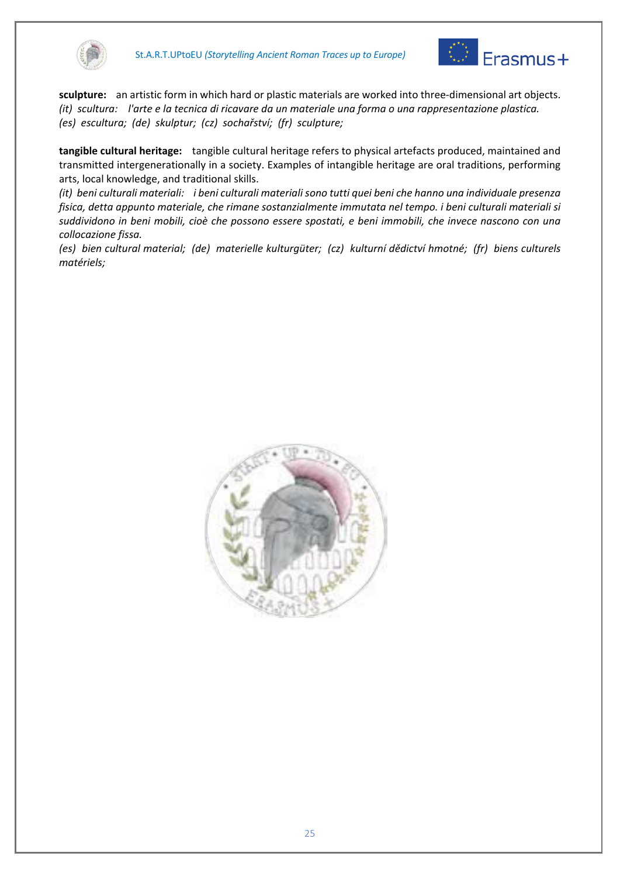**sculpture:** an artistic form in which hard or plastic materials are worked into three-dimensional art objects.
*(it) scultura: l'arte e la tecnica di ricavare da un materiale una forma o una rappresentazione plastica.*
*(es) escultura; (de) skulptur; (cz) sochařství; (fr) sculpture;*

**tangible cultural heritage:** tangible cultural heritage refers to physical artefacts produced, maintained and transmitted intergenerationally in a society. Examples of intangible heritage are oral traditions, performing arts, local knowledge, and traditional skills.
*(it) beni culturali materiali: i beni culturali materiali sono tutti quei beni che hanno una individuale presenza fisica, detta appunto materiale, che rimane sostanzialmente immutata nel tempo. i beni culturali materiali si suddividono in beni mobili, cioè che possono essere spostati, e beni immobili, che invece nascono con una collocazione fissa.*
*(es) bien cultural material; (de) materielle kulturgüter; (cz) kulturní dědictví hmotné; (fr) biens culturels matériels;*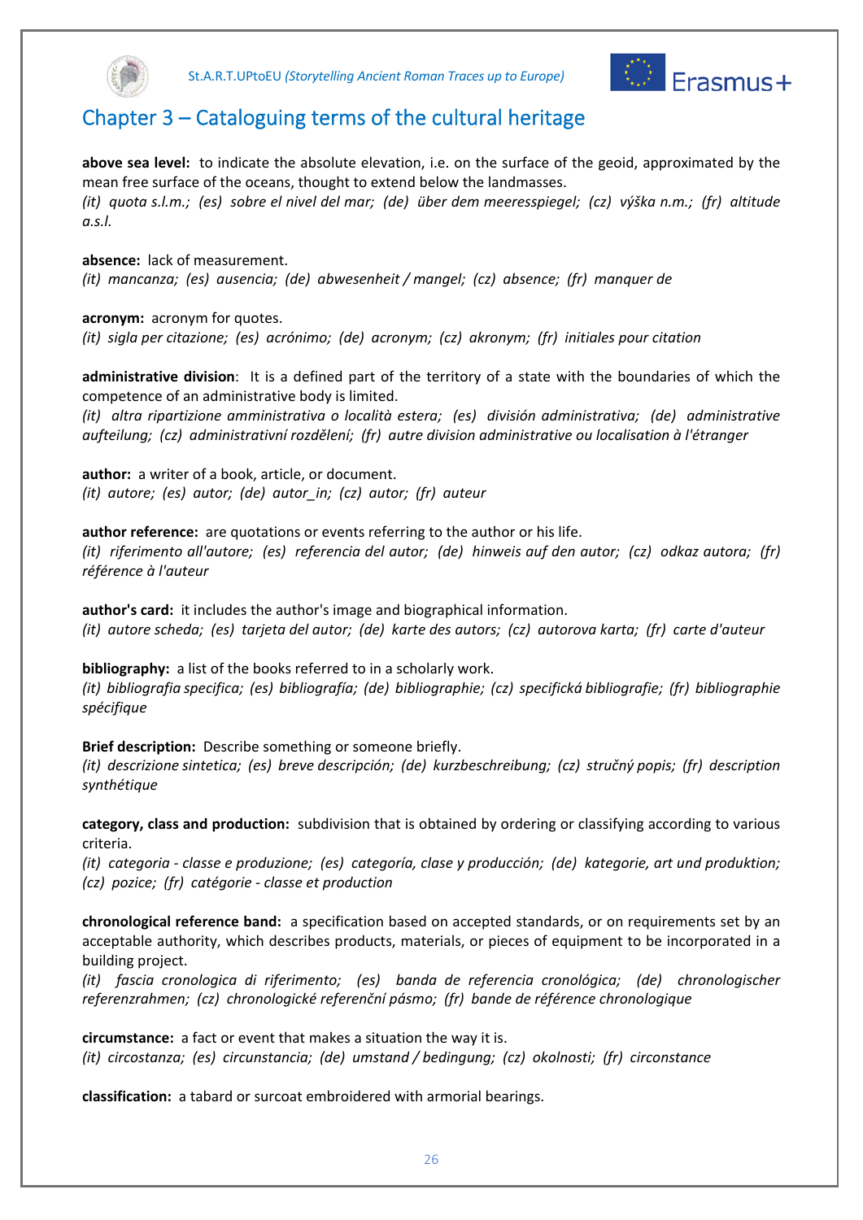# Chapter 3 – Cataloguing terms of the cultural heritage

**above sea level:** to indicate the absolute elevation, i.e. on the surface of the geoid, approximated by the mean free surface of the oceans, thought to extend below the landmasses.
*(it) quota s.l.m.; (es) sobre el nivel del mar; (de) über dem meeresspiegel; (cz) výška n.m.; (fr) altitude a.s.l.*

**absence:** lack of measurement.
*(it) mancanza; (es) ausencia; (de) abwesenheit / mangel; (cz) absence; (fr) manquer de*

**acronym:** acronym for quotes.
*(it) sigla per citazione; (es) acrónimo; (de) acronym; (cz) akronym; (fr) initiales pour citation*

**administrative division**: It is a defined part of the territory of a state with the boundaries of which the competence of an administrative body is limited.
*(it) altra ripartizione amministrativa o località estera; (es) división administrativa; (de) administrative aufteilung; (cz) administrativní rozdělení; (fr) autre division administrative ou localisation à l'étranger*

**author:** a writer of a book, article, or document.
*(it) autore; (es) autor; (de) autor_in; (cz) autor; (fr) auteur*

**author reference:** are quotations or events referring to the author or his life.
*(it) riferimento all'autore; (es) referencia del autor; (de) hinweis auf den autor; (cz) odkaz autora; (fr) référence à l'auteur*

**author's card:** it includes the author's image and biographical information.
*(it) autore scheda; (es) tarjeta del autor; (de) karte des autors; (cz) autorova karta; (fr) carte d'auteur*

**bibliography:** a list of the books referred to in a scholarly work.
*(it) bibliografia specifica; (es) bibliografía; (de) bibliographie; (cz) specifická bibliografie; (fr) bibliographie spécifique*

**Brief description:** Describe something or someone briefly.
*(it) descrizione sintetica; (es) breve descripción; (de) kurzbeschreibung; (cz) stručný popis; (fr) description synthétique*

**category, class and production:** subdivision that is obtained by ordering or classifying according to various criteria.
*(it) categoria - classe e produzione; (es) categoría, clase y producción; (de) kategorie, art und produktion; (cz) pozice; (fr) catégorie - classe et production*

**chronological reference band:** a specification based on accepted standards, or on requirements set by an acceptable authority, which describes products, materials, or pieces of equipment to be incorporated in a building project.
*(it) fascia cronologica di riferimento; (es) banda de referencia cronológica; (de) chronologischer referenzrahmen; (cz) chronologické referenční pásmo; (fr) bande de référence chronologique*

**circumstance:** a fact or event that makes a situation the way it is.
*(it) circostanza; (es) circunstancia; (de) umstand / bedingung; (cz) okolnosti; (fr) circonstance*

**classification:** a tabard or surcoat embroidered with armorial bearings.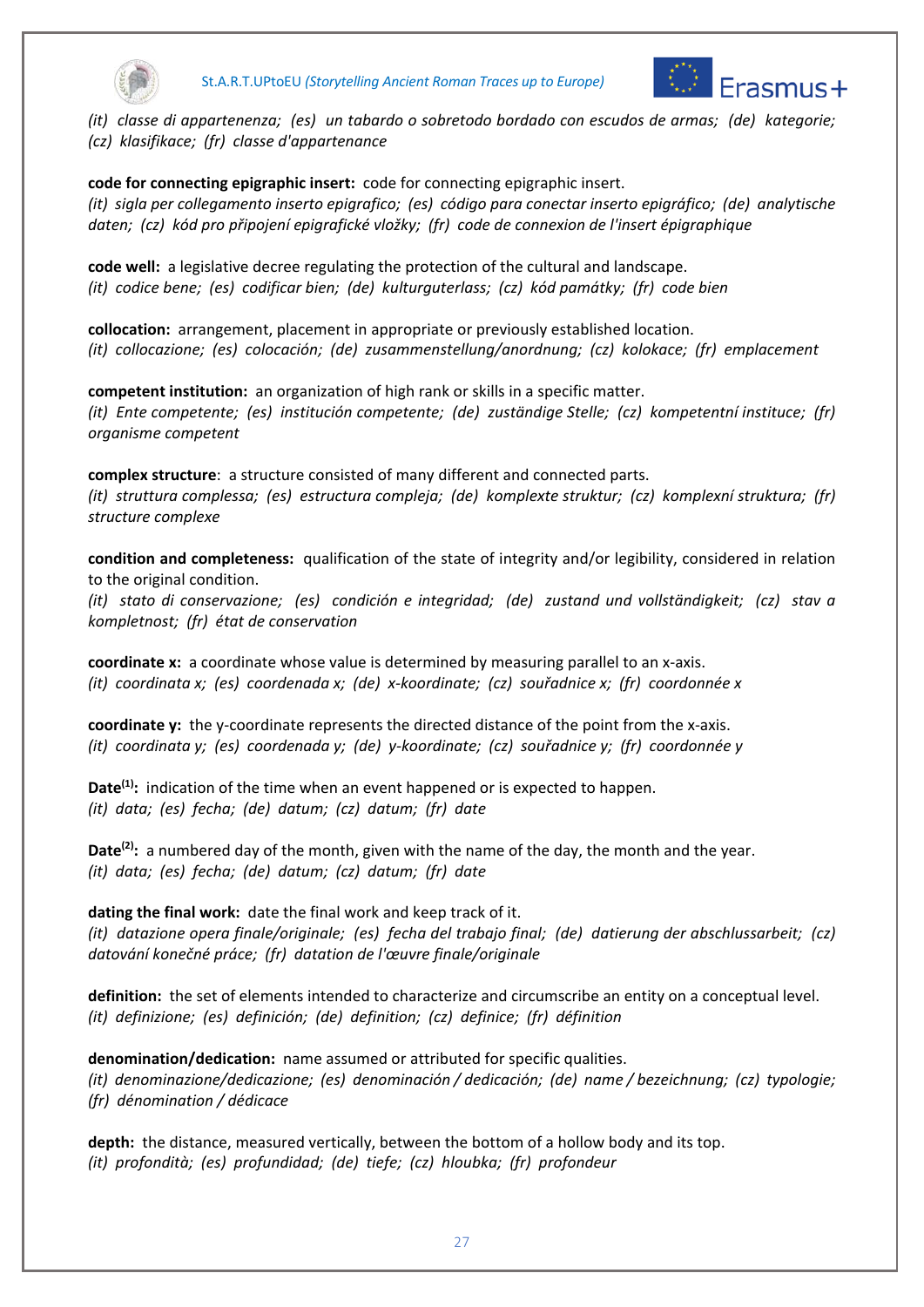*(it) classe di appartenenza; (es) un tabardo o sobretodo bordado con escudos de armas; (de) kategorie; (cz) klasifikace; (fr) classe d'appartenance*

**code for connecting epigraphic insert:** code for connecting epigraphic insert.
*(it) sigla per collegamento inserto epigrafico; (es) código para conectar inserto epigráfico; (de) analytische daten; (cz) kód pro připojení epigrafické vložky; (fr) code de connexion de l'insert épigraphique*

**code well:** a legislative decree regulating the protection of the cultural and landscape.
*(it) codice bene; (es) codificar bien; (de) kulturguterlass; (cz) kód památky; (fr) code bien*

**collocation:** arrangement, placement in appropriate or previously established location.
*(it) collocazione; (es) colocación; (de) zusammenstellung/anordnung; (cz) kolokace; (fr) emplacement*

**competent institution:** an organization of high rank or skills in a specific matter.
*(it) Ente competente; (es) institución competente; (de) zuständige Stelle; (cz) kompetentní instituce; (fr) organisme competent*

**complex structure**: a structure consisted of many different and connected parts.
*(it) struttura complessa; (es) estructura compleja; (de) komplexte struktur; (cz) komplexní struktura; (fr) structure complexe*

**condition and completeness:** qualification of the state of integrity and/or legibility, considered in relation to the original condition.
*(it) stato di conservazione; (es) condición e integridad; (de) zustand und vollständigkeit; (cz) stav a kompletnost; (fr) état de conservation*

**coordinate x:** a coordinate whose value is determined by measuring parallel to an x-axis.
*(it) coordinata x; (es) coordenada x; (de) x-koordinate; (cz) souřadnice x; (fr) coordonnée x*

**coordinate y:** the y-coordinate represents the directed distance of the point from the x-axis.
*(it) coordinata y; (es) coordenada y; (de) y-koordinate; (cz) souřadnice y; (fr) coordonnée y*

**Date[(1)]:** indication of the time when an event happened or is expected to happen.
*(it) data; (es) fecha; (de) datum; (cz) datum; (fr) date*

**Date[(2)]:** a numbered day of the month, given with the name of the day, the month and the year.
*(it) data; (es) fecha; (de) datum; (cz) datum; (fr) date*

**dating the final work:** date the final work and keep track of it.
*(it) datazione opera finale/originale; (es) fecha del trabajo final; (de) datierung der abschlussarbeit; (cz) datování konečné práce; (fr) datation de l'œuvre finale/originale*

**definition:** the set of elements intended to characterize and circumscribe an entity on a conceptual level.
*(it) definizione; (es) definición; (de) definition; (cz) definice; (fr) définition*

**denomination/dedication:** name assumed or attributed for specific qualities.
*(it) denominazione/dedicazione; (es) denominación / dedicación; (de) name / bezeichnung; (cz) typologie; (fr) dénomination / dédicace*

**depth:** the distance, measured vertically, between the bottom of a hollow body and its top.
*(it) profondità; (es) profundidad; (de) tiefe; (cz) hloubka; (fr) profondeur*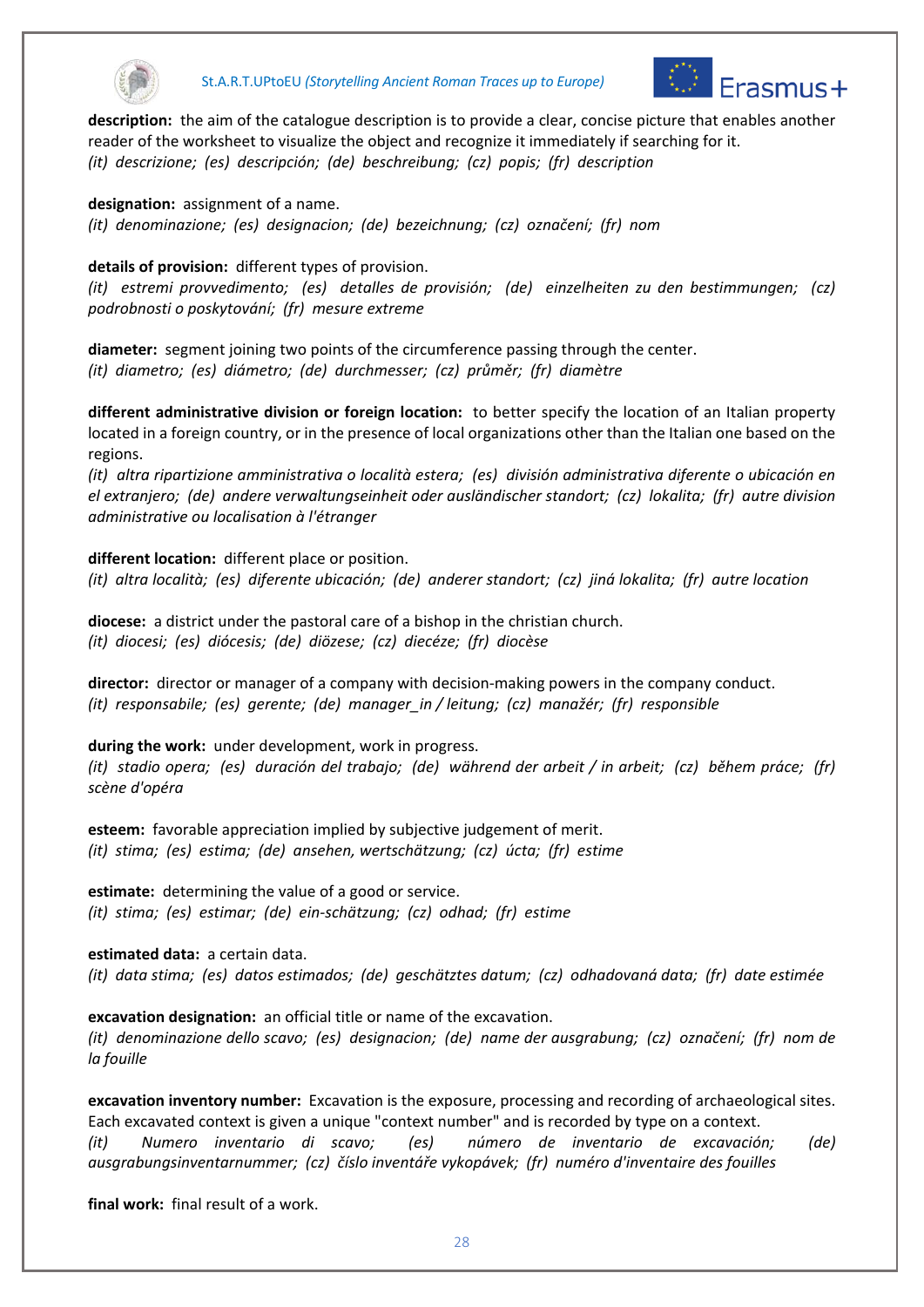**description:** the aim of the catalogue description is to provide a clear, concise picture that enables another reader of the worksheet to visualize the object and recognize it immediately if searching for it.
*(it) descrizione; (es) descripción; (de) beschreibung; (cz) popis; (fr) description*

**designation:** assignment of a name.
*(it) denominazione; (es) designacion; (de) bezeichnung; (cz) označení; (fr) nom*

**details of provision:** different types of provision.
*(it) estremi provvedimento; (es) detalles de provisión; (de) einzelheiten zu den bestimmungen; (cz) podrobnosti o poskytování; (fr) mesure extreme*

**diameter:** segment joining two points of the circumference passing through the center.
*(it) diametro; (es) diámetro; (de) durchmesser; (cz) průměr; (fr) diamètre*

**different administrative division or foreign location:** to better specify the location of an Italian property located in a foreign country, or in the presence of local organizations other than the Italian one based on the regions.
*(it) altra ripartizione amministrativa o località estera; (es) división administrativa diferente o ubicación en el extranjero; (de) andere verwaltungseinheit oder ausländischer standort; (cz) lokalita; (fr) autre division administrative ou localisation à l'étranger*

**different location:** different place or position.
*(it) altra località; (es) diferente ubicación; (de) anderer standort; (cz) jiná lokalita; (fr) autre location*

**diocese:** a district under the pastoral care of a bishop in the christian church.
*(it) diocesi; (es) diócesis; (de) diözese; (cz) diecéze; (fr) diocèse*

**director:** director or manager of a company with decision-making powers in the company conduct.
*(it) responsabile; (es) gerente; (de) manager_in / leitung; (cz) manažér; (fr) responsible*

**during the work:** under development, work in progress.
*(it) stadio opera; (es) duración del trabajo; (de) während der arbeit / in arbeit; (cz) během práce; (fr) scène d'opéra*

**esteem:** favorable appreciation implied by subjective judgement of merit.
*(it) stima; (es) estima; (de) ansehen, wertschätzung; (cz) úcta; (fr) estime*

**estimate:** determining the value of a good or service.
*(it) stima; (es) estimar; (de) ein-schätzung; (cz) odhad; (fr) estime*

**estimated data:** a certain data.
*(it) data stima; (es) datos estimados; (de) geschätztes datum; (cz) odhadovaná data; (fr) date estimée*

**excavation designation:** an official title or name of the excavation.
*(it) denominazione dello scavo; (es) designacion; (de) name der ausgrabung; (cz) označení; (fr) nom de la fouille*

**excavation inventory number:** Excavation is the exposure, processing and recording of archaeological sites. Each excavated context is given a unique "context number" and is recorded by type on a context.
*(it) Numero inventario di scavo; (es) número de inventario de excavación; (de) ausgrabungsinventarnummer; (cz) číslo inventáře vykopávek; (fr) numéro d'inventaire des fouilles*

**final work:** final result of a work.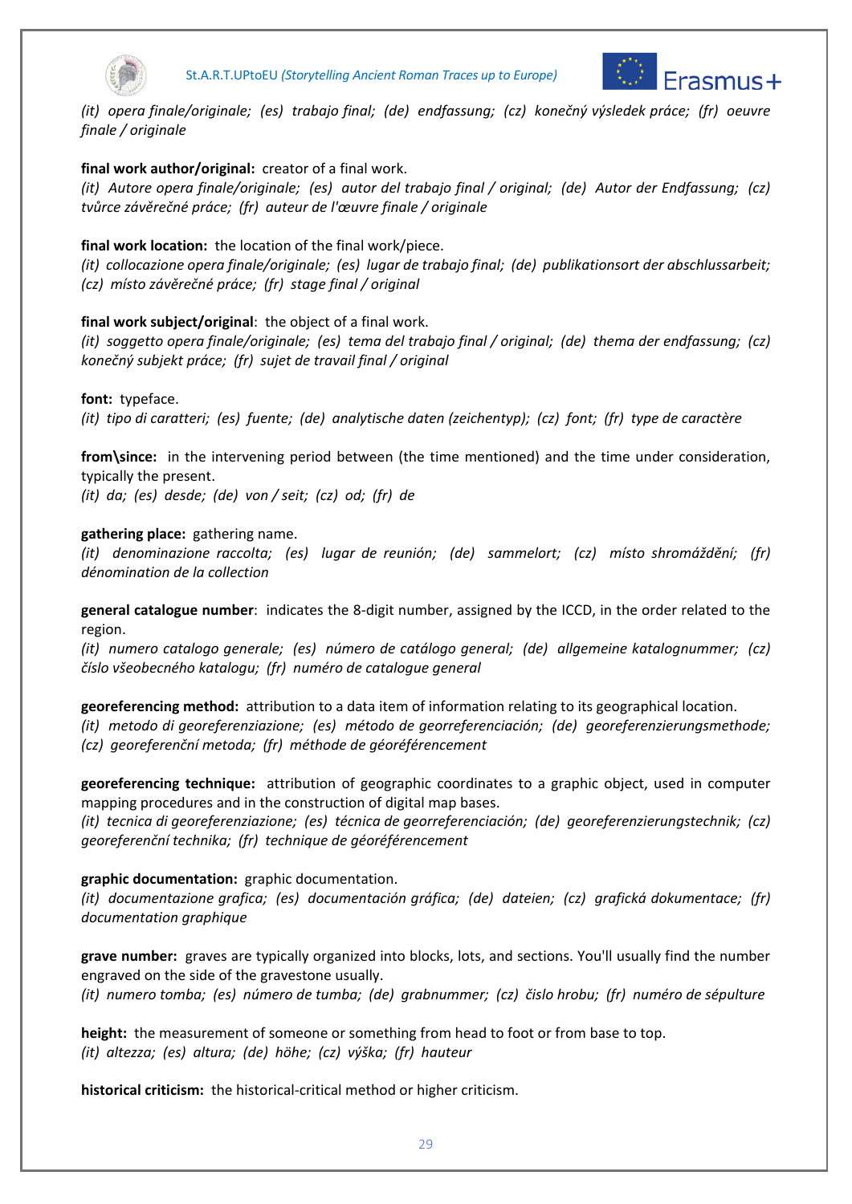*(it) opera finale/originale; (es) trabajo final; (de) endfassung; (cz) konečný výsledek práce; (fr) oeuvre finale / originale*

**final work author/original:** creator of a final work.
*(it) Autore opera finale/originale; (es) autor del trabajo final / original; (de) Autor der Endfassung; (cz) tvůrce závěrečné práce; (fr) auteur de l'œuvre finale / originale*

**final work location:** the location of the final work/piece.
*(it) collocazione opera finale/originale; (es) lugar de trabajo final; (de) publikationsort der abschlussarbeit; (cz) místo závěrečné práce; (fr) stage final / original*

**final work subject/original**: the object of a final work.
*(it) soggetto opera finale/originale; (es) tema del trabajo final / original; (de) thema der endfassung; (cz) konečný subjekt práce; (fr) sujet de travail final / original*

**font:** typeface.
*(it) tipo di caratteri; (es) fuente; (de) analytische daten (zeichentyp); (cz) font; (fr) type de caractère*

**from\since:** in the intervening period between (the time mentioned) and the time under consideration, typically the present.
*(it) da; (es) desde; (de) von / seit; (cz) od; (fr) de*

**gathering place:** gathering name.
*(it) denominazione raccolta; (es) lugar de reunión; (de) sammelort; (cz) místo shromáždění; (fr) dénomination de la collection*

**general catalogue number**: indicates the 8-digit number, assigned by the ICCD, in the order related to the region.
*(it) numero catalogo generale; (es) número de catálogo general; (de) allgemeine katalognummer; (cz) číslo všeobecného katalogu; (fr) numéro de catalogue general*

**georeferencing method:** attribution to a data item of information relating to its geographical location.
*(it) metodo di georeferenziazione; (es) método de georreferenciación; (de) georeferenzierungsmethode; (cz) georeferenční metoda; (fr) méthode de géoréférencement*

**georeferencing technique:** attribution of geographic coordinates to a graphic object, used in computer mapping procedures and in the construction of digital map bases.
*(it) tecnica di georeferenziazione; (es) técnica de georreferenciación; (de) georeferenzierungstechnik; (cz) georeferenční technika; (fr) technique de géoréférencement*

**graphic documentation:** graphic documentation.
*(it) documentazione grafica; (es) documentación gráfica; (de) dateien; (cz) grafická dokumentace; (fr) documentation graphique*

**grave number:** graves are typically organized into blocks, lots, and sections. You'll usually find the number engraved on the side of the gravestone usually.
*(it) numero tomba; (es) número de tumba; (de) grabnummer; (cz) číslo hrobu; (fr) numéro de sépulture*

**height:** the measurement of someone or something from head to foot or from base to top.
*(it) altezza; (es) altura; (de) höhe; (cz) výška; (fr) hauteur*

**historical criticism:** the historical-critical method or higher criticism.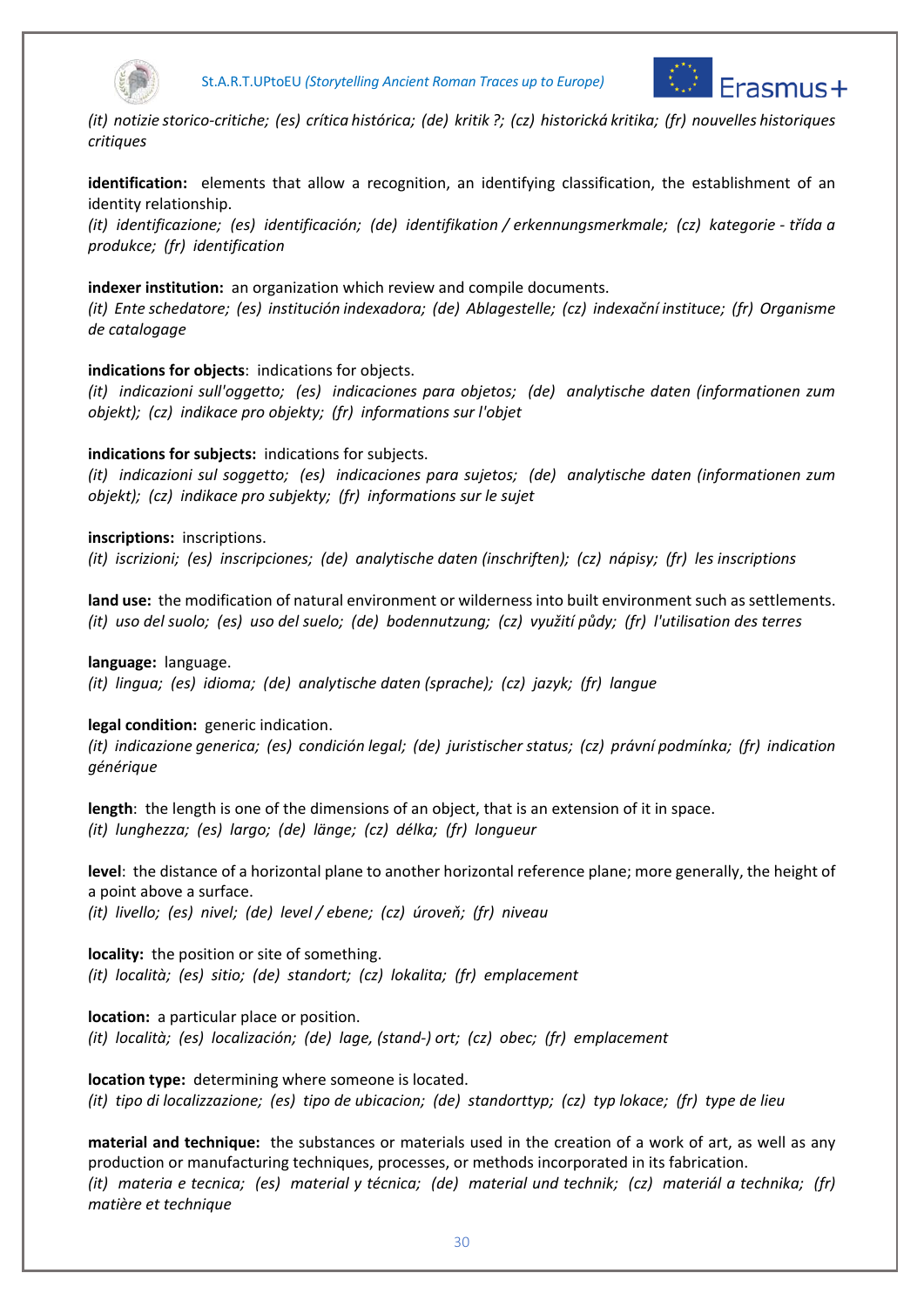*(it) notizie storico-critiche; (es) crítica histórica; (de) kritik ?; (cz) historická kritika; (fr) nouvelles historiques critiques*

**identification:** elements that allow a recognition, an identifying classification, the establishment of an identity relationship.
*(it) identificazione; (es) identificación; (de) identifikation / erkennungsmerkmale; (cz) kategorie - třída a produkce; (fr) identification*

**indexer institution:** an organization which review and compile documents.
*(it) Ente schedatore; (es) institución indexadora; (de) Ablagestelle; (cz) indexační instituce; (fr) Organisme de catalogage*

**indications for objects**: indications for objects.
*(it) indicazioni sull'oggetto; (es) indicaciones para objetos; (de) analytische daten (informationen zum objekt); (cz) indikace pro objekty; (fr) informations sur l'objet*

**indications for subjects:** indications for subjects.
*(it) indicazioni sul soggetto; (es) indicaciones para sujetos; (de) analytische daten (informationen zum objekt); (cz) indikace pro subjekty; (fr) informations sur le sujet*

**inscriptions:** inscriptions.
*(it) iscrizioni; (es) inscripciones; (de) analytische daten (inschriften); (cz) nápisy; (fr) les inscriptions*

**land use:** the modification of natural environment or wilderness into built environment such as settlements.
*(it) uso del suolo; (es) uso del suelo; (de) bodennutzung; (cz) využití půdy; (fr) l'utilisation des terres*

**language:** language.
*(it) lingua; (es) idioma; (de) analytische daten (sprache); (cz) jazyk; (fr) langue*

**legal condition:** generic indication.
*(it) indicazione generica; (es) condición legal; (de) juristischer status; (cz) právní podmínka; (fr) indication générique*

**length**: the length is one of the dimensions of an object, that is an extension of it in space.
*(it) lunghezza; (es) largo; (de) länge; (cz) délka; (fr) longueur*

**level**: the distance of a horizontal plane to another horizontal reference plane; more generally, the height of a point above a surface.
*(it) livello; (es) nivel; (de) level / ebene; (cz) úroveň; (fr) niveau*

**locality:** the position or site of something.
*(it) località; (es) sitio; (de) standort; (cz) lokalita; (fr) emplacement*

**location:** a particular place or position.
*(it) località; (es) localización; (de) lage, (stand-) ort; (cz) obec; (fr) emplacement*

**location type:** determining where someone is located.
*(it) tipo di localizzazione; (es) tipo de ubicacion; (de) standorttyp; (cz) typ lokace; (fr) type de lieu*

**material and technique:** the substances or materials used in the creation of a work of art, as well as any production or manufacturing techniques, processes, or methods incorporated in its fabrication.
*(it) materia e tecnica; (es) material y técnica; (de) material und technik; (cz) materiál a technika; (fr) matière et technique*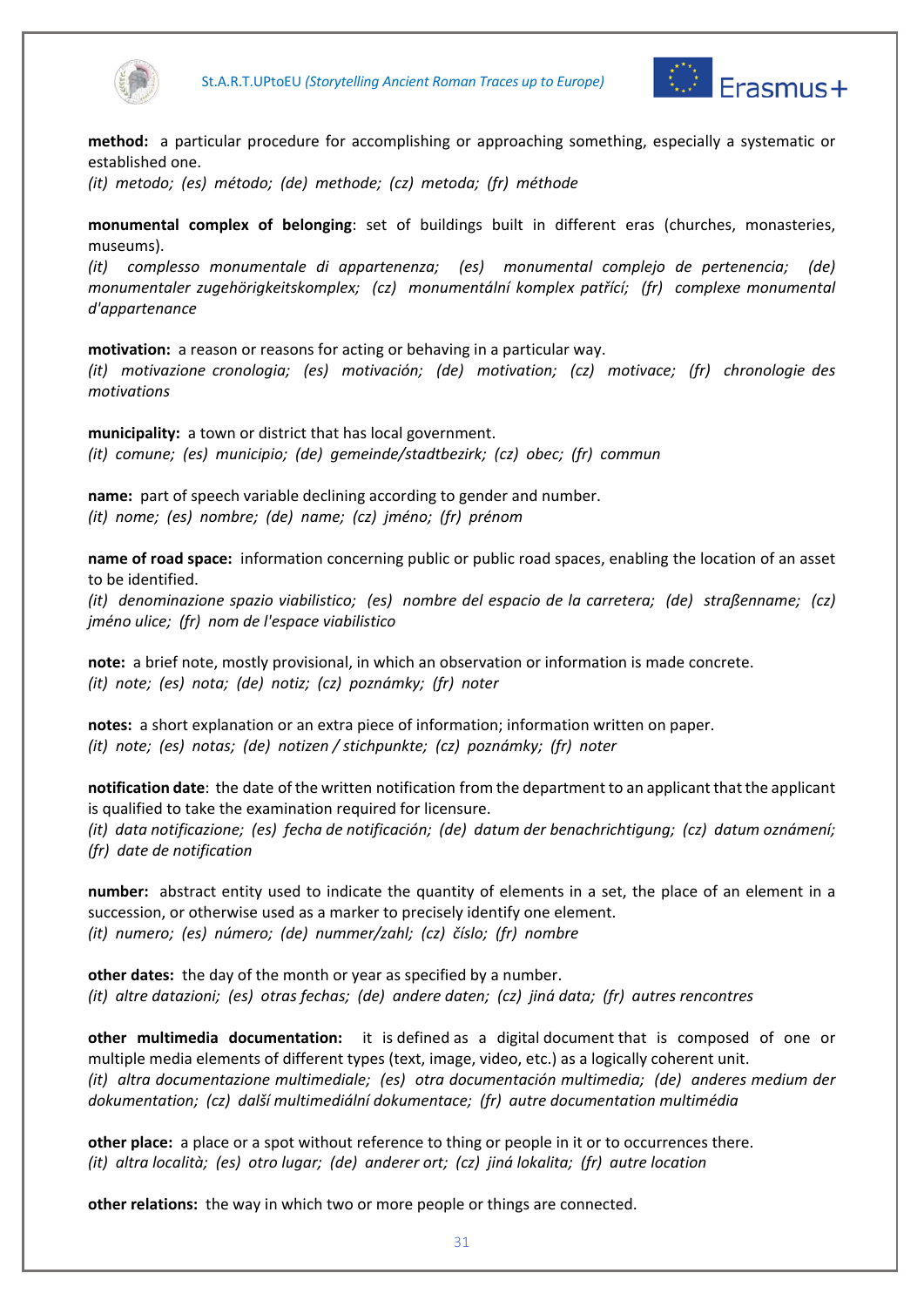**method:** a particular procedure for accomplishing or approaching something, especially a systematic or established one.
*(it) metodo; (es) método; (de) methode; (cz) metoda; (fr) méthode*

**monumental complex of belonging**: set of buildings built in different eras (churches, monasteries, museums).
*(it) complesso monumentale di appartenenza; (es) monumental complejo de pertenencia; (de) monumentaler zugehörigkeitskomplex; (cz) monumentální komplex patřící; (fr) complexe monumental d'appartenance*

**motivation:** a reason or reasons for acting or behaving in a particular way.
*(it) motivazione cronologia; (es) motivación; (de) motivation; (cz) motivace; (fr) chronologie des motivations*

**municipality:** a town or district that has local government.
*(it) comune; (es) municipio; (de) gemeinde/stadtbezirk; (cz) obec; (fr) commun*

**name:** part of speech variable declining according to gender and number.
*(it) nome; (es) nombre; (de) name; (cz) jméno; (fr) prénom*

**name of road space:** information concerning public or public road spaces, enabling the location of an asset to be identified.
*(it) denominazione spazio viabilistico; (es) nombre del espacio de la carretera; (de) straßenname; (cz) jméno ulice; (fr) nom de l'espace viabilistico*

**note:** a brief note, mostly provisional, in which an observation or information is made concrete.
*(it) note; (es) nota; (de) notiz; (cz) poznámky; (fr) noter*

**notes:** a short explanation or an extra piece of information; information written on paper.
*(it) note; (es) notas; (de) notizen / stichpunkte; (cz) poznámky; (fr) noter*

**notification date**: the date of the written notification from the department to an applicant that the applicant is qualified to take the examination required for licensure.
*(it) data notificazione; (es) fecha de notificación; (de) datum der benachrichtigung; (cz) datum oznámení; (fr) date de notification*

**number:** abstract entity used to indicate the quantity of elements in a set, the place of an element in a succession, or otherwise used as a marker to precisely identify one element.
*(it) numero; (es) número; (de) nummer/zahl; (cz) číslo; (fr) nombre*

**other dates:** the day of the month or year as specified by a number.
*(it) altre datazioni; (es) otras fechas; (de) andere daten; (cz) jiná data; (fr) autres rencontres*

**other multimedia documentation:** it is defined as a digital document that is composed of one or multiple media elements of different types (text, image, video, etc.) as a logically coherent unit.
*(it) altra documentazione multimediale; (es) otra documentación multimedia; (de) anderes medium der dokumentation; (cz) další multimediální dokumentace; (fr) autre documentation multimédia*

**other place:** a place or a spot without reference to thing or people in it or to occurrences there.
*(it) altra località; (es) otro lugar; (de) anderer ort; (cz) jiná lokalita; (fr) autre location*

**other relations:** the way in which two or more people or things are connected.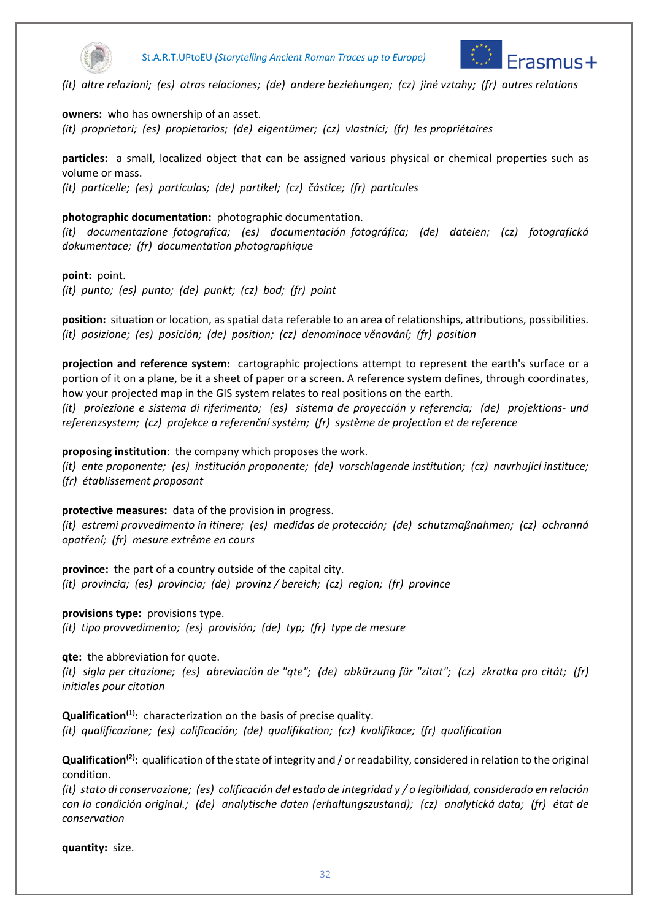*(it) altre relazioni; (es) otras relaciones; (de) andere beziehungen; (cz) jiné vztahy; (fr) autres relations*

**owners:** who has ownership of an asset.
*(it) proprietari; (es) propietarios; (de) eigentümer; (cz) vlastníci; (fr) les propriétaires*

**particles:** a small, localized object that can be assigned various physical or chemical properties such as volume or mass.
*(it) particelle; (es) partículas; (de) partikel; (cz) částice; (fr) particules*

**photographic documentation:** photographic documentation.
*(it) documentazione fotografica; (es) documentación fotográfica; (de) dateien; (cz) fotografická dokumentace; (fr) documentation photographique*

**point:** point.
*(it) punto; (es) punto; (de) punkt; (cz) bod; (fr) point*

**position:** situation or location, as spatial data referable to an area of relationships, attributions, possibilities.
*(it) posizione; (es) posición; (de) position; (cz) denominace věnování; (fr) position*

**projection and reference system:** cartographic projections attempt to represent the earth's surface or a portion of it on a plane, be it a sheet of paper or a screen. A reference system defines, through coordinates, how your projected map in the GIS system relates to real positions on the earth.
*(it) proiezione e sistema di riferimento; (es) sistema de proyección y referencia; (de) projektions- und referenzsystem; (cz) projekce a referenční systém; (fr) système de projection et de reference*

**proposing institution**: the company which proposes the work.
*(it) ente proponente; (es) institución proponente; (de) vorschlagende institution; (cz) navrhující instituce; (fr) établissement proposant*

**protective measures:** data of the provision in progress.
*(it) estremi provvedimento in itinere; (es) medidas de protección; (de) schutzmaßnahmen; (cz) ochranná opatření; (fr) mesure extrême en cours*

**province:** the part of a country outside of the capital city.
*(it) provincia; (es) provincia; (de) provinz / bereich; (cz) region; (fr) province*

**provisions type:** provisions type.
*(it) tipo provvedimento; (es) provisión; (de) typ; (fr) type de mesure*

**qte:** the abbreviation for quote.
*(it) sigla per citazione; (es) abreviación de "qte"; (de) abkürzung für "zitat"; (cz) zkratka pro citát; (fr) initiales pour citation*

**Qualification(1):** characterization on the basis of precise quality.
*(it) qualificazione; (es) calificación; (de) qualifikation; (cz) kvalifikace; (fr) qualification*

**Qualification(2):** qualification of the state of integrity and / or readability, considered in relation to the original condition.
*(it) stato di conservazione; (es) calificación del estado de integridad y / o legibilidad, considerado en relación con la condición original.; (de) analytische daten (erhaltungszustand); (cz) analytická data; (fr) état de conservation*

**quantity:** size.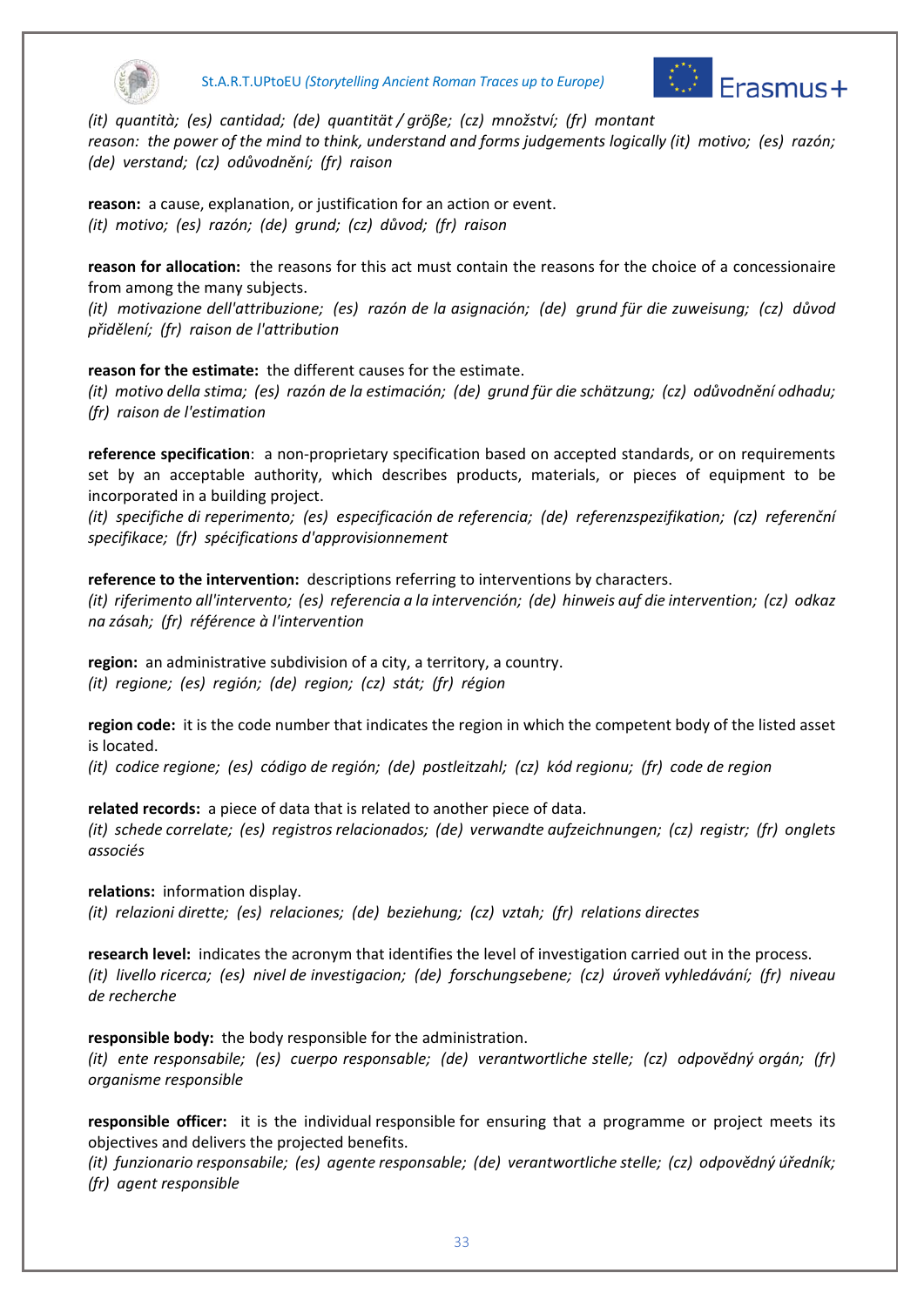*(it) quantità; (es) cantidad; (de) quantität / größe; (cz) množství; (fr) montant*
reason: the power of the mind to think, understand and forms judgements logically *(it) motivo; (es) razón; (de) verstand; (cz) odůvodnění; (fr) raison*

**reason:** a cause, explanation, or justification for an action or event.
*(it) motivo; (es) razón; (de) grund; (cz) důvod; (fr) raison*

**reason for allocation:** the reasons for this act must contain the reasons for the choice of a concessionaire from among the many subjects.
*(it) motivazione dell'attribuzione; (es) razón de la asignación; (de) grund für die zuweisung; (cz) důvod přidělení; (fr) raison de l'attribution*

**reason for the estimate:** the different causes for the estimate.
*(it) motivo della stima; (es) razón de la estimación; (de) grund für die schätzung; (cz) odůvodnění odhadu; (fr) raison de l'estimation*

**reference specification**: a non-proprietary specification based on accepted standards, or on requirements set by an acceptable authority, which describes products, materials, or pieces of equipment to be incorporated in a building project.
*(it) specifiche di reperimento; (es) especificación de referencia; (de) referenzspezifikation; (cz) referenční specifikace; (fr) spécifications d'approvisionnement*

**reference to the intervention:** descriptions referring to interventions by characters.
*(it) riferimento all'intervento; (es) referencia a la intervención; (de) hinweis auf die intervention; (cz) odkaz na zásah; (fr) référence à l'intervention*

**region:** an administrative subdivision of a city, a territory, a country.
*(it) regione; (es) región; (de) region; (cz) stát; (fr) région*

**region code:** it is the code number that indicates the region in which the competent body of the listed asset is located.
*(it) codice regione; (es) código de región; (de) postleitzahl; (cz) kód regionu; (fr) code de region*

**related records:** a piece of data that is related to another piece of data.
*(it) schede correlate; (es) registros relacionados; (de) verwandte aufzeichnungen; (cz) registr; (fr) onglets associés*

**relations:** information display.
*(it) relazioni dirette; (es) relaciones; (de) beziehung; (cz) vztah; (fr) relations directes*

**research level:** indicates the acronym that identifies the level of investigation carried out in the process.
*(it) livello ricerca; (es) nivel de investigacion; (de) forschungsebene; (cz) úroveň vyhledávání; (fr) niveau de recherche*

**responsible body:** the body responsible for the administration.
*(it) ente responsabile; (es) cuerpo responsable; (de) verantwortliche stelle; (cz) odpovědný orgán; (fr) organisme responsible*

**responsible officer:** it is the individual responsible for ensuring that a programme or project meets its objectives and delivers the projected benefits.
*(it) funzionario responsabile; (es) agente responsable; (de) verantwortliche stelle; (cz) odpovědný úředník; (fr) agent responsible*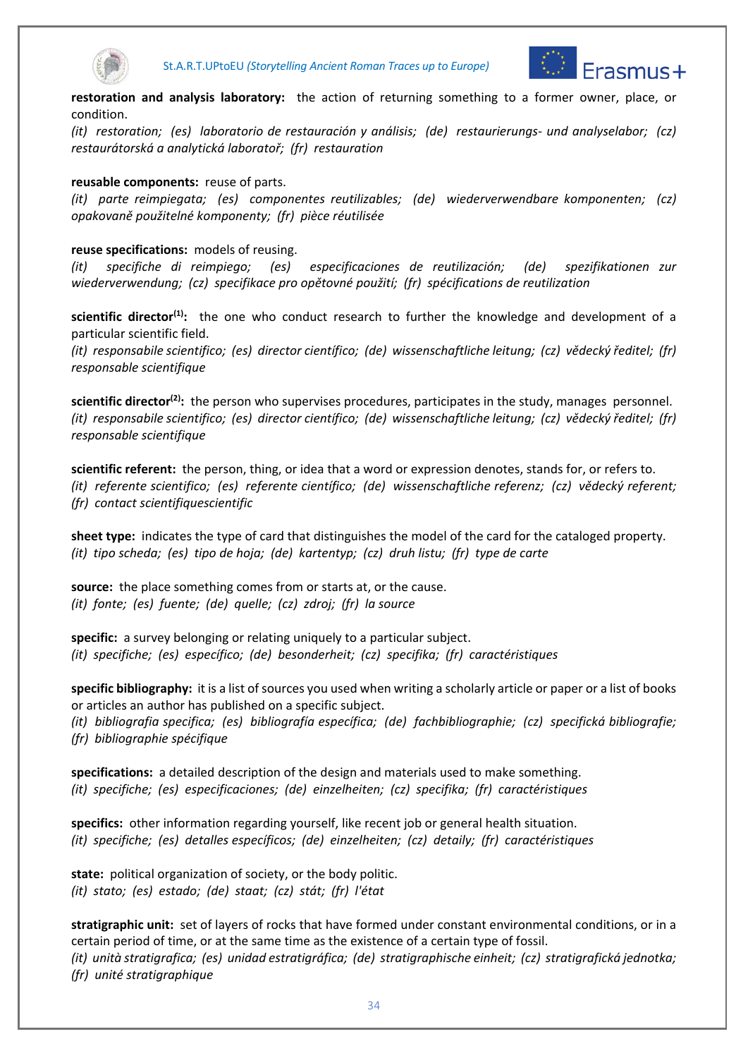**restoration and analysis laboratory:** the action of returning something to a former owner, place, or condition.
*(it) restoration; (es) laboratorio de restauración y análisis; (de) restaurierungs- und analyselabor; (cz) restaurátorská a analytická laboratoř; (fr) restauration*

**reusable components:** reuse of parts.
*(it) parte reimpiegata; (es) componentes reutilizables; (de) wiederverwendbare komponenten; (cz) opakovaně použitelné komponenty; (fr) pièce réutilisée*

**reuse specifications:** models of reusing.
*(it) specifiche di reimpiego; (es) especificaciones de reutilización; (de) spezifikationen zur wiederverwendung; (cz) specifikace pro opětovné použití; (fr) spécifications de reutilization*

**scientific director(1):** the one who conduct research to further the knowledge and development of a particular scientific field.
*(it) responsabile scientifico; (es) director científico; (de) wissenschaftliche leitung; (cz) vědecký ředitel; (fr) responsable scientifique*

**scientific director(2):** the person who supervises procedures, participates in the study, manages personnel.
*(it) responsabile scientifico; (es) director científico; (de) wissenschaftliche leitung; (cz) vědecký ředitel; (fr) responsable scientifique*

**scientific referent:** the person, thing, or idea that a word or expression denotes, stands for, or refers to.
*(it) referente scientifico; (es) referente científico; (de) wissenschaftliche referenz; (cz) vědecký referent; (fr) contact scientifiquescientific*

**sheet type:** indicates the type of card that distinguishes the model of the card for the cataloged property.
*(it) tipo scheda; (es) tipo de hoja; (de) kartentyp; (cz) druh listu; (fr) type de carte*

**source:** the place something comes from or starts at, or the cause.
*(it) fonte; (es) fuente; (de) quelle; (cz) zdroj; (fr) la source*

**specific:** a survey belonging or relating uniquely to a particular subject.
*(it) specifiche; (es) específico; (de) besonderheit; (cz) specifika; (fr) caractéristiques*

**specific bibliography:** it is a list of sources you used when writing a scholarly article or paper or a list of books or articles an author has published on a specific subject.
*(it) bibliografia specifica; (es) bibliografía específica; (de) fachbibliographie; (cz) specifická bibliografie; (fr) bibliographie spécifique*

**specifications:** a detailed description of the design and materials used to make something.
*(it) specifiche; (es) especificaciones; (de) einzelheiten; (cz) specifika; (fr) caractéristiques*

**specifics:** other information regarding yourself, like recent job or general health situation.
*(it) specifiche; (es) detalles específicos; (de) einzelheiten; (cz) detaily; (fr) caractéristiques*

**state:** political organization of society, or the body politic.
*(it) stato; (es) estado; (de) staat; (cz) stát; (fr) l'état*

**stratigraphic unit:** set of layers of rocks that have formed under constant environmental conditions, or in a certain period of time, or at the same time as the existence of a certain type of fossil.
*(it) unità stratigrafica; (es) unidad estratigráfica; (de) stratigraphische einheit; (cz) stratigrafická jednotka; (fr) unité stratigraphique*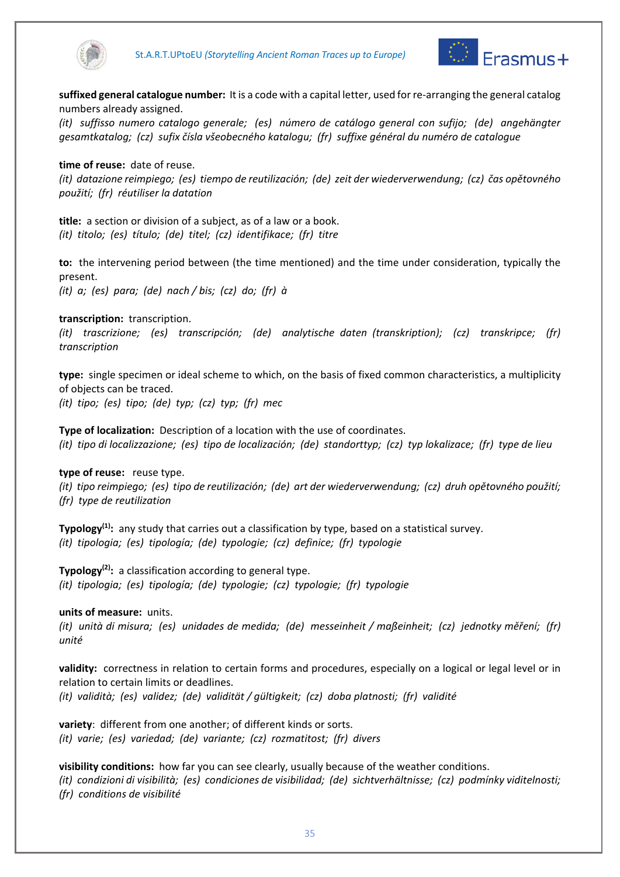**suffixed general catalogue number:** It is a code with a capital letter, used for re-arranging the general catalog numbers already assigned.
*(it) suffisso numero catalogo generale; (es) número de catálogo general con sufijo; (de) angehängter gesamtkatalog; (cz) sufix čísla všeobecného katalogu; (fr) suffixe général du numéro de catalogue*

**time of reuse:** date of reuse.
*(it) datazione reimpiego; (es) tiempo de reutilización; (de) zeit der wiederverwendung; (cz) čas opětovného použití; (fr) réutiliser la datation*

**title:** a section or division of a subject, as of a law or a book.
*(it) titolo; (es) título; (de) titel; (cz) identifikace; (fr) titre*

**to:** the intervening period between (the time mentioned) and the time under consideration, typically the present.
*(it) a; (es) para; (de) nach / bis; (cz) do; (fr) à*

**transcription:** transcription.
*(it) trascrizione; (es) transcripción; (de) analytische daten (transkription); (cz) transkripce; (fr) transcription*

**type:** single specimen or ideal scheme to which, on the basis of fixed common characteristics, a multiplicity of objects can be traced.
*(it) tipo; (es) tipo; (de) typ; (cz) typ; (fr) mec*

**Type of localization:** Description of a location with the use of coordinates.
*(it) tipo di localizzazione; (es) tipo de localización; (de) standorttyp; (cz) typ lokalizace; (fr) type de lieu*

**type of reuse:** reuse type.
*(it) tipo reimpiego; (es) tipo de reutilización; (de) art der wiederverwendung; (cz) druh opětovného použití; (fr) type de reutilization*

**Typology(1):** any study that carries out a classification by type, based on a statistical survey.
*(it) tipologia; (es) tipología; (de) typologie; (cz) definice; (fr) typologie*

**Typology(2):** a classification according to general type.
*(it) tipologia; (es) tipología; (de) typologie; (cz) typologie; (fr) typologie*

**units of measure:** units.
*(it) unità di misura; (es) unidades de medida; (de) messeinheit / maßeinheit; (cz) jednotky měření; (fr) unité*

**validity:** correctness in relation to certain forms and procedures, especially on a logical or legal level or in relation to certain limits or deadlines.
*(it) validità; (es) validez; (de) validität / gültigkeit; (cz) doba platnosti; (fr) validité*

**variety**: different from one another; of different kinds or sorts.
*(it) varie; (es) variedad; (de) variante; (cz) rozmatitost; (fr) divers*

**visibility conditions:** how far you can see clearly, usually because of the weather conditions.
*(it) condizioni di visibilità; (es) condiciones de visibilidad; (de) sichtverhältnisse; (cz) podmínky viditelnosti; (fr) conditions de visibilité*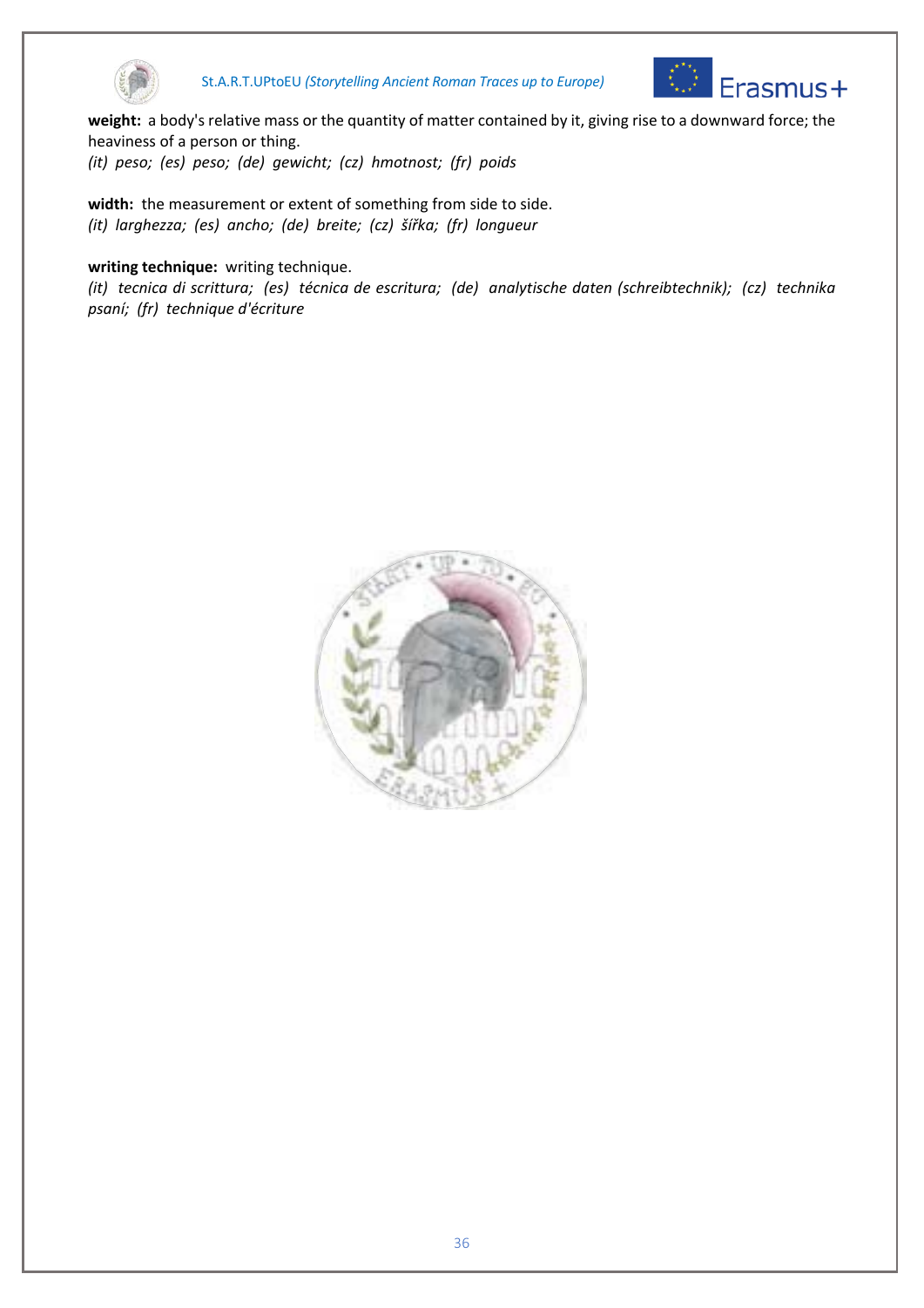**weight:** a body's relative mass or the quantity of matter contained by it, giving rise to a downward force; the heaviness of a person or thing.
*(it) peso; (es) peso; (de) gewicht; (cz) hmotnost; (fr) poids*

**width:** the measurement or extent of something from side to side.
*(it) larghezza; (es) ancho; (de) breite; (cz) šířka; (fr) longueur*

**writing technique:** writing technique.
*(it) tecnica di scrittura; (es) técnica de escritura; (de) analytische daten (schreibtechnik); (cz) technika psaní; (fr) technique d'écriture*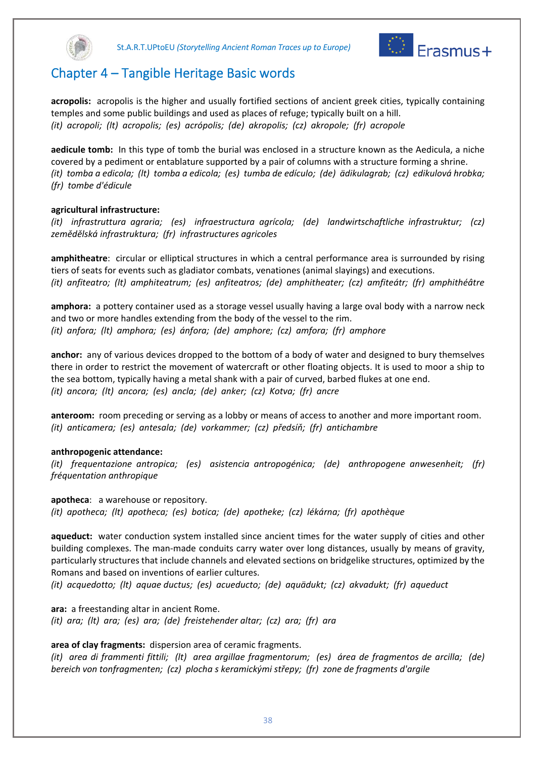# Chapter 4 – Tangible Heritage Basic words

**acropolis:** acropolis is the higher and usually fortified sections of ancient greek cities, typically containing temples and some public buildings and used as places of refuge; typically built on a hill.
*(it) acropoli; (lt) acropolis; (es) acrópolis; (de) akropolis; (cz) akropole; (fr) acropole*

**aedicule tomb:** In this type of tomb the burial was enclosed in a structure known as the Aedicula, a niche covered by a pediment or entablature supported by a pair of columns with a structure forming a shrine.
*(it) tomba a edicola; (lt) tomba a edicola; (es) tumba de edículo; (de) ädikulagrab; (cz) edikulová hrobka; (fr) tombe d'édicule*

**agricultural infrastructure:**
*(it) infrastruttura agraria; (es) infraestructura agrícola; (de) landwirtschaftliche infrastruktur; (cz) zemědělská infrastruktura; (fr) infrastructures agricoles*

**amphitheatre**: circular or elliptical structures in which a central performance area is surrounded by rising tiers of seats for events such as gladiator combats, venationes (animal slayings) and executions.
*(it) anfiteatro; (lt) amphiteatrum; (es) anfiteatros; (de) amphitheater; (cz) amfiteátr; (fr) amphithéâtre*

**amphora:** a pottery container used as a storage vessel usually having a large oval body with a narrow neck and two or more handles extending from the body of the vessel to the rim.
*(it) anfora; (lt) amphora; (es) ánfora; (de) amphore; (cz) amfora; (fr) amphore*

**anchor:** any of various devices dropped to the bottom of a body of water and designed to bury themselves there in order to restrict the movement of watercraft or other floating objects. It is used to moor a ship to the sea bottom, typically having a metal shank with a pair of curved, barbed flukes at one end.
*(it) ancora; (lt) ancora; (es) ancla; (de) anker; (cz) Kotva; (fr) ancre*

**anteroom:** room preceding or serving as a lobby or means of access to another and more important room.
*(it) anticamera; (es) antesala; (de) vorkammer; (cz) předsíň; (fr) antichambre*

**anthropogenic attendance:**
*(it) frequentazione antropica; (es) asistencia antropogénica; (de) anthropogene anwesenheit; (fr) fréquentation anthropique*

**apotheca**: a warehouse or repository.
*(it) apotheca; (lt) apotheca; (es) botica; (de) apotheke; (cz) lékárna; (fr) apothèque*

**aqueduct:** water conduction system installed since ancient times for the water supply of cities and other building complexes. The man-made conduits carry water over long distances, usually by means of gravity, particularly structures that include channels and elevated sections on bridgelike structures, optimized by the Romans and based on inventions of earlier cultures.
*(it) acquedotto; (lt) aquae ductus; (es) acueducto; (de) aquädukt; (cz) akvadukt; (fr) aqueduct*

**ara:** a freestanding altar in ancient Rome.
*(it) ara; (lt) ara; (es) ara; (de) freistehender altar; (cz) ara; (fr) ara*

**area of clay fragments:** dispersion area of ceramic fragments.
*(it) area di frammenti fittili; (lt) area argillae fragmentorum; (es) área de fragmentos de arcilla; (de) bereich von tonfragmenten; (cz) plocha s keramickými střepy; (fr) zone de fragments d'argile*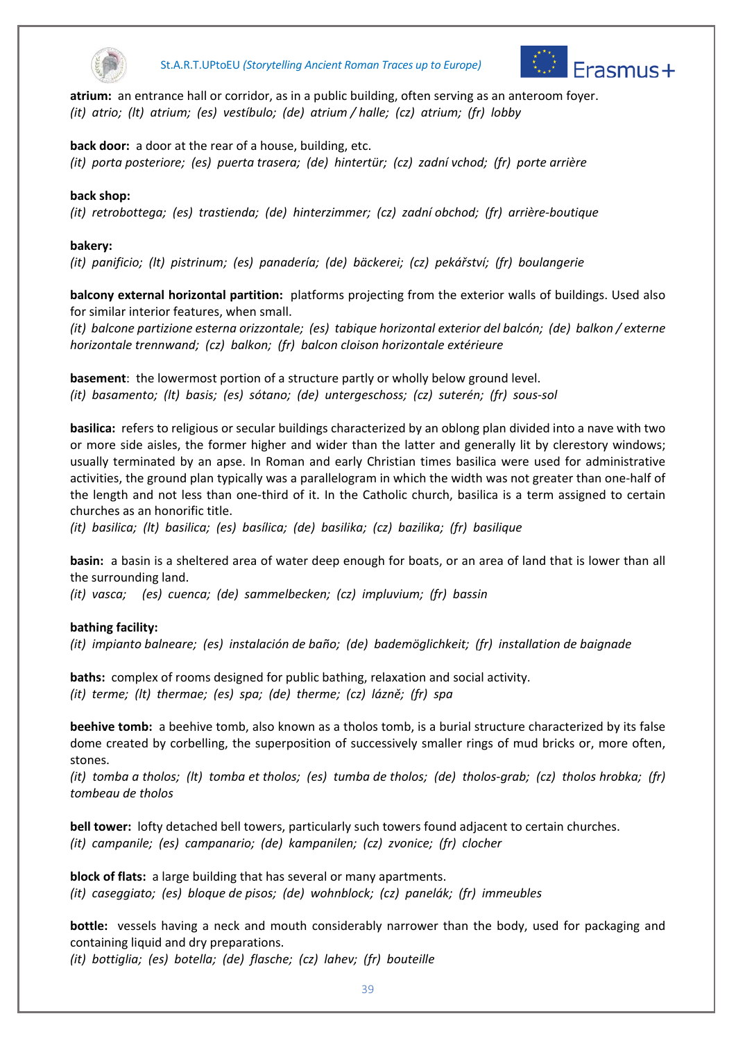**atrium:** an entrance hall or corridor, as in a public building, often serving as an anteroom foyer.
*(it) atrio; (lt) atrium; (es) vestíbulo; (de) atrium / halle; (cz) atrium; (fr) lobby*

**back door:** a door at the rear of a house, building, etc.
*(it) porta posteriore; (es) puerta trasera; (de) hintertür; (cz) zadní vchod; (fr) porte arrière*

**back shop:**
*(it) retrobottega; (es) trastienda; (de) hinterzimmer; (cz) zadní obchod; (fr) arrière-boutique*

**bakery:**
*(it) panificio; (lt) pistrinum; (es) panadería; (de) bäckerei; (cz) pekářství; (fr) boulangerie*

**balcony external horizontal partition:** platforms projecting from the exterior walls of buildings. Used also for similar interior features, when small.
*(it) balcone partizione esterna orizzontale; (es) tabique horizontal exterior del balcón; (de) balkon / externe horizontale trennwand; (cz) balkon; (fr) balcon cloison horizontale extérieure*

**basement**: the lowermost portion of a structure partly or wholly below ground level.
*(it) basamento; (lt) basis; (es) sótano; (de) untergeschoss; (cz) suterén; (fr) sous-sol*

**basilica:** refers to religious or secular buildings characterized by an oblong plan divided into a nave with two or more side aisles, the former higher and wider than the latter and generally lit by clerestory windows; usually terminated by an apse. In Roman and early Christian times basilica were used for administrative activities, the ground plan typically was a parallelogram in which the width was not greater than one-half of the length and not less than one-third of it. In the Catholic church, basilica is a term assigned to certain churches as an honorific title.
*(it) basilica; (lt) basilica; (es) basílica; (de) basilika; (cz) bazilika; (fr) basilique*

**basin:** a basin is a sheltered area of water deep enough for boats, or an area of land that is lower than all the surrounding land.
*(it) vasca; (es) cuenca; (de) sammelbecken; (cz) impluvium; (fr) bassin*

**bathing facility:**
*(it) impianto balneare; (es) instalación de baño; (de) bademöglichkeit; (fr) installation de baignade*

**baths:** complex of rooms designed for public bathing, relaxation and social activity.
*(it) terme; (lt) thermae; (es) spa; (de) therme; (cz) lázně; (fr) spa*

**beehive tomb:** a beehive tomb, also known as a tholos tomb, is a burial structure characterized by its false dome created by corbelling, the superposition of successively smaller rings of mud bricks or, more often, stones.
*(it) tomba a tholos; (lt) tomba et tholos; (es) tumba de tholos; (de) tholos-grab; (cz) tholos hrobka; (fr) tombeau de tholos*

**bell tower:** lofty detached bell towers, particularly such towers found adjacent to certain churches.
*(it) campanile; (es) campanario; (de) kampanilen; (cz) zvonice; (fr) clocher*

**block of flats:** a large building that has several or many apartments.
*(it) caseggiato; (es) bloque de pisos; (de) wohnblock; (cz) panelák; (fr) immeubles*

**bottle:** vessels having a neck and mouth considerably narrower than the body, used for packaging and containing liquid and dry preparations.
*(it) bottiglia; (es) botella; (de) flasche; (cz) lahev; (fr) bouteille*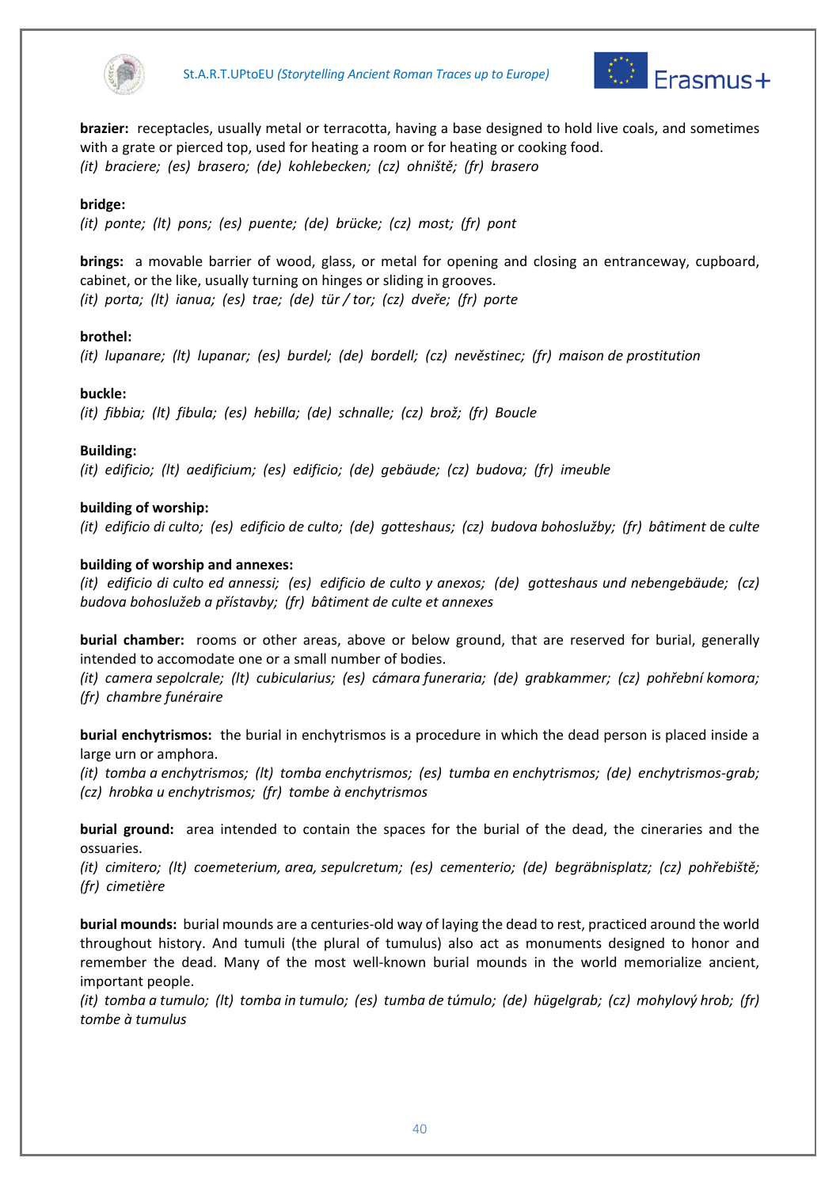**brazier:** receptacles, usually metal or terracotta, having a base designed to hold live coals, and sometimes with a grate or pierced top, used for heating a room or for heating or cooking food.
*(it) braciere; (es) brasero; (de) kohlebecken; (cz) ohniště; (fr) brasero*

**bridge:**
*(it) ponte; (lt) pons; (es) puente; (de) brücke; (cz) most; (fr) pont*

**brings:** a movable barrier of wood, glass, or metal for opening and closing an entranceway, cupboard, cabinet, or the like, usually turning on hinges or sliding in grooves.
*(it) porta; (lt) ianua; (es) trae; (de) tür / tor; (cz) dveře; (fr) porte*

**brothel:**
*(it) lupanare; (lt) lupanar; (es) burdel; (de) bordell; (cz) nevěstinec; (fr) maison de prostitution*

**buckle:**
*(it) fibbia; (lt) fibula; (es) hebilla; (de) schnalle; (cz) brož; (fr) Boucle*

**Building:**
*(it) edificio; (lt) aedificium; (es) edificio; (de) gebäude; (cz) budova; (fr) imeuble*

**building of worship:**
*(it) edificio di culto; (es) edificio de culto; (de) gotteshaus; (cz) budova bohoslužby; (fr) bâtiment* de *culte*

**building of worship and annexes:**
*(it) edificio di culto ed annessi; (es) edificio de culto y anexos; (de) gotteshaus und nebengebäude; (cz) budova bohoslužeb a přístavby; (fr) bâtiment de culte et annexes*

**burial chamber:** rooms or other areas, above or below ground, that are reserved for burial, generally intended to accomodate one or a small number of bodies.
*(it) camera sepolcrale; (lt) cubicularius; (es) cámara funeraria; (de) grabkammer; (cz) pohřební komora; (fr) chambre funéraire*

**burial enchytrismos:** the burial in enchytrismos is a procedure in which the dead person is placed inside a large urn or amphora.
*(it) tomba a enchytrismos; (lt) tomba enchytrismos; (es) tumba en enchytrismos; (de) enchytrismos-grab; (cz) hrobka u enchytrismos; (fr) tombe à enchytrismos*

**burial ground:** area intended to contain the spaces for the burial of the dead, the cineraries and the ossuaries.
*(it) cimitero; (lt) coemeterium, area, sepulcretum; (es) cementerio; (de) begräbnisplatz; (cz) pohřebiště; (fr) cimetière*

**burial mounds:** burial mounds are a centuries-old way of laying the dead to rest, practiced around the world throughout history. And tumuli (the plural of tumulus) also act as monuments designed to honor and remember the dead. Many of the most well-known burial mounds in the world memorialize ancient, important people.
*(it) tomba a tumulo; (lt) tomba in tumulo; (es) tumba de túmulo; (de) hügelgrab; (cz) mohylový hrob; (fr) tombe à tumulus*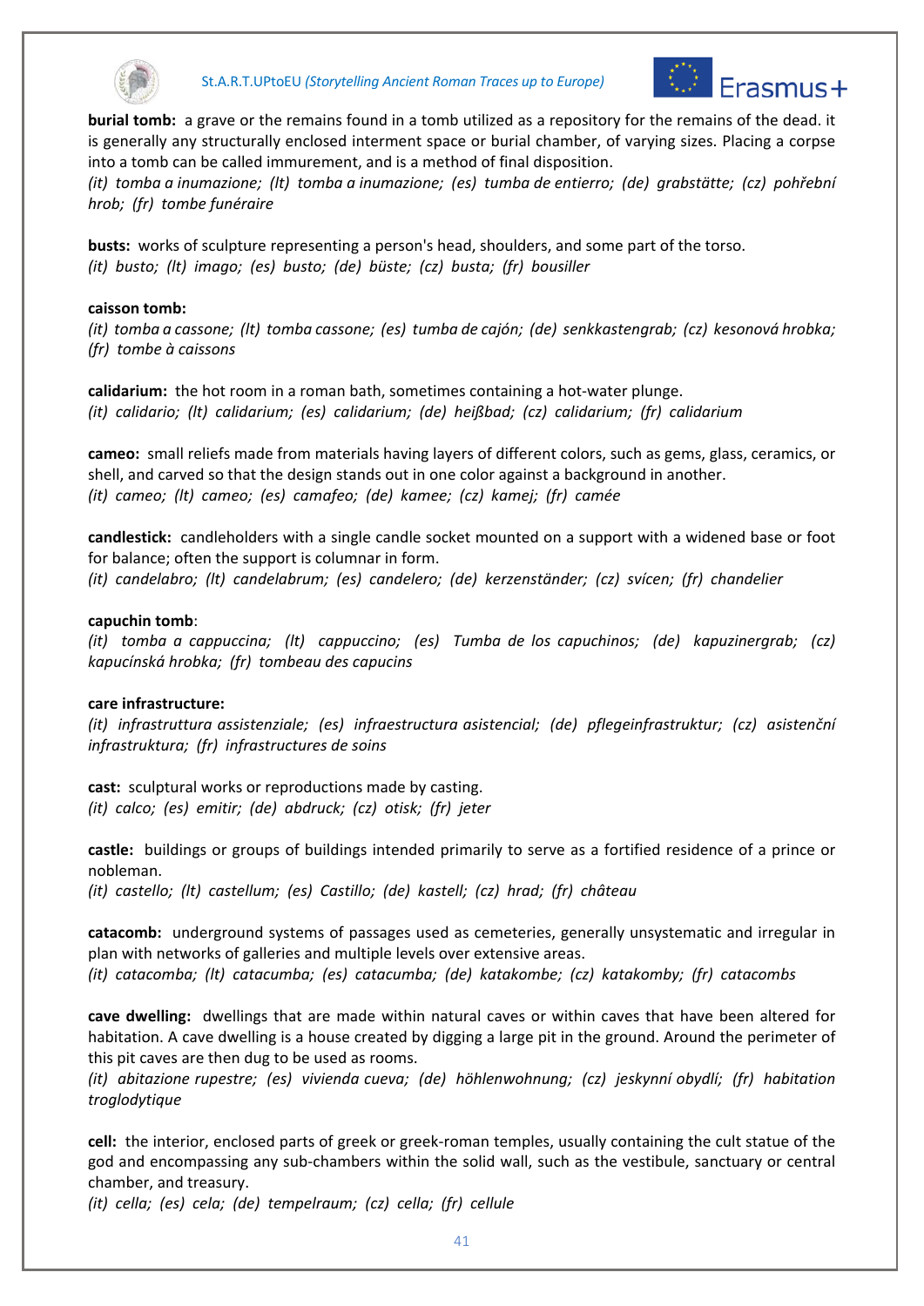**burial tomb:** a grave or the remains found in a tomb utilized as a repository for the remains of the dead. it is generally any structurally enclosed interment space or burial chamber, of varying sizes. Placing a corpse into a tomb can be called immurement, and is a method of final disposition.
*(it) tomba a inumazione; (lt) tomba a inumazione; (es) tumba de entierro; (de) grabstätte; (cz) pohřební hrob; (fr) tombe funéraire*

**busts:** works of sculpture representing a person's head, shoulders, and some part of the torso.
*(it) busto; (lt) imago; (es) busto; (de) büste; (cz) busta; (fr) bousiller*

**caisson tomb:**
*(it) tomba a cassone; (lt) tomba cassone; (es) tumba de cajón; (de) senkkastengrab; (cz) kesonová hrobka; (fr) tombe à caissons*

**calidarium:** the hot room in a roman bath, sometimes containing a hot-water plunge.
*(it) calidario; (lt) calidarium; (es) calidarium; (de) heißbad; (cz) calidarium; (fr) calidarium*

**cameo:** small reliefs made from materials having layers of different colors, such as gems, glass, ceramics, or shell, and carved so that the design stands out in one color against a background in another.
*(it) cameo; (lt) cameo; (es) camafeo; (de) kamee; (cz) kamej; (fr) camée*

**candlestick:** candleholders with a single candle socket mounted on a support with a widened base or foot for balance; often the support is columnar in form.
*(it) candelabro; (lt) candelabrum; (es) candelero; (de) kerzenständer; (cz) svícen; (fr) chandelier*

**capuchin tomb**:
*(it) tomba a cappuccina; (lt) cappuccino; (es) Tumba de los capuchinos; (de) kapuzinergrab; (cz) kapucínská hrobka; (fr) tombeau des capucins*

**care infrastructure:**
*(it) infrastruttura assistenziale; (es) infraestructura asistencial; (de) pflegeinfrastruktur; (cz) asistenční infrastruktura; (fr) infrastructures de soins*

**cast:** sculptural works or reproductions made by casting.
*(it) calco; (es) emitir; (de) abdruck; (cz) otisk; (fr) jeter*

**castle:** buildings or groups of buildings intended primarily to serve as a fortified residence of a prince or nobleman.
*(it) castello; (lt) castellum; (es) Castillo; (de) kastell; (cz) hrad; (fr) château*

**catacomb:** underground systems of passages used as cemeteries, generally unsystematic and irregular in plan with networks of galleries and multiple levels over extensive areas.
*(it) catacomba; (lt) catacumba; (es) catacumba; (de) katakombe; (cz) katakomby; (fr) catacombs*

**cave dwelling:** dwellings that are made within natural caves or within caves that have been altered for habitation. A cave dwelling is a house created by digging a large pit in the ground. Around the perimeter of this pit caves are then dug to be used as rooms.
*(it) abitazione rupestre; (es) vivienda cueva; (de) höhlenwohnung; (cz) jeskynní obydlí; (fr) habitation troglodytique*

**cell:** the interior, enclosed parts of greek or greek-roman temples, usually containing the cult statue of the god and encompassing any sub-chambers within the solid wall, such as the vestibule, sanctuary or central chamber, and treasury.
*(it) cella; (es) cela; (de) tempelraum; (cz) cella; (fr) cellule*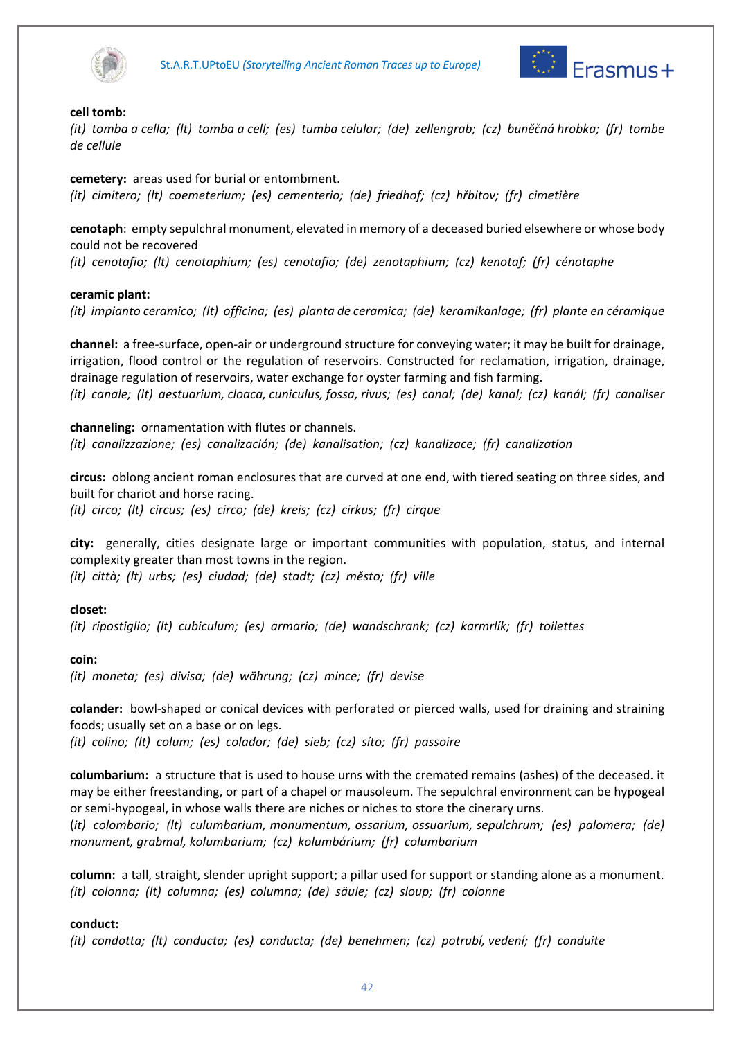**cell tomb:**
*(it) tomba a cella; (lt) tomba a cell; (es) tumba celular; (de) zellengrab; (cz) buněčná hrobka; (fr) tombe de cellule*

**cemetery:** areas used for burial or entombment.
*(it) cimitero; (lt) coemeterium; (es) cementerio; (de) friedhof; (cz) hřbitov; (fr) cimetière*

**cenotaph**: empty sepulchral monument, elevated in memory of a deceased buried elsewhere or whose body could not be recovered
*(it) cenotafio; (lt) cenotaphium; (es) cenotafio; (de) zenotaphium; (cz) kenotaf; (fr) cénotaphe*

**ceramic plant:**
*(it) impianto ceramico; (lt) officina; (es) planta de ceramica; (de) keramikanlage; (fr) plante en céramique*

**channel:** a free-surface, open-air or underground structure for conveying water; it may be built for drainage, irrigation, flood control or the regulation of reservoirs. Constructed for reclamation, irrigation, drainage, drainage regulation of reservoirs, water exchange for oyster farming and fish farming.
*(it) canale; (lt) aestuarium, cloaca, cuniculus, fossa, rivus; (es) canal; (de) kanal; (cz) kanál; (fr) canaliser*

**channeling:** ornamentation with flutes or channels.
*(it) canalizzazione; (es) canalización; (de) kanalisation; (cz) kanalizace; (fr) canalization*

**circus:** oblong ancient roman enclosures that are curved at one end, with tiered seating on three sides, and built for chariot and horse racing.
*(it) circo; (lt) circus; (es) circo; (de) kreis; (cz) cirkus; (fr) cirque*

**city:** generally, cities designate large or important communities with population, status, and internal complexity greater than most towns in the region.
*(it) città; (lt) urbs; (es) ciudad; (de) stadt; (cz) město; (fr) ville*

**closet:**
*(it) ripostiglio; (lt) cubiculum; (es) armario; (de) wandschrank; (cz) karmrlík; (fr) toilettes*

**coin:**
*(it) moneta; (es) divisa; (de) währung; (cz) mince; (fr) devise*

**colander:** bowl-shaped or conical devices with perforated or pierced walls, used for draining and straining foods; usually set on a base or on legs.
*(it) colino; (lt) colum; (es) colador; (de) sieb; (cz) síto; (fr) passoire*

**columbarium:** a structure that is used to house urns with the cremated remains (ashes) of the deceased. it may be either freestanding, or part of a chapel or mausoleum. The sepulchral environment can be hypogeal or semi-hypogeal, in whose walls there are niches or niches to store the cinerary urns.
(*it) colombario; (lt) culumbarium, monumentum, ossarium, ossuarium, sepulchrum; (es) palomera; (de) monument, grabmal, kolumbarium; (cz) kolumbárium; (fr) columbarium*

**column:** a tall, straight, slender upright support; a pillar used for support or standing alone as a monument.
*(it) colonna; (lt) columna; (es) columna; (de) säule; (cz) sloup; (fr) colonne*

**conduct:**
*(it) condotta; (lt) conducta; (es) conducta; (de) benehmen; (cz) potrubí, vedení; (fr) conduite*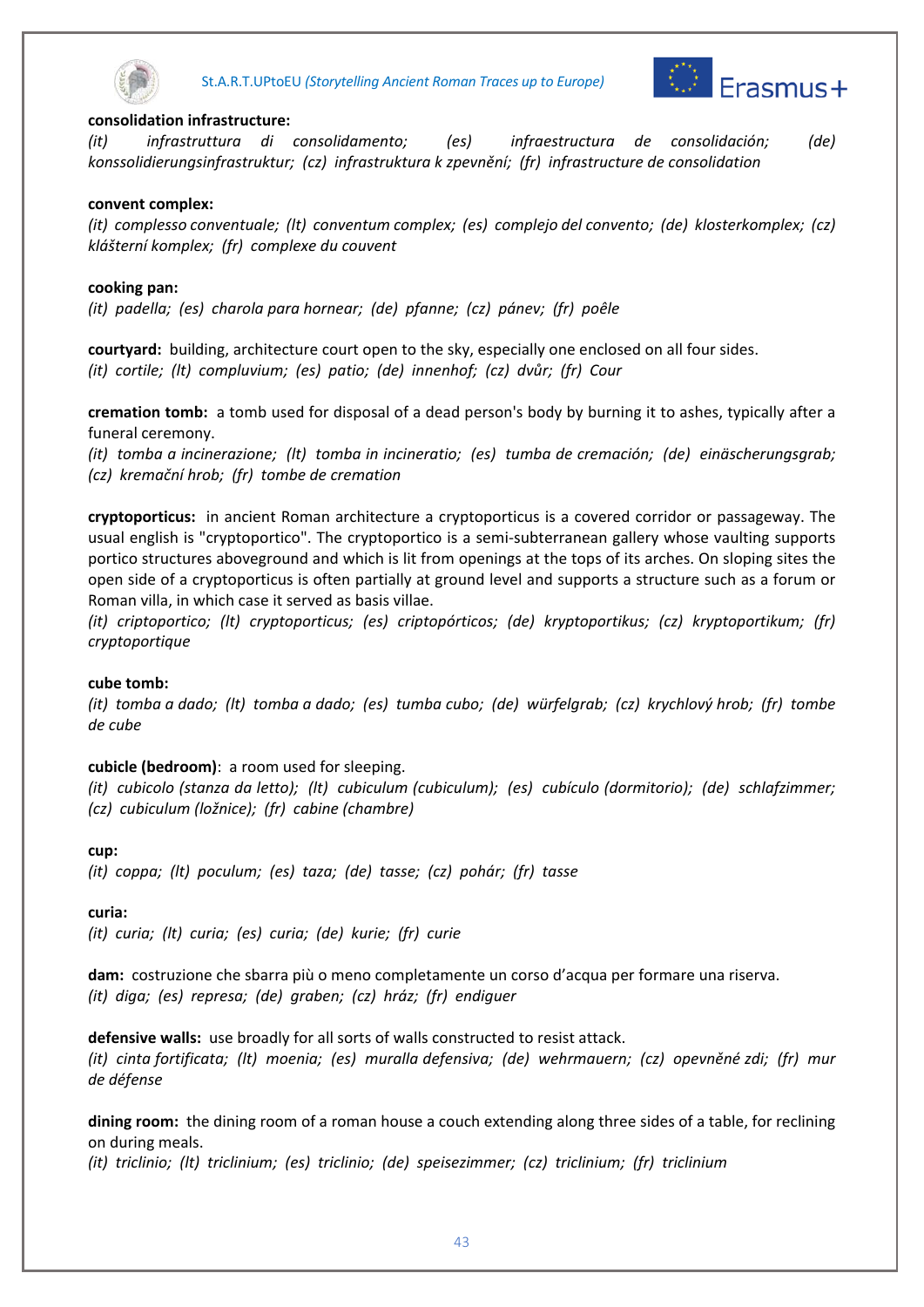**consolidation infrastructure:**
*(it) infrastruttura di consolidamento; (es) infraestructura de consolidación; (de) konssolidierungsinfrastruktur; (cz) infrastruktura k zpevnění; (fr) infrastructure de consolidation*

**convent complex:**
*(it) complesso conventuale; (lt) conventum complex; (es) complejo del convento; (de) klosterkomplex; (cz) klášterní komplex; (fr) complexe du couvent*

**cooking pan:**
*(it) padella; (es) charola para hornear; (de) pfanne; (cz) pánev; (fr) poêle*

**courtyard:** building, architecture court open to the sky, especially one enclosed on all four sides.
*(it) cortile; (lt) compluvium; (es) patio; (de) innenhof; (cz) dvůr; (fr) Cour*

**cremation tomb:** a tomb used for disposal of a dead person's body by burning it to ashes, typically after a funeral ceremony.
*(it) tomba a incinerazione; (lt) tomba in incineratio; (es) tumba de cremación; (de) einäscherungsgrab; (cz) kremační hrob; (fr) tombe de cremation*

**cryptoporticus:** in ancient Roman architecture a cryptoporticus is a covered corridor or passageway. The usual english is "cryptoportico". The cryptoportico is a semi-subterranean gallery whose vaulting supports portico structures aboveground and which is lit from openings at the tops of its arches. On sloping sites the open side of a cryptoporticus is often partially at ground level and supports a structure such as a forum or Roman villa, in which case it served as basis villae.
*(it) criptoportico; (lt) cryptoporticus; (es) criptopórticos; (de) kryptoportikus; (cz) kryptoportikum; (fr) cryptoportique*

**cube tomb:**
*(it) tomba a dado; (lt) tomba a dado; (es) tumba cubo; (de) würfelgrab; (cz) krychlový hrob; (fr) tombe de cube*

**cubicle (bedroom)**: a room used for sleeping.
*(it) cubicolo (stanza da letto); (lt) cubiculum (cubiculum); (es) cubículo (dormitorio); (de) schlafzimmer; (cz) cubiculum (ložnice); (fr) cabine (chambre)*

**cup:**
*(it) coppa; (lt) poculum; (es) taza; (de) tasse; (cz) pohár; (fr) tasse*

**curia:**
*(it) curia; (lt) curia; (es) curia; (de) kurie; (fr) curie*

**dam:** costruzione che sbarra più o meno completamente un corso d'acqua per formare una riserva.
*(it) diga; (es) represa; (de) graben; (cz) hráz; (fr) endiguer*

**defensive walls:** use broadly for all sorts of walls constructed to resist attack.
*(it) cinta fortificata; (lt) moenia; (es) muralla defensiva; (de) wehrmauern; (cz) opevněné zdi; (fr) mur de défense*

**dining room:** the dining room of a roman house a couch extending along three sides of a table, for reclining on during meals.
*(it) triclinio; (lt) triclinium; (es) triclinio; (de) speisezimmer; (cz) triclinium; (fr) triclinium*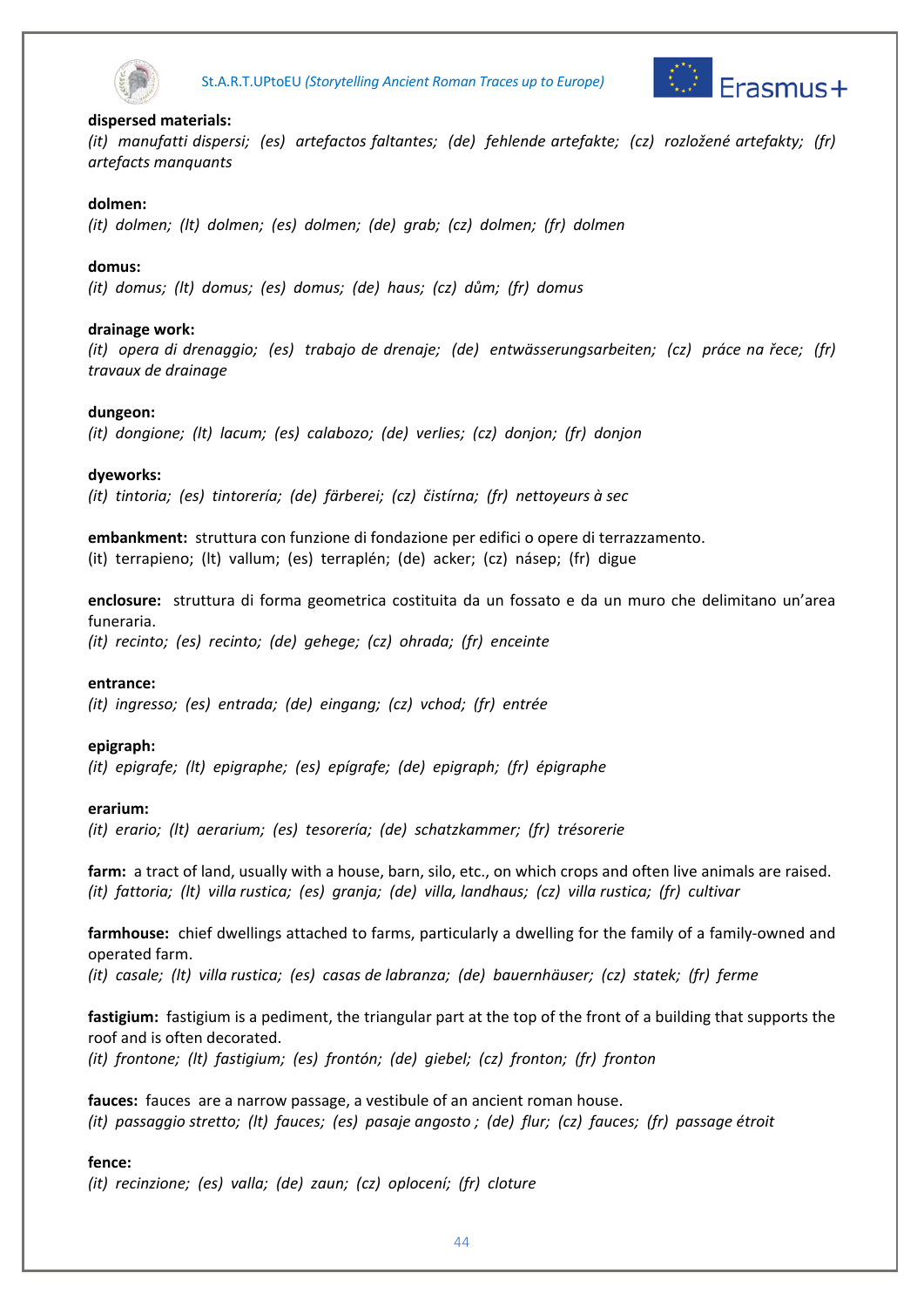**dispersed materials:**
*(it) manufatti dispersi; (es) artefactos faltantes; (de) fehlende artefakte; (cz) rozložené artefakty; (fr) artefacts manquants*

**dolmen:**
*(it) dolmen; (lt) dolmen; (es) dolmen; (de) grab; (cz) dolmen; (fr) dolmen*

**domus:**
*(it) domus; (lt) domus; (es) domus; (de) haus; (cz) dům; (fr) domus*

**drainage work:**
*(it) opera di drenaggio; (es) trabajo de drenaje; (de) entwässerungsarbeiten; (cz) práce na řece; (fr) travaux de drainage*

**dungeon:**
*(it) dongione; (lt) lacum; (es) calabozo; (de) verlies; (cz) donjon; (fr) donjon*

**dyeworks:**
*(it) tintoria; (es) tintorería; (de) färberei; (cz) čistírna; (fr) nettoyeurs à sec*

**embankment:** struttura con funzione di fondazione per edifici o opere di terrazzamento.
(it) terrapieno; (lt) vallum; (es) terraplén; (de) acker; (cz) násep; (fr) digue

**enclosure:** struttura di forma geometrica costituita da un fossato e da un muro che delimitano un'area funeraria.
*(it) recinto; (es) recinto; (de) gehege; (cz) ohrada; (fr) enceinte*

**entrance:**
*(it) ingresso; (es) entrada; (de) eingang; (cz) vchod; (fr) entrée*

**epigraph:**
*(it) epigrafe; (lt) epigraphe; (es) epígrafe; (de) epigraph; (fr) épigraphe*

**erarium:**
*(it) erario; (lt) aerarium; (es) tesorería; (de) schatzkammer; (fr) trésorerie*

**farm:** a tract of land, usually with a house, barn, silo, etc., on which crops and often live animals are raised.
*(it) fattoria; (lt) villa rustica; (es) granja; (de) villa, landhaus; (cz) villa rustica; (fr) cultivar*

**farmhouse:** chief dwellings attached to farms, particularly a dwelling for the family of a family-owned and operated farm.
*(it) casale; (lt) villa rustica; (es) casas de labranza; (de) bauernhäuser; (cz) statek; (fr) ferme*

**fastigium:** fastigium is a pediment, the triangular part at the top of the front of a building that supports the roof and is often decorated.
*(it) frontone; (lt) fastigium; (es) frontón; (de) giebel; (cz) fronton; (fr) fronton*

**fauces:** fauces are a narrow passage, a vestibule of an ancient roman house.
*(it) passaggio stretto; (lt) fauces; (es) pasaje angosto ; (de) flur; (cz) fauces; (fr) passage étroit*

**fence:**
*(it) recinzione; (es) valla; (de) zaun; (cz) oplocení; (fr) cloture*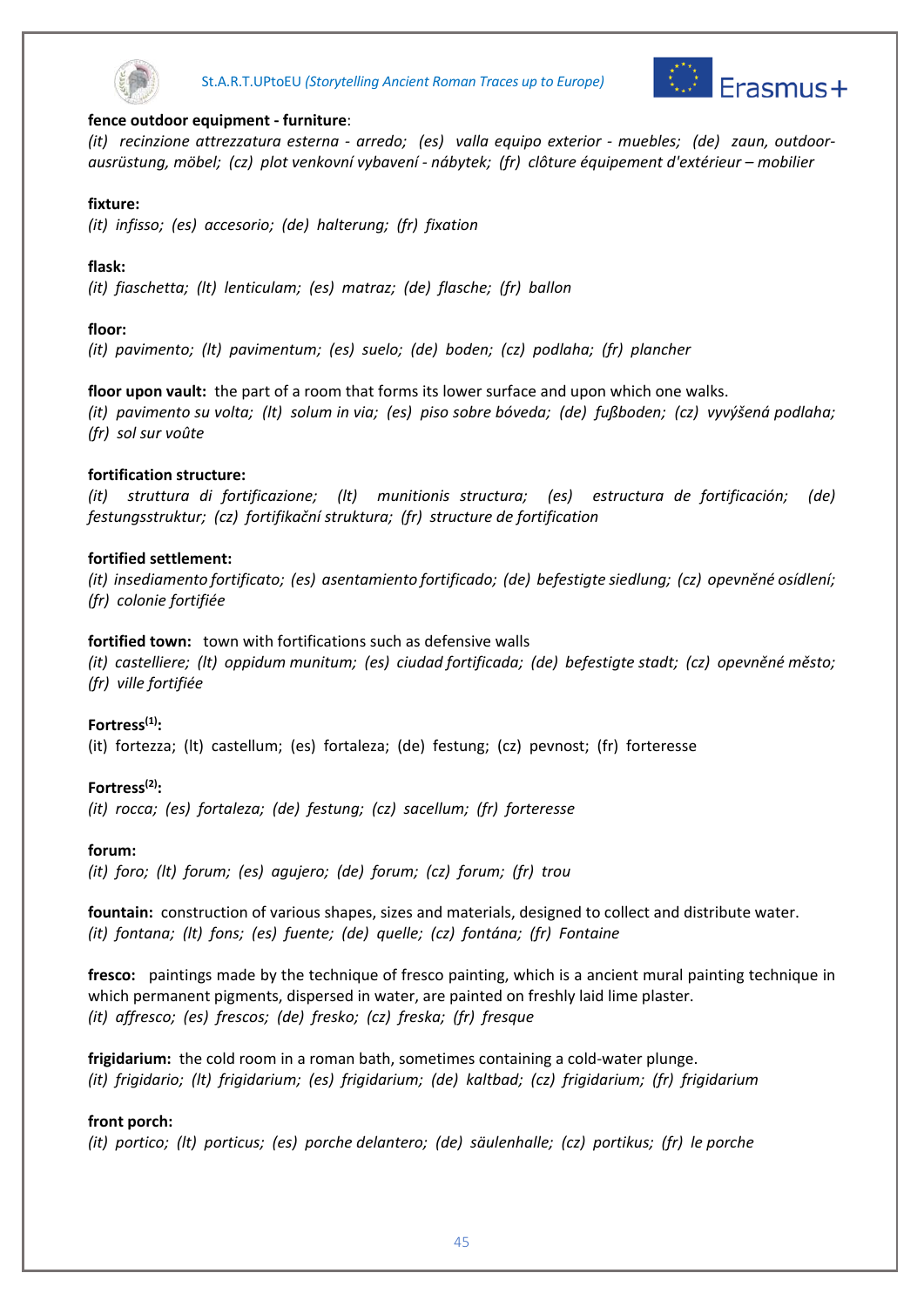**fence outdoor equipment - furniture**:
*(it) recinzione attrezzatura esterna - arredo; (es) valla equipo exterior - muebles; (de) zaun, outdoor-ausrüstung, möbel; (cz) plot venkovní vybavení - nábytek; (fr) clôture équipement d'extérieur – mobilier*

**fixture:**
*(it) infisso; (es) accesorio; (de) halterung; (fr) fixation*

**flask:**
*(it) fiaschetta; (lt) lenticulam; (es) matraz; (de) flasche; (fr) ballon*

**floor:**
*(it) pavimento; (lt) pavimentum; (es) suelo; (de) boden; (cz) podlaha; (fr) plancher*

**floor upon vault:** the part of a room that forms its lower surface and upon which one walks.
*(it) pavimento su volta; (lt) solum in via; (es) piso sobre bóveda; (de) fußboden; (cz) vyvýšená podlaha; (fr) sol sur voûte*

**fortification structure:**
*(it) struttura di fortificazione; (lt) munitionis structura; (es) estructura de fortificación; (de) festungsstruktur; (cz) fortifikační struktura; (fr) structure de fortification*

**fortified settlement:**
*(it) insediamento fortificato; (es) asentamiento fortificado; (de) befestigte siedlung; (cz) opevněné osídlení; (fr) colonie fortifiée*

**fortified town:** town with fortifications such as defensive walls
*(it) castelliere; (lt) oppidum munitum; (es) ciudad fortificada; (de) befestigte stadt; (cz) opevněné město; (fr) ville fortifiée*

**Fortress(1):**
(it) fortezza; (lt) castellum; (es) fortaleza; (de) festung; (cz) pevnost; (fr) forteresse

**Fortress(2):**
*(it) rocca; (es) fortaleza; (de) festung; (cz) sacellum; (fr) forteresse*

**forum:**
*(it) foro; (lt) forum; (es) agujero; (de) forum; (cz) forum; (fr) trou*

**fountain:** construction of various shapes, sizes and materials, designed to collect and distribute water.
*(it) fontana; (lt) fons; (es) fuente; (de) quelle; (cz) fontána; (fr) Fontaine*

**fresco:** paintings made by the technique of fresco painting, which is a ancient mural painting technique in which permanent pigments, dispersed in water, are painted on freshly laid lime plaster.
*(it) affresco; (es) frescos; (de) fresko; (cz) freska; (fr) fresque*

**frigidarium:** the cold room in a roman bath, sometimes containing a cold-water plunge.
*(it) frigidario; (lt) frigidarium; (es) frigidarium; (de) kaltbad; (cz) frigidarium; (fr) frigidarium*

**front porch:**
*(it) portico; (lt) porticus; (es) porche delantero; (de) säulenhalle; (cz) portikus; (fr) le porche*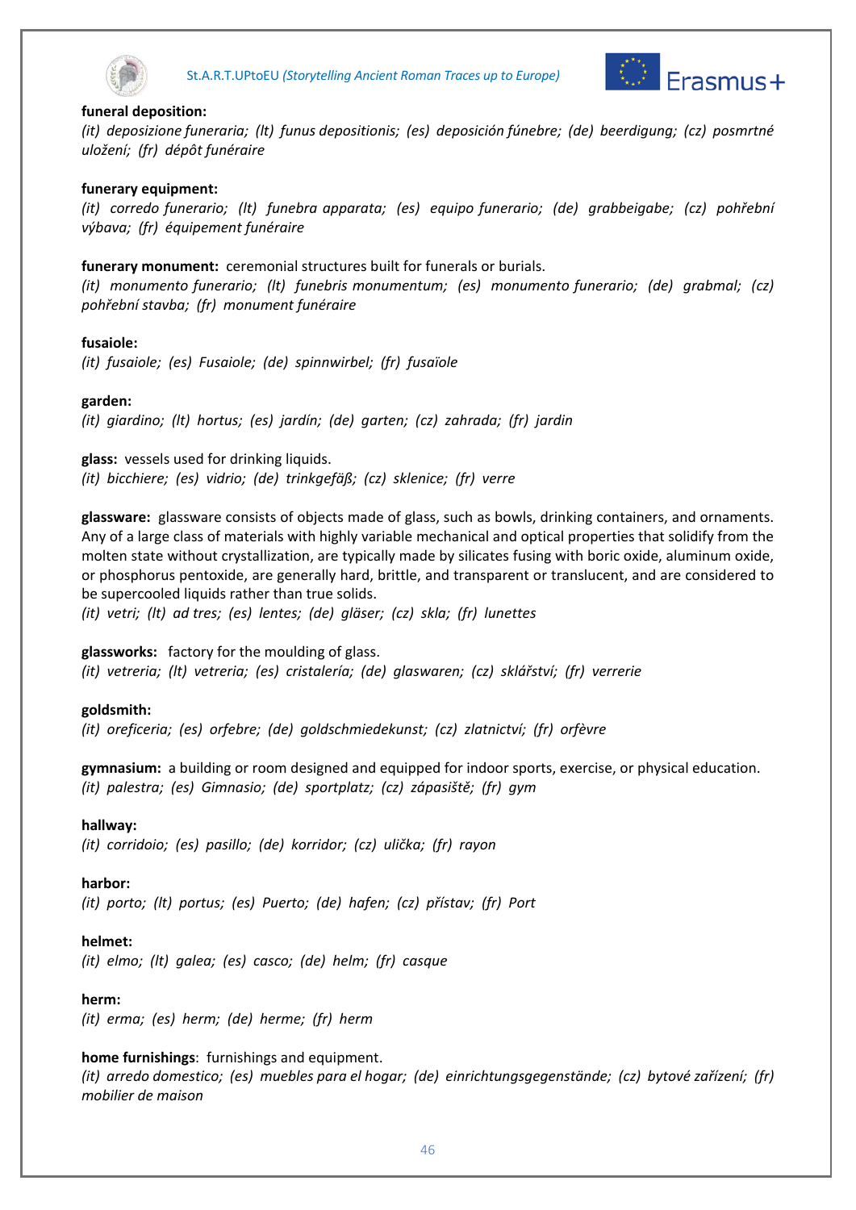**funeral deposition:**
*(it) deposizione funeraria; (lt) funus depositionis; (es) deposición fúnebre; (de) beerdigung; (cz) posmrtné uložení; (fr) dépôt funéraire*

**funerary equipment:**
*(it) corredo funerario; (lt) funebra apparata; (es) equipo funerario; (de) grabbeigabe; (cz) pohřební výbava; (fr) équipement funéraire*

**funerary monument:** ceremonial structures built for funerals or burials.
*(it) monumento funerario; (lt) funebris monumentum; (es) monumento funerario; (de) grabmal; (cz) pohřební stavba; (fr) monument funéraire*

**fusaiole:**
*(it) fusaiole; (es) Fusaiole; (de) spinnwirbel; (fr) fusaïole*

**garden:**
*(it) giardino; (lt) hortus; (es) jardín; (de) garten; (cz) zahrada; (fr) jardin*

**glass:** vessels used for drinking liquids.
*(it) bicchiere; (es) vidrio; (de) trinkgefäß; (cz) sklenice; (fr) verre*

**glassware:** glassware consists of objects made of glass, such as bowls, drinking containers, and ornaments. Any of a large class of materials with highly variable mechanical and optical properties that solidify from the molten state without crystallization, are typically made by silicates fusing with boric oxide, aluminum oxide, or phosphorus pentoxide, are generally hard, brittle, and transparent or translucent, and are considered to be supercooled liquids rather than true solids.
*(it) vetri; (lt) ad tres; (es) lentes; (de) gläser; (cz) skla; (fr) lunettes*

**glassworks:** factory for the moulding of glass.
*(it) vetreria; (lt) vetreria; (es) cristalería; (de) glaswaren; (cz) sklářství; (fr) verrerie*

**goldsmith:**
*(it) oreficeria; (es) orfebre; (de) goldschmiedekunst; (cz) zlatnictví; (fr) orfèvre*

**gymnasium:** a building or room designed and equipped for indoor sports, exercise, or physical education.
*(it) palestra; (es) Gimnasio; (de) sportplatz; (cz) zápasiště; (fr) gym*

**hallway:**
*(it) corridoio; (es) pasillo; (de) korridor; (cz) ulička; (fr) rayon*

**harbor:**
*(it) porto; (lt) portus; (es) Puerto; (de) hafen; (cz) přístav; (fr) Port*

**helmet:**
*(it) elmo; (lt) galea; (es) casco; (de) helm; (fr) casque*

**herm:**
*(it) erma; (es) herm; (de) herme; (fr) herm*

**home furnishings**: furnishings and equipment.
*(it) arredo domestico; (es) muebles para el hogar; (de) einrichtungsgegenstände; (cz) bytové zařízení; (fr) mobilier de maison*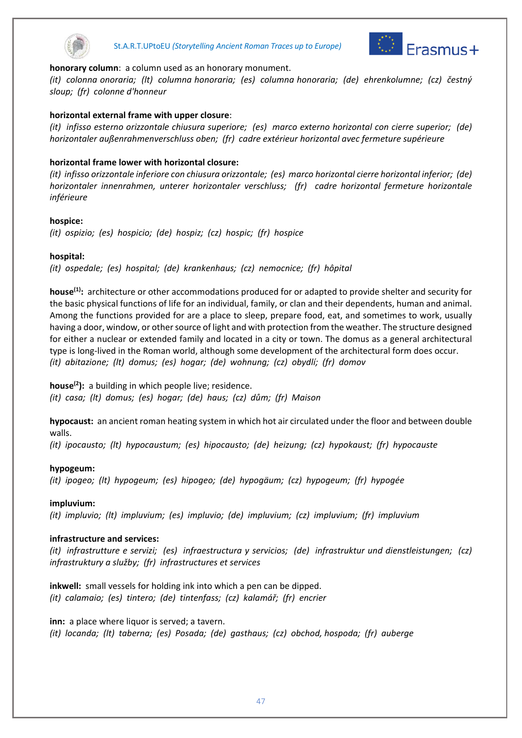**honorary column**: a column used as an honorary monument.
*(it) colonna onoraria; (lt) columna honoraria; (es) columna honoraria; (de) ehrenkolumne; (cz) čestný sloup; (fr) colonne d'honneur*

**horizontal external frame with upper closure**:
*(it) infisso esterno orizzontale chiusura superiore; (es) marco externo horizontal con cierre superior; (de) horizontaler außenrahmenverschluss oben; (fr) cadre extérieur horizontal avec fermeture supérieure*

**horizontal frame lower with horizontal closure:**
*(it) infisso orizzontale inferiore con chiusura orizzontale; (es) marco horizontal cierre horizontal inferior; (de) horizontaler innenrahmen, unterer horizontaler verschluss; (fr) cadre horizontal fermeture horizontale inférieure*

**hospice:**
*(it) ospizio; (es) hospicio; (de) hospiz; (cz) hospic; (fr) hospice*

**hospital:**
*(it) ospedale; (es) hospital; (de) krankenhaus; (cz) nemocnice; (fr) hôpital*

**house(1):** architecture or other accommodations produced for or adapted to provide shelter and security for the basic physical functions of life for an individual, family, or clan and their dependents, human and animal. Among the functions provided for are a place to sleep, prepare food, eat, and sometimes to work, usually having a door, window, or other source of light and with protection from the weather. The structure designed for either a nuclear or extended family and located in a city or town. The domus as a general architectural type is long-lived in the Roman world, although some development of the architectural form does occur.
*(it) abitazione; (lt) domus; (es) hogar; (de) wohnung; (cz) obydlí; (fr) domov*

**house(2):** a building in which people live; residence.
*(it) casa; (lt) domus; (es) hogar; (de) haus; (cz) dům; (fr) Maison*

**hypocaust:** an ancient roman heating system in which hot air circulated under the floor and between double walls.
*(it) ipocausto; (lt) hypocaustum; (es) hipocausto; (de) heizung; (cz) hypokaust; (fr) hypocauste*

**hypogeum:**
*(it) ipogeo; (lt) hypogeum; (es) hipogeo; (de) hypogäum; (cz) hypogeum; (fr) hypogée*

**impluvium:**
*(it) impluvio; (lt) impluvium; (es) impluvio; (de) impluvium; (cz) impluvium; (fr) impluvium*

**infrastructure and services:**
*(it) infrastrutture e servizi; (es) infraestructura y servicios; (de) infrastruktur und dienstleistungen; (cz) infrastruktury a služby; (fr) infrastructures et services*

**inkwell:** small vessels for holding ink into which a pen can be dipped.
*(it) calamaio; (es) tintero; (de) tintenfass; (cz) kalamář; (fr) encrier*

**inn:** a place where liquor is served; a tavern.
*(it) locanda; (lt) taberna; (es) Posada; (de) gasthaus; (cz) obchod, hospoda; (fr) auberge*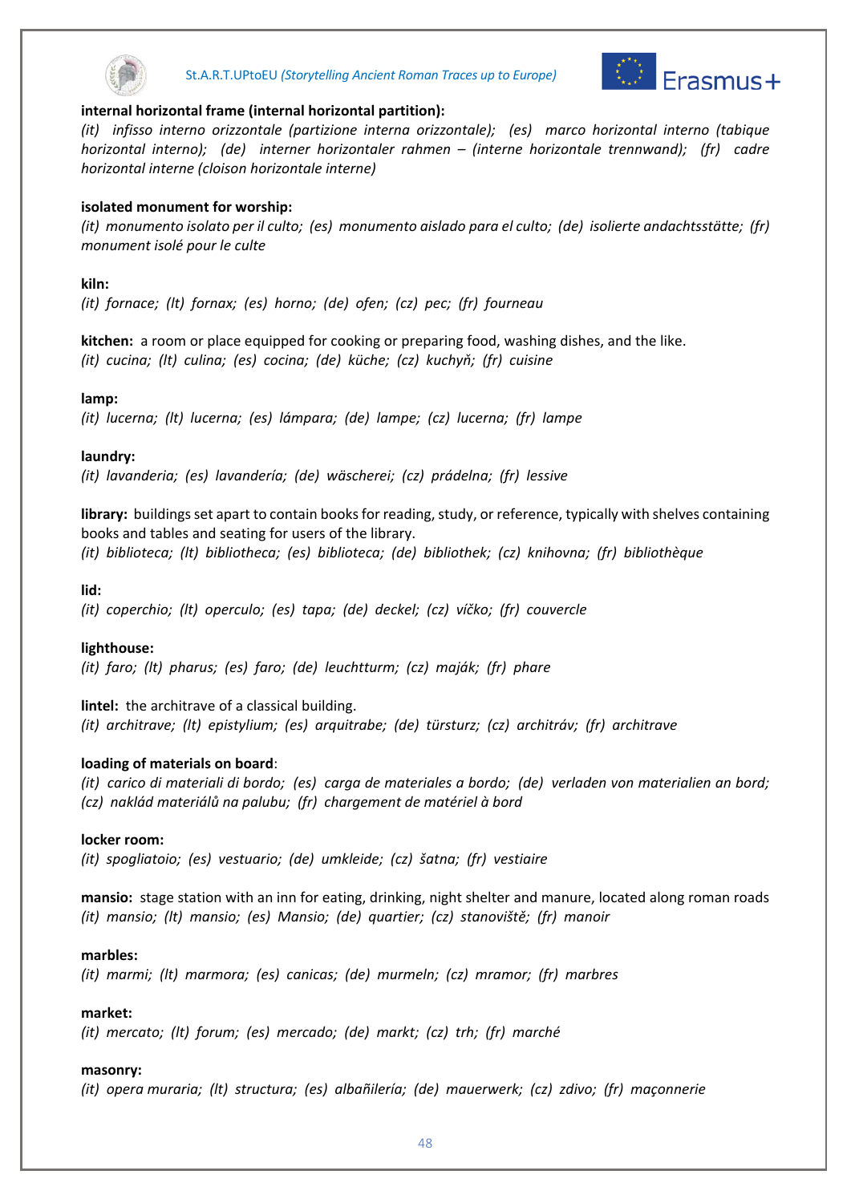**internal horizontal frame (internal horizontal partition):**
*(it) infisso interno orizzontale (partizione interna orizzontale); (es) marco horizontal interno (tabique horizontal interno); (de) interner horizontaler rahmen – (interne horizontale trennwand); (fr) cadre horizontal interne (cloison horizontale interne)*

**isolated monument for worship:**
*(it) monumento isolato per il culto; (es) monumento aislado para el culto; (de) isolierte andachtsstätte; (fr) monument isolé pour le culte*

**kiln:**
*(it) fornace; (lt) fornax; (es) horno; (de) ofen; (cz) pec; (fr) fourneau*

**kitchen:** a room or place equipped for cooking or preparing food, washing dishes, and the like.
*(it) cucina; (lt) culina; (es) cocina; (de) küche; (cz) kuchyň; (fr) cuisine*

**lamp:**
*(it) lucerna; (lt) lucerna; (es) lámpara; (de) lampe; (cz) lucerna; (fr) lampe*

**laundry:**
*(it) lavanderia; (es) lavandería; (de) wäscherei; (cz) prádelna; (fr) lessive*

**library:** buildings set apart to contain books for reading, study, or reference, typically with shelves containing books and tables and seating for users of the library.
*(it) biblioteca; (lt) bibliotheca; (es) biblioteca; (de) bibliothek; (cz) knihovna; (fr) bibliothèque*

**lid:**
*(it) coperchio; (lt) operculo; (es) tapa; (de) deckel; (cz) víčko; (fr) couvercle*

**lighthouse:**
*(it) faro; (lt) pharus; (es) faro; (de) leuchtturm; (cz) maják; (fr) phare*

**lintel:** the architrave of a classical building.
*(it) architrave; (lt) epistylium; (es) arquitrabe; (de) türsturz; (cz) architráv; (fr) architrave*

**loading of materials on board**:
*(it) carico di materiali di bordo; (es) carga de materiales a bordo; (de) verladen von materialien an bord; (cz) naklád materiálů na palubu; (fr) chargement de matériel à bord*

**locker room:**
*(it) spogliatoio; (es) vestuario; (de) umkleide; (cz) šatna; (fr) vestiaire*

**mansio:** stage station with an inn for eating, drinking, night shelter and manure, located along roman roads
*(it) mansio; (lt) mansio; (es) Mansio; (de) quartier; (cz) stanoviště; (fr) manoir*

**marbles:**
*(it) marmi; (lt) marmora; (es) canicas; (de) murmeln; (cz) mramor; (fr) marbres*

**market:**
*(it) mercato; (lt) forum; (es) mercado; (de) markt; (cz) trh; (fr) marché*

**masonry:**
*(it) opera muraria; (lt) structura; (es) albañilería; (de) mauerwerk; (cz) zdivo; (fr) maçonnerie*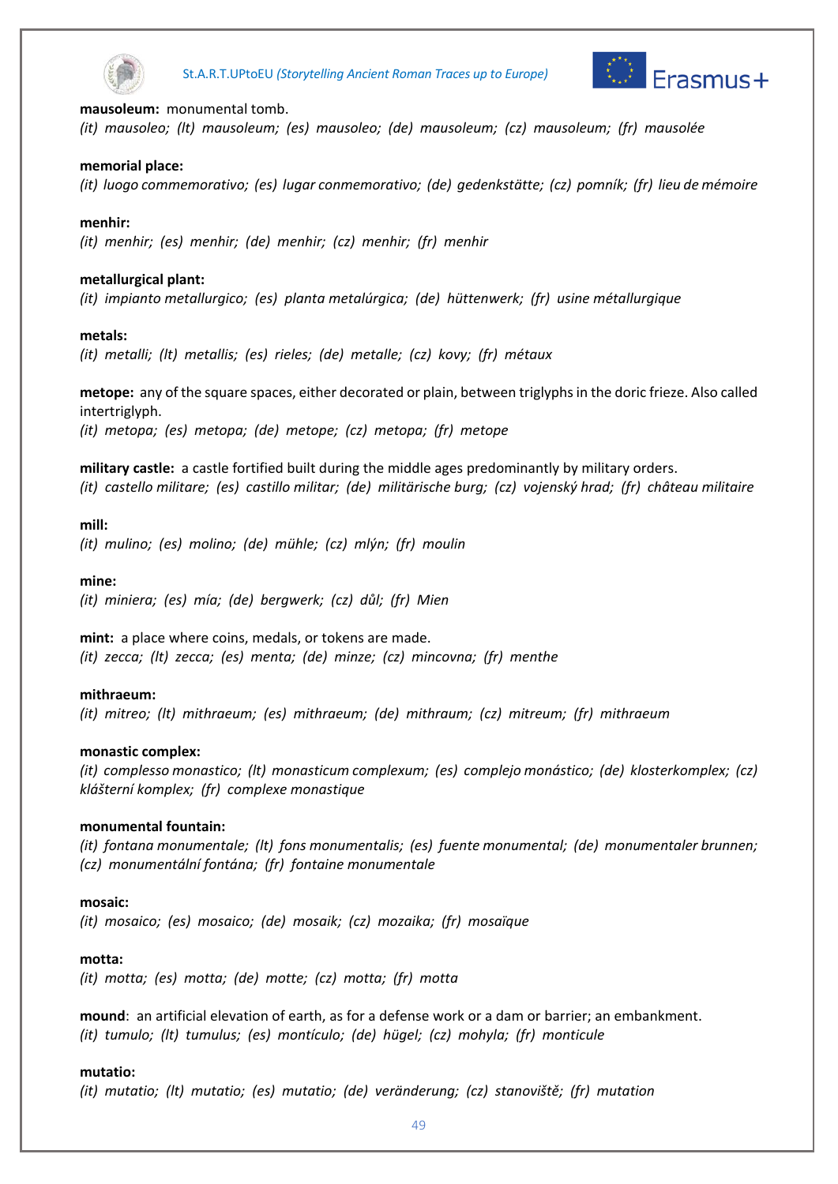**mausoleum:** monumental tomb.
*(it) mausoleo; (lt) mausoleum; (es) mausoleo; (de) mausoleum; (cz) mausoleum; (fr) mausolée*

**memorial place:**
*(it) luogo commemorativo; (es) lugar conmemorativo; (de) gedenkstätte; (cz) pomník; (fr) lieu de mémoire*

**menhir:**
*(it) menhir; (es) menhir; (de) menhir; (cz) menhir; (fr) menhir*

**metallurgical plant:**
*(it) impianto metallurgico; (es) planta metalúrgica; (de) hüttenwerk; (fr) usine métallurgique*

**metals:**
*(it) metalli; (lt) metallis; (es) rieles; (de) metalle; (cz) kovy; (fr) métaux*

**metope:** any of the square spaces, either decorated or plain, between triglyphs in the doric frieze. Also called intertriglyph.
*(it) metopa; (es) metopa; (de) metope; (cz) metopa; (fr) metope*

**military castle:** a castle fortified built during the middle ages predominantly by military orders.
*(it) castello militare; (es) castillo militar; (de) militärische burg; (cz) vojenský hrad; (fr) château militaire*

**mill:**
*(it) mulino; (es) molino; (de) mühle; (cz) mlýn; (fr) moulin*

**mine:**
*(it) miniera; (es) mía; (de) bergwerk; (cz) důl; (fr) Mien*

**mint:** a place where coins, medals, or tokens are made.
*(it) zecca; (lt) zecca; (es) menta; (de) minze; (cz) mincovna; (fr) menthe*

**mithraeum:**
*(it) mitreo; (lt) mithraeum; (es) mithraeum; (de) mithraum; (cz) mitreum; (fr) mithraeum*

**monastic complex:**
*(it) complesso monastico; (lt) monasticum complexum; (es) complejo monástico; (de) klosterkomplex; (cz) klášterní komplex; (fr) complexe monastique*

**monumental fountain:**
*(it) fontana monumentale; (lt) fons monumentalis; (es) fuente monumental; (de) monumentaler brunnen; (cz) monumentální fontána; (fr) fontaine monumentale*

**mosaic:**
*(it) mosaico; (es) mosaico; (de) mosaik; (cz) mozaika; (fr) mosaïque*

**motta:**
*(it) motta; (es) motta; (de) motte; (cz) motta; (fr) motta*

**mound**: an artificial elevation of earth, as for a defense work or a dam or barrier; an embankment.
*(it) tumulo; (lt) tumulus; (es) montículo; (de) hügel; (cz) mohyla; (fr) monticule*

**mutatio:**
*(it) mutatio; (lt) mutatio; (es) mutatio; (de) veränderung; (cz) stanoviště; (fr) mutation*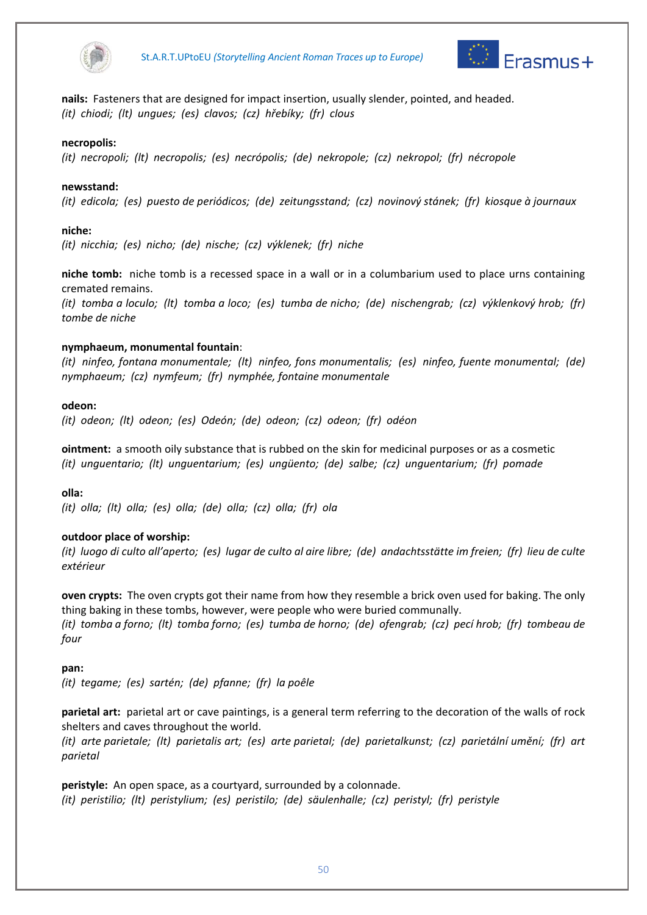**nails:** Fasteners that are designed for impact insertion, usually slender, pointed, and headed.
*(it) chiodi; (lt) ungues; (es) clavos; (cz) hřebíky; (fr) clous*

**necropolis:**
*(it) necropoli; (lt) necropolis; (es) necrópolis; (de) nekropole; (cz) nekropol; (fr) nécropole*

**newsstand:**
*(it) edicola; (es) puesto de periódicos; (de) zeitungsstand; (cz) novinový stánek; (fr) kiosque à journaux*

**niche:**
*(it) nicchia; (es) nicho; (de) nische; (cz) výklenek; (fr) niche*

**niche tomb:** niche tomb is a recessed space in a wall or in a columbarium used to place urns containing cremated remains.
*(it) tomba a loculo; (lt) tomba a loco; (es) tumba de nicho; (de) nischengrab; (cz) výklenkový hrob; (fr) tombe de niche*

**nymphaeum, monumental fountain**:
*(it) ninfeo, fontana monumentale; (lt) ninfeo, fons monumentalis; (es) ninfeo, fuente monumental; (de) nymphaeum; (cz) nymfeum; (fr) nymphée, fontaine monumentale*

**odeon:**
*(it) odeon; (lt) odeon; (es) Odeón; (de) odeon; (cz) odeon; (fr) odéon*

**ointment:** a smooth oily substance that is rubbed on the skin for medicinal purposes or as a cosmetic
*(it) unguentario; (lt) unguentarium; (es) ungüento; (de) salbe; (cz) unguentarium; (fr) pomade*

**olla:**
*(it) olla; (lt) olla; (es) olla; (de) olla; (cz) olla; (fr) ola*

**outdoor place of worship:**
*(it) luogo di culto all'aperto; (es) lugar de culto al aire libre; (de) andachtsstätte im freien; (fr) lieu de culte extérieur*

**oven crypts:** The oven crypts got their name from how they resemble a brick oven used for baking. The only thing baking in these tombs, however, were people who were buried communally.
*(it) tomba a forno; (lt) tomba forno; (es) tumba de horno; (de) ofengrab; (cz) pecí hrob; (fr) tombeau de four*

**pan:**
*(it) tegame; (es) sartén; (de) pfanne; (fr) la poêle*

**parietal art:** parietal art or cave paintings, is a general term referring to the decoration of the walls of rock shelters and caves throughout the world.
*(it) arte parietale; (lt) parietalis art; (es) arte parietal; (de) parietalkunst; (cz) parietální umění; (fr) art parietal*

**peristyle:** An open space, as a courtyard, surrounded by a colonnade.
*(it) peristilio; (lt) peristylium; (es) peristilo; (de) säulenhalle; (cz) peristyl; (fr) peristyle*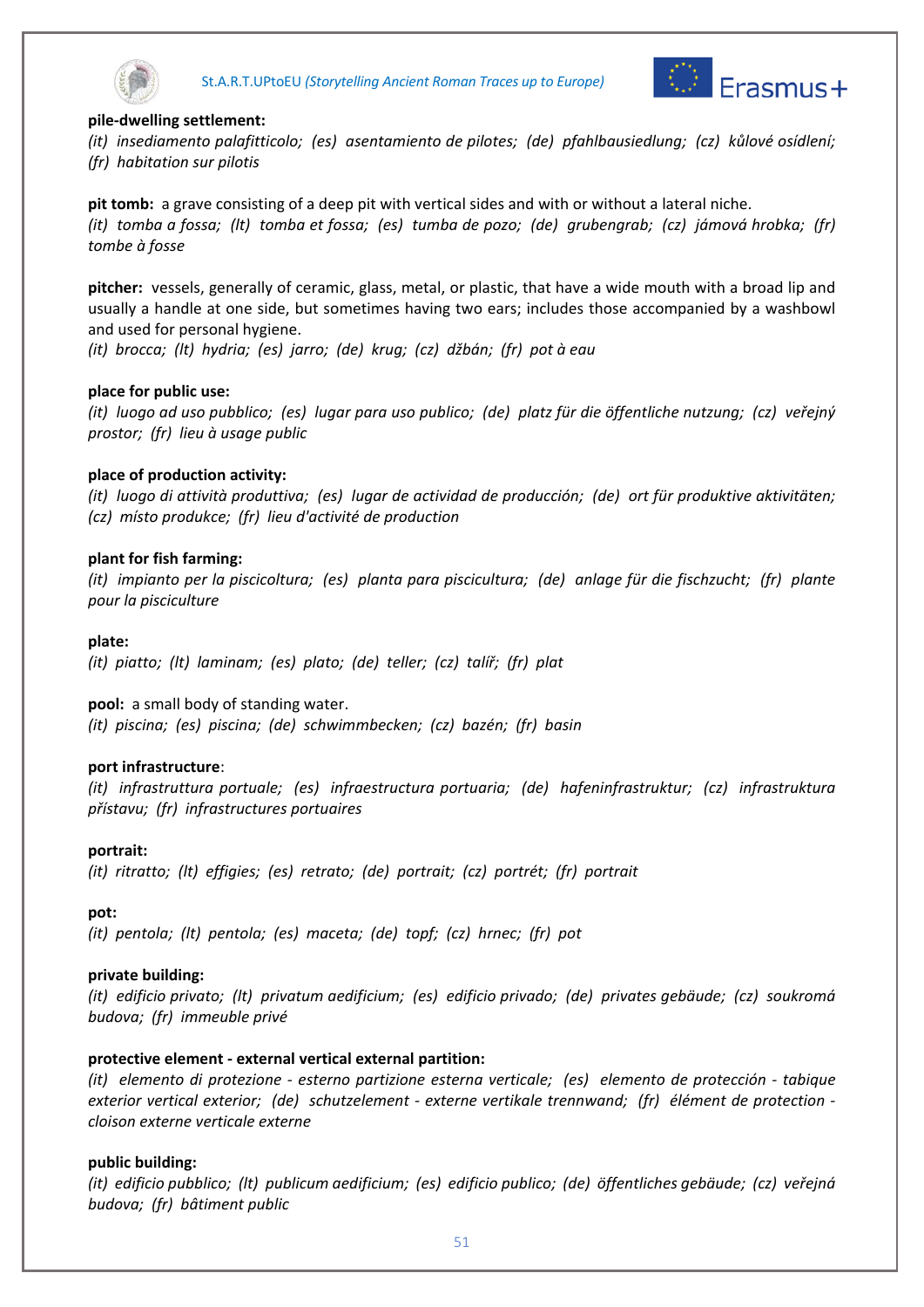**pile-dwelling settlement:**
*(it) insediamento palafitticolo; (es) asentamiento de pilotes; (de) pfahlbausiedlung; (cz) kůlové osídlení; (fr) habitation sur pilotis*

**pit tomb:** a grave consisting of a deep pit with vertical sides and with or without a lateral niche.
*(it) tomba a fossa; (lt) tomba et fossa; (es) tumba de pozo; (de) grubengrab; (cz) jámová hrobka; (fr) tombe à fosse*

**pitcher:** vessels, generally of ceramic, glass, metal, or plastic, that have a wide mouth with a broad lip and usually a handle at one side, but sometimes having two ears; includes those accompanied by a washbowl and used for personal hygiene.
*(it) brocca; (lt) hydria; (es) jarro; (de) krug; (cz) džbán; (fr) pot à eau*

**place for public use:**
*(it) luogo ad uso pubblico; (es) lugar para uso publico; (de) platz für die öffentliche nutzung; (cz) veřejný prostor; (fr) lieu à usage public*

**place of production activity:**
*(it) luogo di attività produttiva; (es) lugar de actividad de producción; (de) ort für produktive aktivitäten; (cz) místo produkce; (fr) lieu d'activité de production*

**plant for fish farming:**
*(it) impianto per la piscicoltura; (es) planta para piscicultura; (de) anlage für die fischzucht; (fr) plante pour la pisciculture*

**plate:**
*(it) piatto; (lt) laminam; (es) plato; (de) teller; (cz) talíř; (fr) plat*

**pool:** a small body of standing water.
*(it) piscina; (es) piscina; (de) schwimmbecken; (cz) bazén; (fr) basin*

**port infrastructure**:
*(it) infrastruttura portuale; (es) infraestructura portuaria; (de) hafeninfrastruktur; (cz) infrastruktura přístavu; (fr) infrastructures portuaires*

**portrait:**
*(it) ritratto; (lt) effigies; (es) retrato; (de) portrait; (cz) portrét; (fr) portrait*

**pot:**
*(it) pentola; (lt) pentola; (es) maceta; (de) topf; (cz) hrnec; (fr) pot*

**private building:**
*(it) edificio privato; (lt) privatum aedificium; (es) edificio privado; (de) privates gebäude; (cz) soukromá budova; (fr) immeuble privé*

**protective element - external vertical external partition:**
*(it) elemento di protezione - esterno partizione esterna verticale; (es) elemento de protección - tabique exterior vertical exterior; (de) schutzelement - externe vertikale trennwand; (fr) élément de protection - cloison externe verticale externe*

**public building:**
*(it) edificio pubblico; (lt) publicum aedificium; (es) edificio publico; (de) öffentliches gebäude; (cz) veřejná budova; (fr) bâtiment public*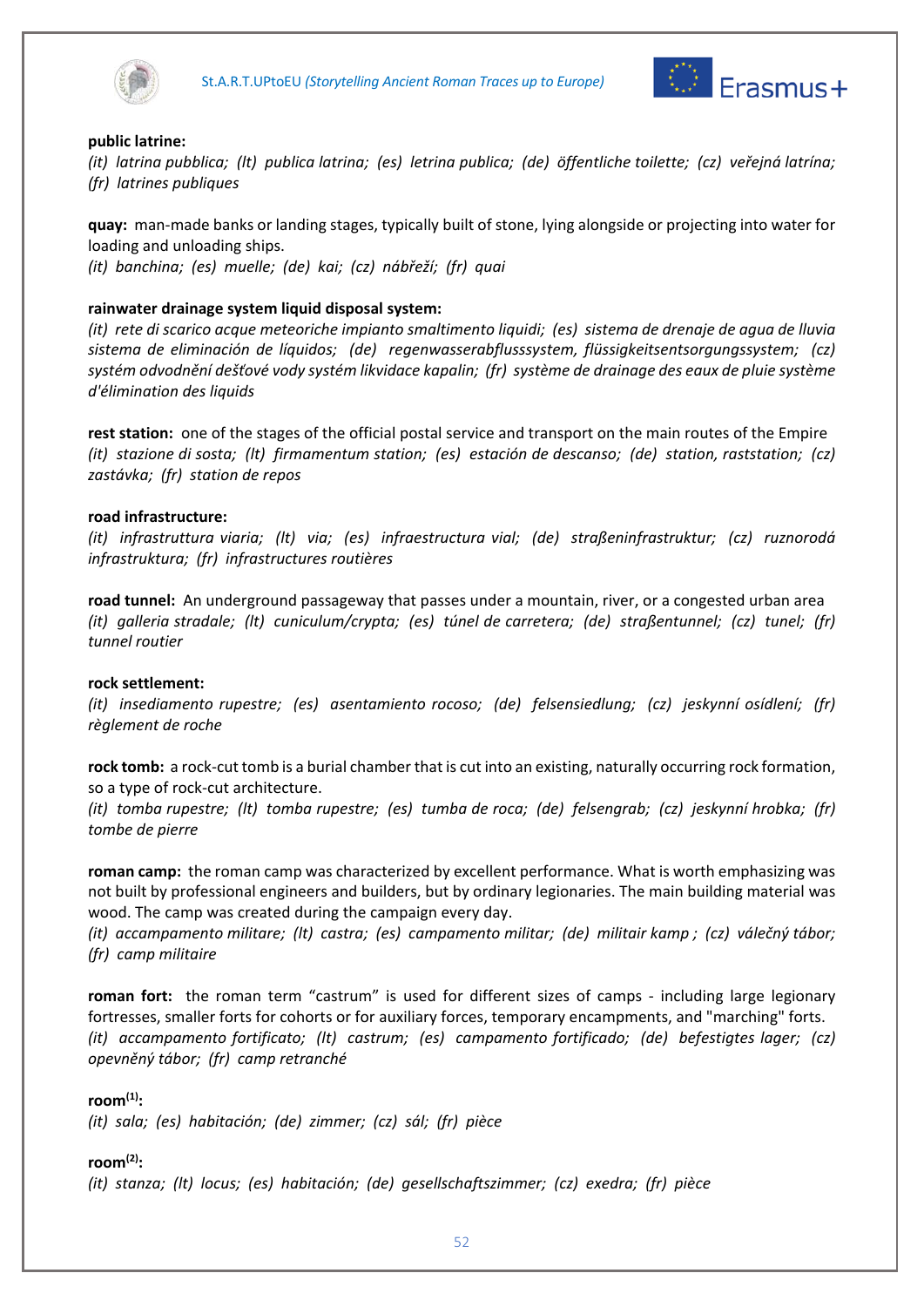**public latrine:**
*(it) latrina pubblica; (lt) publica latrina; (es) letrina publica; (de) öffentliche toilette; (cz) veřejná latrína; (fr) latrines publiques*

**quay:** man-made banks or landing stages, typically built of stone, lying alongside or projecting into water for loading and unloading ships.
*(it) banchina; (es) muelle; (de) kai; (cz) nábřeží; (fr) quai*

**rainwater drainage system liquid disposal system:**
*(it) rete di scarico acque meteoriche impianto smaltimento liquidi; (es) sistema de drenaje de agua de lluvia sistema de eliminación de líquidos; (de) regenwasserabflusssystem, flüssigkeitsentsorgungssystem; (cz) systém odvodnění dešťové vody systém likvidace kapalin; (fr) système de drainage des eaux de pluie système d'élimination des liquids*

**rest station:** one of the stages of the official postal service and transport on the main routes of the Empire
*(it) stazione di sosta; (lt) firmamentum station; (es) estación de descanso; (de) station, raststation; (cz) zastávka; (fr) station de repos*

**road infrastructure:**
*(it) infrastruttura viaria; (lt) via; (es) infraestructura vial; (de) straßeninfrastruktur; (cz) ruznorodá infrastruktura; (fr) infrastructures routières*

**road tunnel:** An underground passageway that passes under a mountain, river, or a congested urban area
*(it) galleria stradale; (lt) cuniculum/crypta; (es) túnel de carretera; (de) straßentunnel; (cz) tunel; (fr) tunnel routier*

**rock settlement:**
*(it) insediamento rupestre; (es) asentamiento rocoso; (de) felsensiedlung; (cz) jeskynní osídlení; (fr) règlement de roche*

**rock tomb:** a rock-cut tomb is a burial chamber that is cut into an existing, naturally occurring rock formation, so a type of rock-cut architecture.
*(it) tomba rupestre; (lt) tomba rupestre; (es) tumba de roca; (de) felsengrab; (cz) jeskynní hrobka; (fr) tombe de pierre*

**roman camp:** the roman camp was characterized by excellent performance. What is worth emphasizing was not built by professional engineers and builders, but by ordinary legionaries. The main building material was wood. The camp was created during the campaign every day.
*(it) accampamento militare; (lt) castra; (es) campamento militar; (de) militair kamp ; (cz) válečný tábor; (fr) camp militaire*

**roman fort:** the roman term "castrum" is used for different sizes of camps - including large legionary fortresses, smaller forts for cohorts or for auxiliary forces, temporary encampments, and "marching" forts.
*(it) accampamento fortificato; (lt) castrum; (es) campamento fortificado; (de) befestigtes lager; (cz) opevněný tábor; (fr) camp retranché*

**room(1):**
*(it) sala; (es) habitación; (de) zimmer; (cz) sál; (fr) pièce*

**room(2):**
*(it) stanza; (lt) locus; (es) habitación; (de) gesellschaftszimmer; (cz) exedra; (fr) pièce*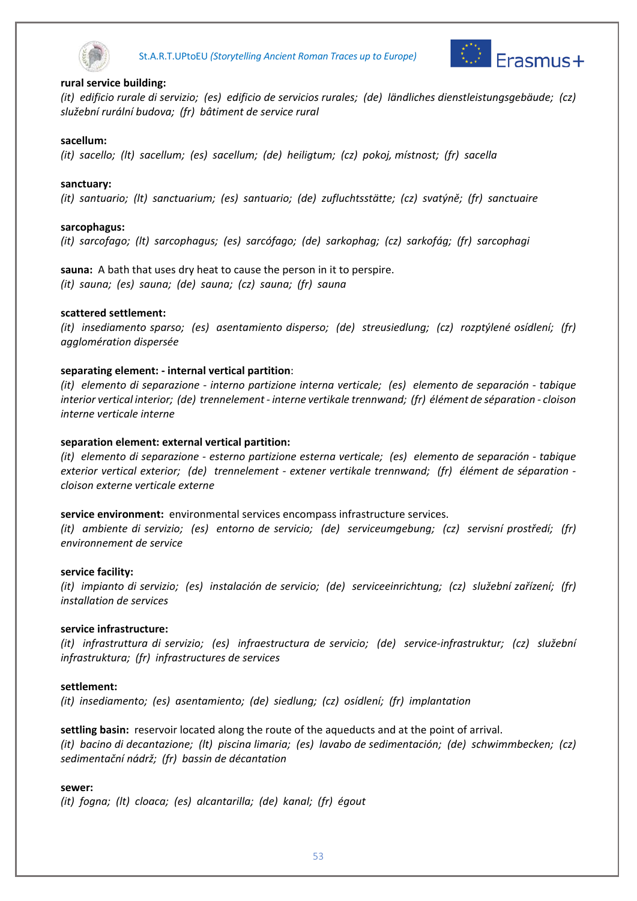**rural service building:**
*(it) edificio rurale di servizio; (es) edificio de servicios rurales; (de) ländliches dienstleistungsgebäude; (cz) služební rurální budova; (fr) bâtiment de service rural*

**sacellum:**
*(it) sacello; (lt) sacellum; (es) sacellum; (de) heiligtum; (cz) pokoj, místnost; (fr) sacella*

**sanctuary:**
*(it) santuario; (lt) sanctuarium; (es) santuario; (de) zufluchtsstätte; (cz) svatýně; (fr) sanctuaire*

**sarcophagus:**
*(it) sarcofago; (lt) sarcophagus; (es) sarcófago; (de) sarkophag; (cz) sarkofág; (fr) sarcophagi*

**sauna:** A bath that uses dry heat to cause the person in it to perspire.
*(it) sauna; (es) sauna; (de) sauna; (cz) sauna; (fr) sauna*

**scattered settlement:**
*(it) insediamento sparso; (es) asentamiento disperso; (de) streusiedlung; (cz) rozptýlené osídlení; (fr) agglomération dispersée*

**separating element: - internal vertical partition**:
*(it) elemento di separazione - interno partizione interna verticale; (es) elemento de separación - tabique interior vertical interior; (de) trennelement - interne vertikale trennwand; (fr) élément de séparation - cloison interne verticale interne*

**separation element: external vertical partition:**
*(it) elemento di separazione - esterno partizione esterna verticale; (es) elemento de separación - tabique exterior vertical exterior; (de) trennelement - extener vertikale trennwand; (fr) élément de séparation - cloison externe verticale externe*

**service environment:** environmental services encompass infrastructure services.
*(it) ambiente di servizio; (es) entorno de servicio; (de) serviceumgebung; (cz) servisní prostředí; (fr) environnement de service*

**service facility:**
*(it) impianto di servizio; (es) instalación de servicio; (de) serviceeinrichtung; (cz) služební zařízení; (fr) installation de services*

**service infrastructure:**
*(it) infrastruttura di servizio; (es) infraestructura de servicio; (de) service-infrastruktur; (cz) služební infrastruktura; (fr) infrastructures de services*

**settlement:**
*(it) insediamento; (es) asentamiento; (de) siedlung; (cz) osídlení; (fr) implantation*

**settling basin:** reservoir located along the route of the aqueducts and at the point of arrival.
*(it) bacino di decantazione; (lt) piscina limaria; (es) lavabo de sedimentación; (de) schwimmbecken; (cz) sedimentační nádrž; (fr) bassin de décantation*

**sewer:**
*(it) fogna; (lt) cloaca; (es) alcantarilla; (de) kanal; (fr) égout*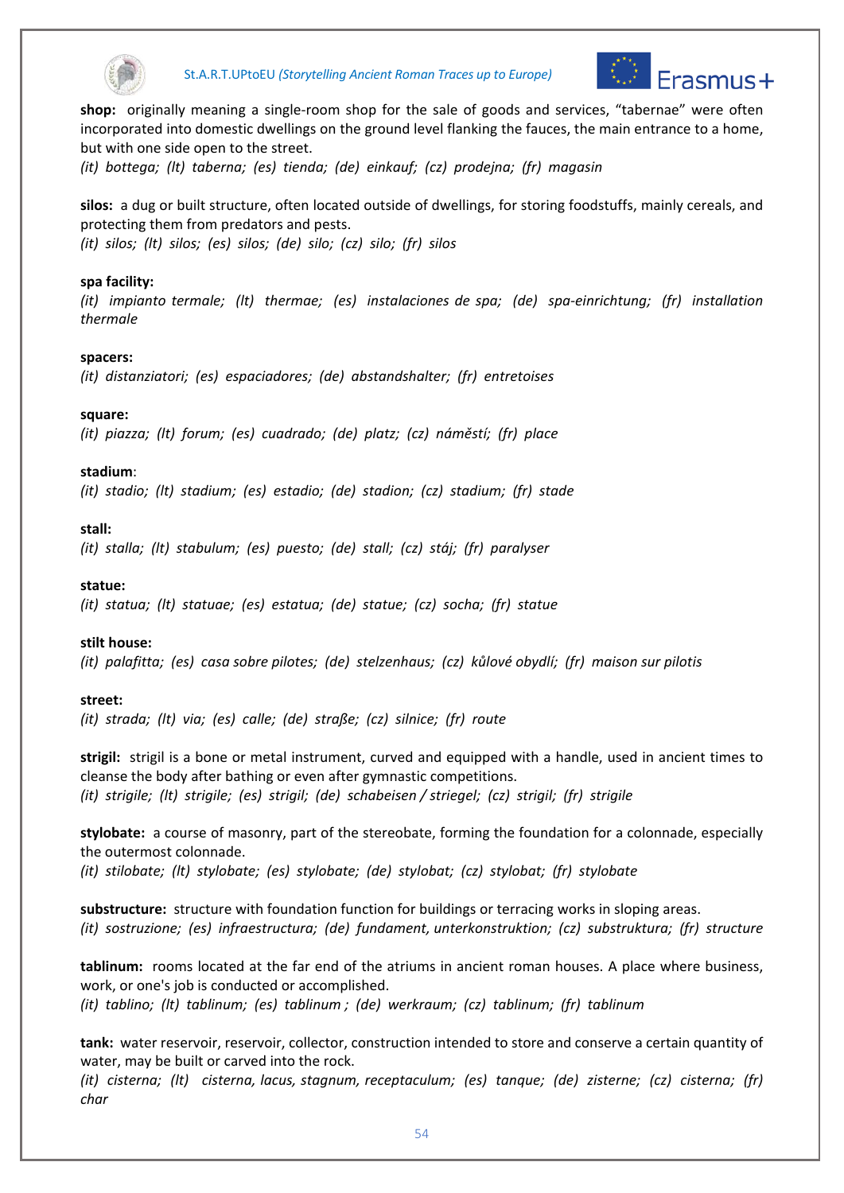**shop:** originally meaning a single-room shop for the sale of goods and services, “tabernae” were often incorporated into domestic dwellings on the ground level flanking the fauces, the main entrance to a home, but with one side open to the street.
*(it) bottega; (lt) taberna; (es) tienda; (de) einkauf; (cz) prodejna; (fr) magasin*

**silos:** a dug or built structure, often located outside of dwellings, for storing foodstuffs, mainly cereals, and protecting them from predators and pests.
*(it) silos; (lt) silos; (es) silos; (de) silo; (cz) silo; (fr) silos*

**spa facility:**
*(it) impianto termale; (lt) thermae; (es) instalaciones de spa; (de) spa-einrichtung; (fr) installation thermale*

**spacers:**
*(it) distanziatori; (es) espaciadores; (de) abstandshalter; (fr) entretoises*

**square:**
*(it) piazza; (lt) forum; (es) cuadrado; (de) platz; (cz) náměstí; (fr) place*

**stadium**:
*(it) stadio; (lt) stadium; (es) estadio; (de) stadion; (cz) stadium; (fr) stade*

**stall:**
*(it) stalla; (lt) stabulum; (es) puesto; (de) stall; (cz) stáj; (fr) paralyser*

**statue:**
*(it) statua; (lt) statuae; (es) estatua; (de) statue; (cz) socha; (fr) statue*

**stilt house:**
*(it) palafitta; (es) casa sobre pilotes; (de) stelzenhaus; (cz) kůlové obydlí; (fr) maison sur pilotis*

**street:**
*(it) strada; (lt) via; (es) calle; (de) straße; (cz) silnice; (fr) route*

**strigil:** strigil is a bone or metal instrument, curved and equipped with a handle, used in ancient times to cleanse the body after bathing or even after gymnastic competitions.
*(it) strigile; (lt) strigile; (es) strigil; (de) schabeisen / striegel; (cz) strigil; (fr) strigile*

**stylobate:** a course of masonry, part of the stereobate, forming the foundation for a colonnade, especially the outermost colonnade.
*(it) stilobate; (lt) stylobate; (es) stylobate; (de) stylobat; (cz) stylobat; (fr) stylobate*

**substructure:** structure with foundation function for buildings or terracing works in sloping areas.
*(it) sostruzione; (es) infraestructura; (de) fundament, unterkonstruktion; (cz) substruktura; (fr) structure*

**tablinum:** rooms located at the far end of the atriums in ancient roman houses. A place where business, work, or one's job is conducted or accomplished.
*(it) tablino; (lt) tablinum; (es) tablinum ; (de) werkraum; (cz) tablinum; (fr) tablinum*

**tank:** water reservoir, reservoir, collector, construction intended to store and conserve a certain quantity of water, may be built or carved into the rock.
*(it) cisterna; (lt) cisterna, lacus, stagnum, receptaculum; (es) tanque; (de) zisterne; (cz) cisterna; (fr) char*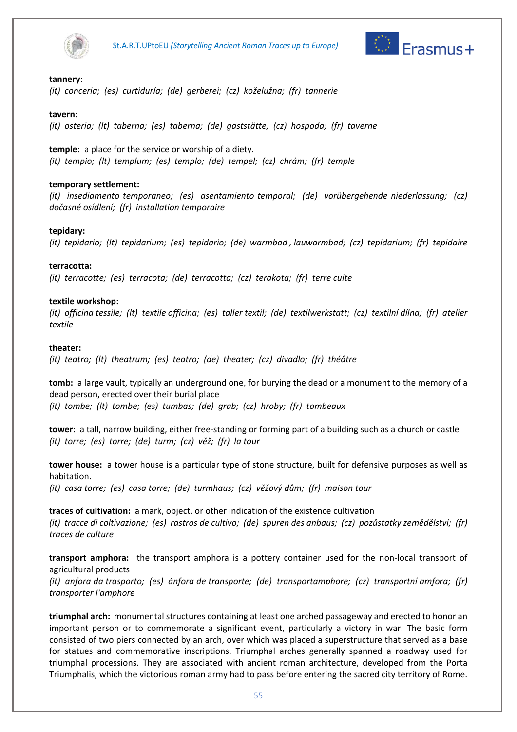**tannery:**
*(it) conceria; (es) curtiduría; (de) gerberei; (cz) koželužna; (fr) tannerie*

**tavern:**
*(it) osteria; (lt) taberna; (es) taberna; (de) gaststätte; (cz) hospoda; (fr) taverne*

**temple:** a place for the service or worship of a diety.
*(it) tempio; (lt) templum; (es) templo; (de) tempel; (cz) chrám; (fr) temple*

**temporary settlement:**
*(it) insediamento temporaneo; (es) asentamiento temporal; (de) vorübergehende niederlassung; (cz) dočasné osídlení; (fr) installation temporaire*

**tepidary:**
*(it) tepidario; (lt) tepidarium; (es) tepidario; (de) warmbad , lauwarmbad; (cz) tepidarium; (fr) tepidaire*

**terracotta:**
*(it) terracotte; (es) terracota; (de) terracotta; (cz) terakota; (fr) terre cuite*

**textile workshop:**
*(it) officina tessile; (lt) textile officina; (es) taller textil; (de) textilwerkstatt; (cz) textilní dílna; (fr) atelier textile*

**theater:**
*(it) teatro; (lt) theatrum; (es) teatro; (de) theater; (cz) divadlo; (fr) théâtre*

**tomb:** a large vault, typically an underground one, for burying the dead or a monument to the memory of a dead person, erected over their burial place
*(it) tombe; (lt) tombe; (es) tumbas; (de) grab; (cz) hroby; (fr) tombeaux*

**tower:** a tall, narrow building, either free-standing or forming part of a building such as a church or castle
*(it) torre; (es) torre; (de) turm; (cz) věž; (fr) la tour*

**tower house:** a tower house is a particular type of stone structure, built for defensive purposes as well as habitation.
*(it) casa torre; (es) casa torre; (de) turmhaus; (cz) věžový dům; (fr) maison tour*

**traces of cultivation:** a mark, object, or other indication of the existence cultivation
*(it) tracce di coltivazione; (es) rastros de cultivo; (de) spuren des anbaus; (cz) pozůstatky zemědělství; (fr) traces de culture*

**transport amphora:** the transport amphora is a pottery container used for the non-local transport of agricultural products
*(it) anfora da trasporto; (es) ánfora de transporte; (de) transportamphore; (cz) transportní amfora; (fr) transporter l'amphore*

**triumphal arch:** monumental structures containing at least one arched passageway and erected to honor an important person or to commemorate a significant event, particularly a victory in war. The basic form consisted of two piers connected by an arch, over which was placed a superstructure that served as a base for statues and commemorative inscriptions. Triumphal arches generally spanned a roadway used for triumphal processions. They are associated with ancient roman architecture, developed from the Porta Triumphalis, which the victorious roman army had to pass before entering the sacred city territory of Rome.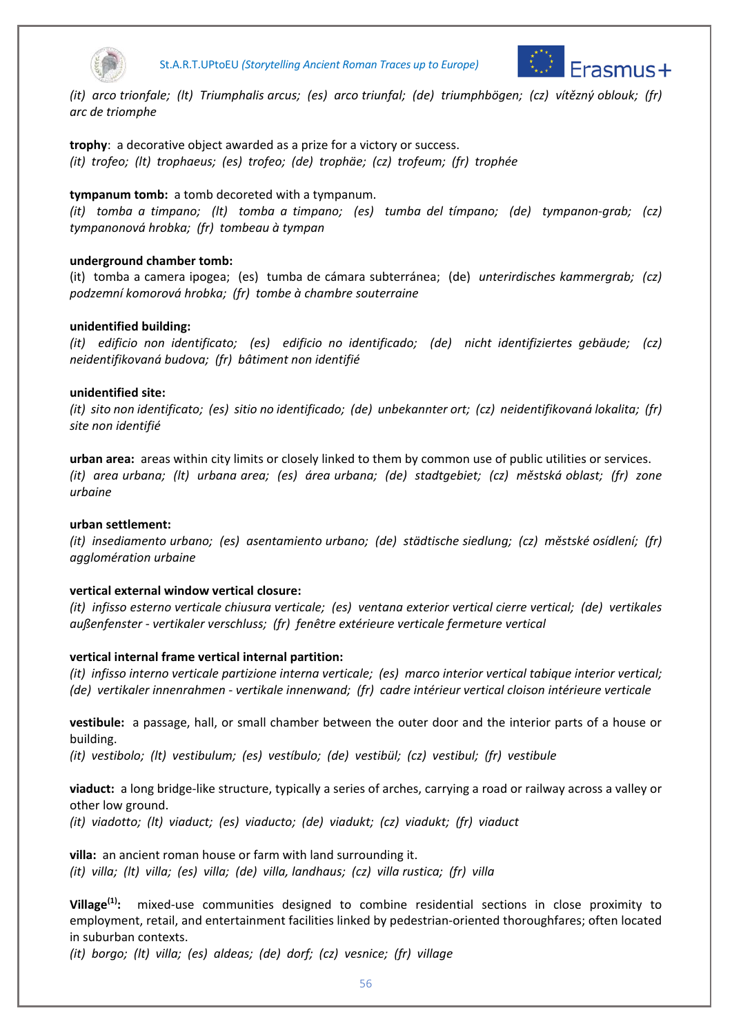*(it) arco trionfale; (lt) Triumphalis arcus; (es) arco triunfal; (de) triumphbögen; (cz) vítězný oblouk; (fr) arc de triomphe*

**trophy**: a decorative object awarded as a prize for a victory or success.
*(it) trofeo; (lt) trophaeus; (es) trofeo; (de) trophäe; (cz) trofeum; (fr) trophée*

**tympanum tomb:** a tomb decoreted with a tympanum.
*(it) tomba a timpano; (lt) tomba a timpano; (es) tumba del tímpano; (de) tympanon-grab; (cz) tympanonová hrobka; (fr) tombeau à tympan*

**underground chamber tomb:**
(it) tomba a camera ipogea; (es) tumba de cámara subterránea; (de) *unterirdisches kammergrab; (cz) podzemní komorová hrobka; (fr) tombe à chambre souterraine*

**unidentified building:**
*(it) edificio non identificato; (es) edificio no identificado; (de) nicht identifiziertes gebäude; (cz) neidentifikovaná budova; (fr) bâtiment non identifié*

**unidentified site:**
*(it) sito non identificato; (es) sitio no identificado; (de) unbekannter ort; (cz) neidentifikovaná lokalita; (fr) site non identifié*

**urban area:** areas within city limits or closely linked to them by common use of public utilities or services.
*(it) area urbana; (lt) urbana area; (es) área urbana; (de) stadtgebiet; (cz) městská oblast; (fr) zone urbaine*

**urban settlement:**
*(it) insediamento urbano; (es) asentamiento urbano; (de) städtische siedlung; (cz) městské osídlení; (fr) agglomération urbaine*

**vertical external window vertical closure:**
*(it) infisso esterno verticale chiusura verticale; (es) ventana exterior vertical cierre vertical; (de) vertikales außenfenster - vertikaler verschluss; (fr) fenêtre extérieure verticale fermeture vertical*

**vertical internal frame vertical internal partition:**
*(it) infisso interno verticale partizione interna verticale; (es) marco interior vertical tabique interior vertical; (de) vertikaler innenrahmen - vertikale innenwand; (fr) cadre intérieur vertical cloison intérieure verticale*

**vestibule:** a passage, hall, or small chamber between the outer door and the interior parts of a house or building.
*(it) vestibolo; (lt) vestibulum; (es) vestíbulo; (de) vestibül; (cz) vestibul; (fr) vestibule*

**viaduct:** a long bridge-like structure, typically a series of arches, carrying a road or railway across a valley or other low ground.
*(it) viadotto; (lt) viaduct; (es) viaducto; (de) viadukt; (cz) viadukt; (fr) viaduct*

**villa:** an ancient roman house or farm with land surrounding it.
*(it) villa; (lt) villa; (es) villa; (de) villa, landhaus; (cz) villa rustica; (fr) villa*

**Village[1]:** mixed-use communities designed to combine residential sections in close proximity to employment, retail, and entertainment facilities linked by pedestrian-oriented thoroughfares; often located in suburban contexts.
*(it) borgo; (lt) villa; (es) aldeas; (de) dorf; (cz) vesnice; (fr) village*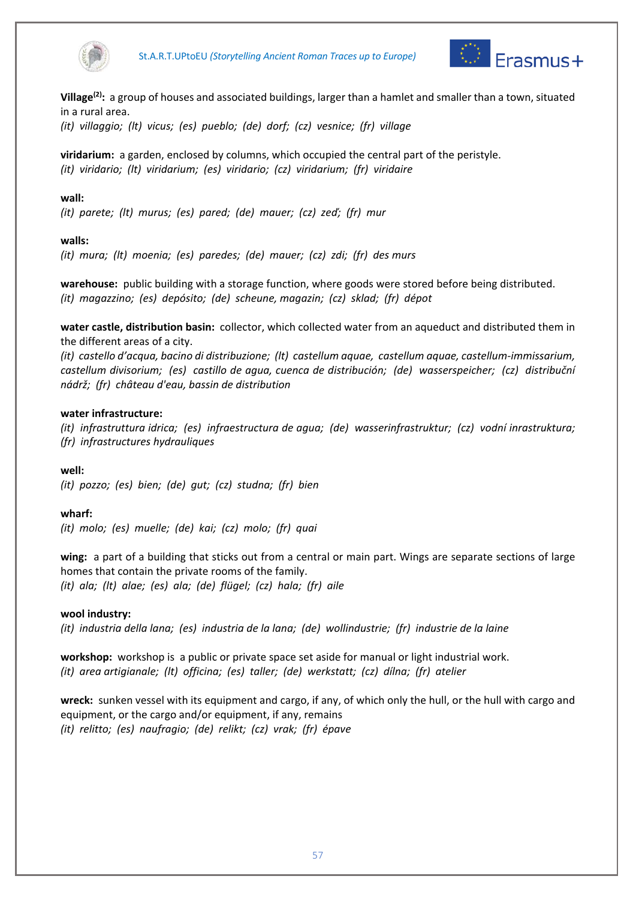**Village[2]:** a group of houses and associated buildings, larger than a hamlet and smaller than a town, situated in a rural area.
*(it) villaggio; (lt) vicus; (es) pueblo; (de) dorf; (cz) vesnice; (fr) village*

**viridarium:** a garden, enclosed by columns, which occupied the central part of the peristyle.
*(it) viridario; (lt) viridarium; (es) viridario; (cz) viridarium; (fr) viridaire*

**wall:**
*(it) parete; (lt) murus; (es) pared; (de) mauer; (cz) zeď; (fr) mur*

**walls:**
*(it) mura; (lt) moenia; (es) paredes; (de) mauer; (cz) zdi; (fr) des murs*

**warehouse:** public building with a storage function, where goods were stored before being distributed.
*(it) magazzino; (es) depósito; (de) scheune, magazin; (cz) sklad; (fr) dépot*

**water castle, distribution basin:** collector, which collected water from an aqueduct and distributed them in the different areas of a city.
*(it) castello d'acqua, bacino di distribuzione; (lt) castellum aquae, castellum aquae, castellum-immissarium, castellum divisorium; (es) castillo de agua, cuenca de distribución; (de) wasserspeicher; (cz) distribuční nádrž; (fr) château d'eau, bassin de distribution*

**water infrastructure:**
*(it) infrastruttura idrica; (es) infraestructura de agua; (de) wasserinfrastruktur; (cz) vodní inrastruktura; (fr) infrastructures hydrauliques*

**well:**
*(it) pozzo; (es) bien; (de) gut; (cz) studna; (fr) bien*

**wharf:**
*(it) molo; (es) muelle; (de) kai; (cz) molo; (fr) quai*

**wing:** a part of a building that sticks out from a central or main part. Wings are separate sections of large homes that contain the private rooms of the family.
*(it) ala; (lt) alae; (es) ala; (de) flügel; (cz) hala; (fr) aile*

**wool industry:**
*(it) industria della lana; (es) industria de la lana; (de) wollindustrie; (fr) industrie de la laine*

**workshop:** workshop is a public or private space set aside for manual or light industrial work.
*(it) area artigianale; (lt) officina; (es) taller; (de) werkstatt; (cz) dílna; (fr) atelier*

**wreck:** sunken vessel with its equipment and cargo, if any, of which only the hull, or the hull with cargo and equipment, or the cargo and/or equipment, if any, remains
*(it) relitto; (es) naufragio; (de) relikt; (cz) vrak; (fr) épave*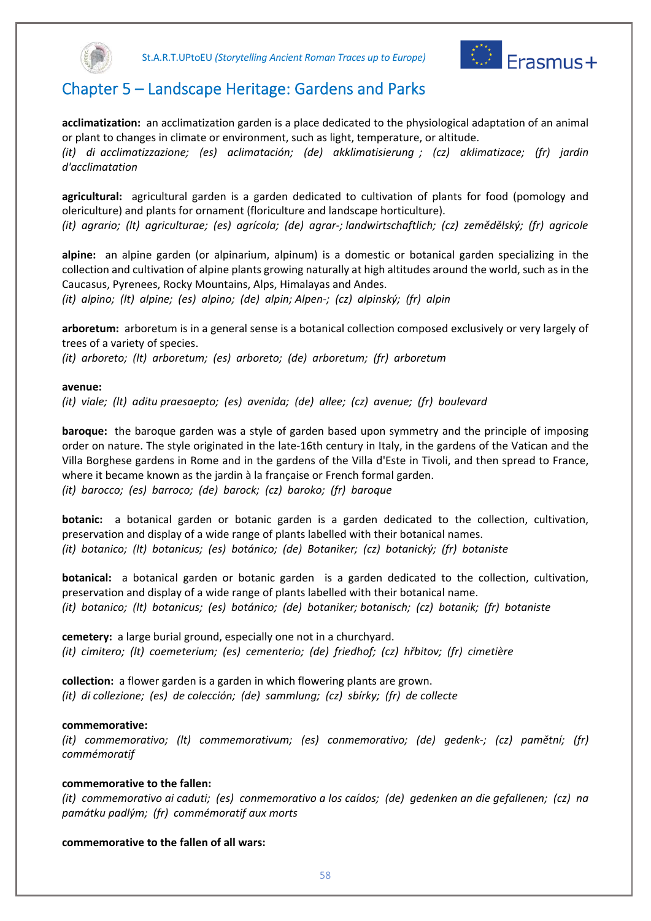# Chapter 5 – Landscape Heritage: Gardens and Parks

**acclimatization:** an acclimatization garden is a place dedicated to the physiological adaptation of an animal or plant to changes in climate or environment, such as light, temperature, or altitude.
*(it) di acclimatizzazione; (es) aclimatación; (de) akklimatisierung ; (cz) aklimatizace; (fr) jardin d'acclimatation*

**agricultural:** agricultural garden is a garden dedicated to cultivation of plants for food (pomology and olericulture) and plants for ornament (floriculture and landscape horticulture).
*(it) agrario; (lt) agriculturae; (es) agrícola; (de) agrar-; landwirtschaftlich; (cz) zemědělský; (fr) agricole*

**alpine:** an alpine garden (or alpinarium, alpinum) is a domestic or botanical garden specializing in the collection and cultivation of alpine plants growing naturally at high altitudes around the world, such as in the Caucasus, Pyrenees, Rocky Mountains, Alps, Himalayas and Andes.
*(it) alpino; (lt) alpine; (es) alpino; (de) alpin; Alpen-; (cz) alpinský; (fr) alpin*

**arboretum:** arboretum is in a general sense is a botanical collection composed exclusively or very largely of trees of a variety of species.
*(it) arboreto; (lt) arboretum; (es) arboreto; (de) arboretum; (fr) arboretum*

**avenue:**
*(it) viale; (lt) aditu praesaepto; (es) avenida; (de) allee; (cz) avenue; (fr) boulevard*

**baroque:** the baroque garden was a style of garden based upon symmetry and the principle of imposing order on nature. The style originated in the late-16th century in Italy, in the gardens of the Vatican and the Villa Borghese gardens in Rome and in the gardens of the Villa d'Este in Tivoli, and then spread to France, where it became known as the jardin à la française or French formal garden.
*(it) barocco; (es) barroco; (de) barock; (cz) baroko; (fr) baroque*

**botanic:** a botanical garden or botanic garden is a garden dedicated to the collection, cultivation, preservation and display of a wide range of plants labelled with their botanical names.
*(it) botanico; (lt) botanicus; (es) botánico; (de) Botaniker; (cz) botanický; (fr) botaniste*

**botanical:** a botanical garden or botanic garden is a garden dedicated to the collection, cultivation, preservation and display of a wide range of plants labelled with their botanical name.
*(it) botanico; (lt) botanicus; (es) botánico; (de) botaniker; botanisch; (cz) botanik; (fr) botaniste*

**cemetery:** a large burial ground, especially one not in a churchyard.
*(it) cimitero; (lt) coemeterium; (es) cementerio; (de) friedhof; (cz) hřbitov; (fr) cimetière*

**collection:** a flower garden is a garden in which flowering plants are grown.
*(it) di collezione; (es) de colección; (de) sammlung; (cz) sbírky; (fr) de collecte*

**commemorative:**
*(it) commemorativo; (lt) commemorativum; (es) conmemorativo; (de) gedenk-; (cz) pamětní; (fr) commémoratif*

**commemorative to the fallen:**
*(it) commemorativo ai caduti; (es) conmemorativo a los caídos; (de) gedenken an die gefallenen; (cz) na památku padlým; (fr) commémoratif aux morts*

**commemorative to the fallen of all wars:**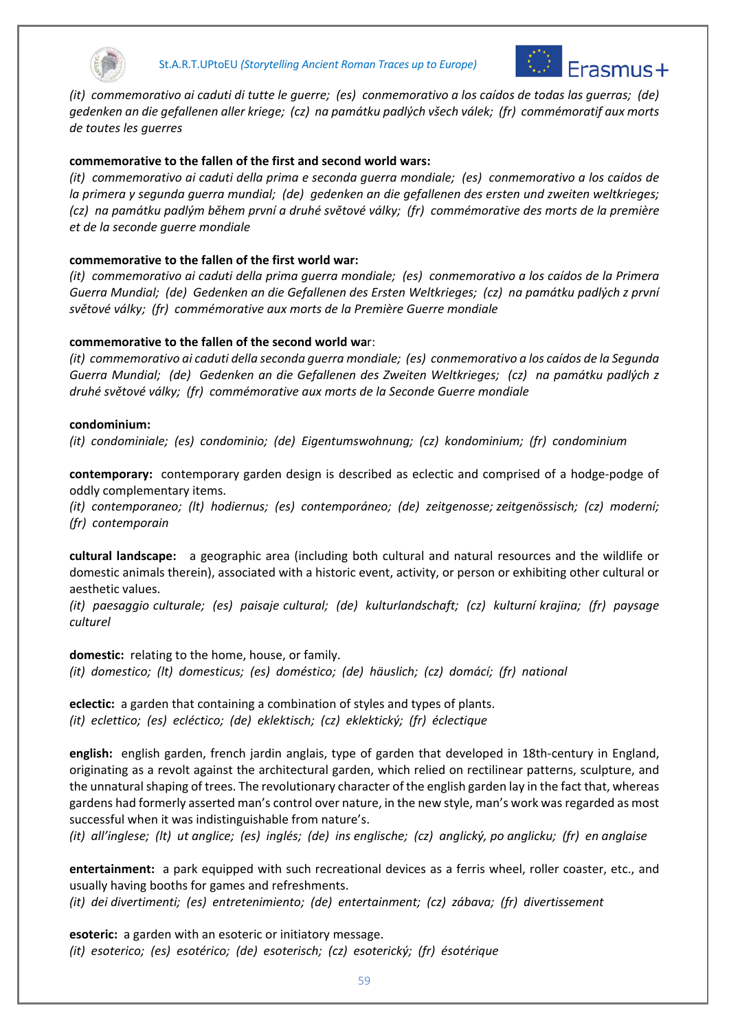*(it) commemorativo ai caduti di tutte le guerre; (es) conmemorativo a los caídos de todas las guerras; (de) gedenken an die gefallenen aller kriege; (cz) na památku padlých všech válek; (fr) commémoratif aux morts de toutes les guerres*

**commemorative to the fallen of the first and second world wars:**
*(it) commemorativo ai caduti della prima e seconda guerra mondiale; (es) conmemorativo a los caídos de la primera y segunda guerra mundial; (de) gedenken an die gefallenen des ersten und zweiten weltkrieges; (cz) na památku padlým během první a druhé světové války; (fr) commémorative des morts de la première et de la seconde guerre mondiale*

**commemorative to the fallen of the first world war:**
*(it) commemorativo ai caduti della prima guerra mondiale; (es) conmemorativo a los caídos de la Primera Guerra Mundial; (de) Gedenken an die Gefallenen des Ersten Weltkrieges; (cz) na památku padlých z první světové války; (fr) commémorative aux morts de la Première Guerre mondiale*

**commemorative to the fallen of the second world war**:
*(it) commemorativo ai caduti della seconda guerra mondiale; (es) conmemorativo a los caídos de la Segunda Guerra Mundial; (de) Gedenken an die Gefallenen des Zweiten Weltkrieges; (cz) na památku padlých z druhé světové války; (fr) commémorative aux morts de la Seconde Guerre mondiale*

**condominium:**
*(it) condominiale; (es) condominio; (de) Eigentumswohnung; (cz) kondominium; (fr) condominium*

**contemporary:** contemporary garden design is described as eclectic and comprised of a hodge-podge of oddly complementary items.
*(it) contemporaneo; (lt) hodiernus; (es) contemporáneo; (de) zeitgenosse; zeitgenössisch; (cz) moderní; (fr) contemporain*

**cultural landscape:** a geographic area (including both cultural and natural resources and the wildlife or domestic animals therein), associated with a historic event, activity, or person or exhibiting other cultural or aesthetic values.
*(it) paesaggio culturale; (es) paisaje cultural; (de) kulturlandschaft; (cz) kulturní krajina; (fr) paysage culturel*

**domestic:** relating to the home, house, or family.
*(it) domestico; (lt) domesticus; (es) doméstico; (de) häuslich; (cz) domácí; (fr) national*

**eclectic:** a garden that containing a combination of styles and types of plants.
*(it) eclettico; (es) ecléctico; (de) eklektisch; (cz) eklektický; (fr) éclectique*

**english:** english garden, french jardin anglais, type of garden that developed in 18th-century in England, originating as a revolt against the architectural garden, which relied on rectilinear patterns, sculpture, and the unnatural shaping of trees. The revolutionary character of the english garden lay in the fact that, whereas gardens had formerly asserted man's control over nature, in the new style, man's work was regarded as most successful when it was indistinguishable from nature's.
*(it) all'inglese; (lt) ut anglice; (es) inglés; (de) ins englische; (cz) anglický, po anglicku; (fr) en anglaise*

**entertainment:** a park equipped with such recreational devices as a ferris wheel, roller coaster, etc., and usually having booths for games and refreshments.
*(it) dei divertimenti; (es) entretenimiento; (de) entertainment; (cz) zábava; (fr) divertissement*

**esoteric:** a garden with an esoteric or initiatory message.
*(it) esoterico; (es) esotérico; (de) esoterisch; (cz) esoterický; (fr) ésotérique*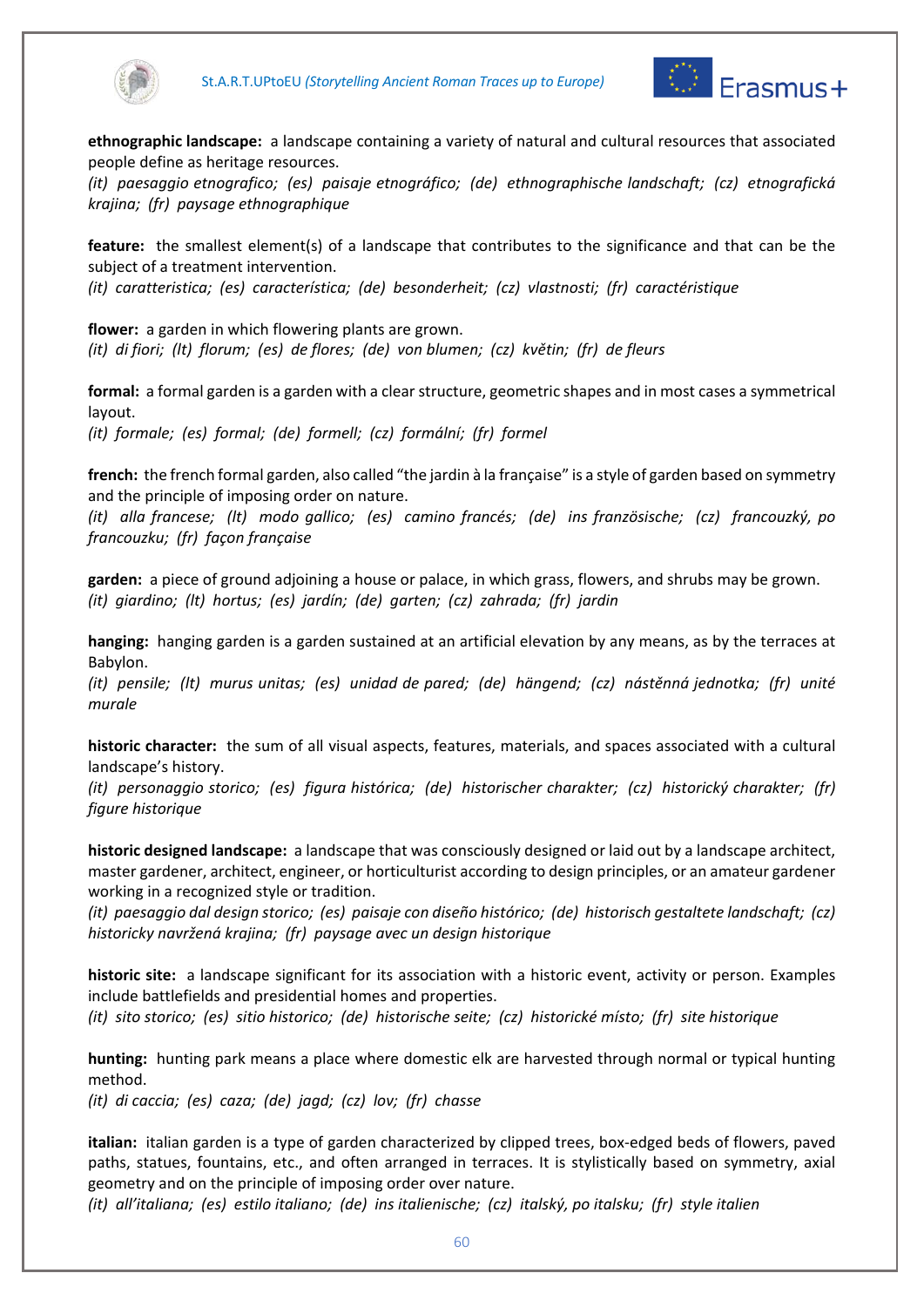**ethnographic landscape:** a landscape containing a variety of natural and cultural resources that associated people define as heritage resources.
*(it) paesaggio etnografico; (es) paisaje etnográfico; (de) ethnographische landschaft; (cz) etnografická krajina; (fr) paysage ethnographique*

**feature:** the smallest element(s) of a landscape that contributes to the significance and that can be the subject of a treatment intervention.
*(it) caratteristica; (es) característica; (de) besonderheit; (cz) vlastnosti; (fr) caractéristique*

**flower:** a garden in which flowering plants are grown.
*(it) di fiori; (lt) florum; (es) de flores; (de) von blumen; (cz) květin; (fr) de fleurs*

**formal:** a formal garden is a garden with a clear structure, geometric shapes and in most cases a symmetrical layout.
*(it) formale; (es) formal; (de) formell; (cz) formální; (fr) formel*

**french:** the french formal garden, also called "the jardin à la française" is a style of garden based on symmetry and the principle of imposing order on nature.
*(it) alla francese; (lt) modo gallico; (es) camino francés; (de) ins französische; (cz) francouzký, po francouzku; (fr) façon française*

**garden:** a piece of ground adjoining a house or palace, in which grass, flowers, and shrubs may be grown.
*(it) giardino; (lt) hortus; (es) jardín; (de) garten; (cz) zahrada; (fr) jardin*

**hanging:** hanging garden is a garden sustained at an artificial elevation by any means, as by the terraces at Babylon.
*(it) pensile; (lt) murus unitas; (es) unidad de pared; (de) hängend; (cz) nástěnná jednotka; (fr) unité murale*

**historic character:** the sum of all visual aspects, features, materials, and spaces associated with a cultural landscape's history.
*(it) personaggio storico; (es) figura histórica; (de) historischer charakter; (cz) historický charakter; (fr) figure historique*

**historic designed landscape:** a landscape that was consciously designed or laid out by a landscape architect, master gardener, architect, engineer, or horticulturist according to design principles, or an amateur gardener working in a recognized style or tradition.
*(it) paesaggio dal design storico; (es) paisaje con diseño histórico; (de) historisch gestaltete landschaft; (cz) historicky navržená krajina; (fr) paysage avec un design historique*

**historic site:** a landscape significant for its association with a historic event, activity or person. Examples include battlefields and presidential homes and properties.
*(it) sito storico; (es) sitio historico; (de) historische seite; (cz) historické místo; (fr) site historique*

**hunting:** hunting park means a place where domestic elk are harvested through normal or typical hunting method.
*(it) di caccia; (es) caza; (de) jagd; (cz) lov; (fr) chasse*

**italian:** italian garden is a type of garden characterized by clipped trees, box-edged beds of flowers, paved paths, statues, fountains, etc., and often arranged in terraces. It is stylistically based on symmetry, axial geometry and on the principle of imposing order over nature.
*(it) all'italiana; (es) estilo italiano; (de) ins italienische; (cz) italský, po italsku; (fr) style italien*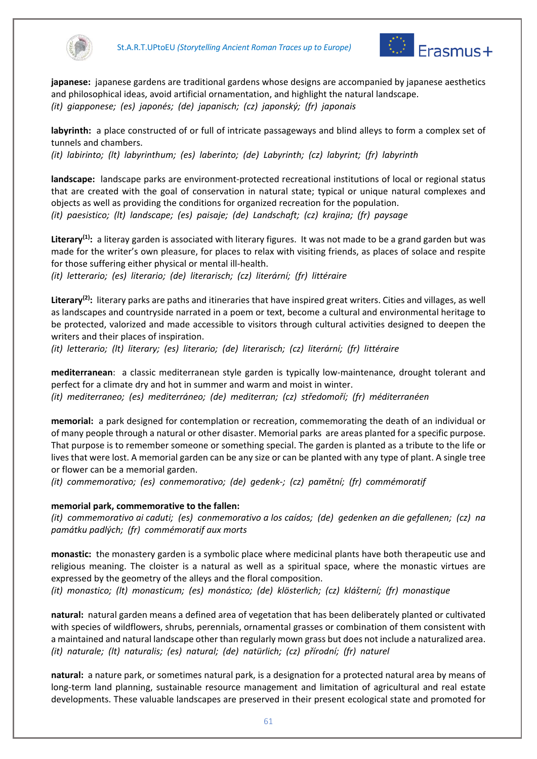**japanese:** japanese gardens are traditional gardens whose designs are accompanied by japanese aesthetics and philosophical ideas, avoid artificial ornamentation, and highlight the natural landscape.
*(it) giapponese; (es) japonés; (de) japanisch; (cz) japonský; (fr) japonais*

**labyrinth:** a place constructed of or full of intricate passageways and blind alleys to form a complex set of tunnels and chambers.
*(it) labirinto; (lt) labyrinthum; (es) laberinto; (de) Labyrinth; (cz) labyrint; (fr) labyrinth*

**landscape:** landscape parks are environment-protected recreational institutions of local or regional status that are created with the goal of conservation in natural state; typical or unique natural complexes and objects as well as providing the conditions for organized recreation for the population.
*(it) paesistico; (lt) landscape; (es) paisaje; (de) Landschaft; (cz) krajina; (fr) paysage*

**Literary(1):** a literay garden is associated with literary figures. It was not made to be a grand garden but was made for the writer's own pleasure, for places to relax with visiting friends, as places of solace and respite for those suffering either physical or mental ill-health.
*(it) letterario; (es) literario; (de) literarisch; (cz) literární; (fr) littéraire*

**Literary(2):** literary parks are paths and itineraries that have inspired great writers. Cities and villages, as well as landscapes and countryside narrated in a poem or text, become a cultural and environmental heritage to be protected, valorized and made accessible to visitors through cultural activities designed to deepen the writers and their places of inspiration.
*(it) letterario; (lt) literary; (es) literario; (de) literarisch; (cz) literární; (fr) littéraire*

**mediterranean**: a classic mediterranean style garden is typically low-maintenance, drought tolerant and perfect for a climate dry and hot in summer and warm and moist in winter.
*(it) mediterraneo; (es) mediterráneo; (de) mediterran; (cz) středomoří; (fr) méditerranéen*

**memorial:** a park designed for contemplation or recreation, commemorating the death of an individual or of many people through a natural or other disaster. Memorial parks are areas planted for a specific purpose. That purpose is to remember someone or something special. The garden is planted as a tribute to the life or lives that were lost. A memorial garden can be any size or can be planted with any type of plant. A single tree or flower can be a memorial garden.
*(it) commemorativo; (es) conmemorativo; (de) gedenk-; (cz) pamětní; (fr) commémoratif*

**memorial park, commemorative to the fallen:**
*(it) commemorativo ai caduti; (es) conmemorativo a los caídos; (de) gedenken an die gefallenen; (cz) na památku padlých; (fr) commémoratif aux morts*

**monastic:** the monastery garden is a symbolic place where medicinal plants have both therapeutic use and religious meaning. The cloister is a natural as well as a spiritual space, where the monastic virtues are expressed by the geometry of the alleys and the floral composition.
*(it) monastico; (lt) monasticum; (es) monástico; (de) klösterlich; (cz) klášterní; (fr) monastique*

**natural:** natural garden means a defined area of vegetation that has been deliberately planted or cultivated with species of wildflowers, shrubs, perennials, ornamental grasses or combination of them consistent with a maintained and natural landscape other than regularly mown grass but does not include a naturalized area.
*(it) naturale; (lt) naturalis; (es) natural; (de) natürlich; (cz) přírodní; (fr) naturel*

**natural:** a nature park, or sometimes natural park, is a designation for a protected natural area by means of long-term land planning, sustainable resource management and limitation of agricultural and real estate developments. These valuable landscapes are preserved in their present ecological state and promoted for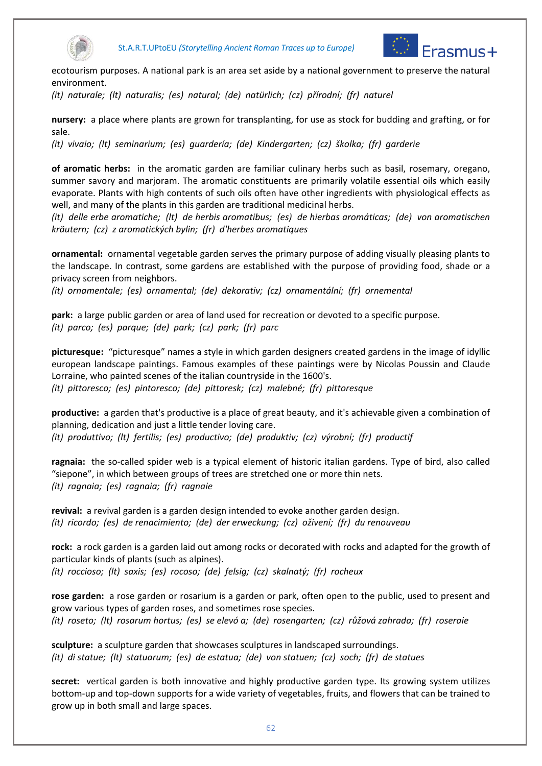ecotourism purposes. A national park is an area set aside by a national government to preserve the natural environment.
*(it) naturale; (lt) naturalis; (es) natural; (de) natürlich; (cz) přírodní; (fr) naturel*

**nursery:** a place where plants are grown for transplanting, for use as stock for budding and grafting, or for sale.
*(it) vivaio; (lt) seminarium; (es) guardería; (de) Kindergarten; (cz) školka; (fr) garderie*

**of aromatic herbs:** in the aromatic garden are familiar culinary herbs such as basil, rosemary, oregano, summer savory and marjoram. The aromatic constituents are primarily volatile essential oils which easily evaporate. Plants with high contents of such oils often have other ingredients with physiological effects as well, and many of the plants in this garden are traditional medicinal herbs.
*(it) delle erbe aromatiche; (lt) de herbis aromatibus; (es) de hierbas aromáticas; (de) von aromatischen kräutern; (cz) z aromatických bylin; (fr) d'herbes aromatiques*

**ornamental:** ornamental vegetable garden serves the primary purpose of adding visually pleasing plants to the landscape. In contrast, some gardens are established with the purpose of providing food, shade or a privacy screen from neighbors.
*(it) ornamentale; (es) ornamental; (de) dekorativ; (cz) ornamentální; (fr) ornemental*

**park:** a large public garden or area of land used for recreation or devoted to a specific purpose.
*(it) parco; (es) parque; (de) park; (cz) park; (fr) parc*

**picturesque:** "picturesque" names a style in which garden designers created gardens in the image of idyllic european landscape paintings. Famous examples of these paintings were by Nicolas Poussin and Claude Lorraine, who painted scenes of the italian countryside in the 1600's.
*(it) pittoresco; (es) pintoresco; (de) pittoresk; (cz) malebné; (fr) pittoresque*

**productive:** a garden that's productive is a place of great beauty, and it's achievable given a combination of planning, dedication and just a little tender loving care.
*(it) produttivo; (lt) fertilis; (es) productivo; (de) produktiv; (cz) výrobní; (fr) productif*

**ragnaia:** the so-called spider web is a typical element of historic italian gardens. Type of bird, also called "siepone", in which between groups of trees are stretched one or more thin nets.
*(it) ragnaia; (es) ragnaia; (fr) ragnaie*

**revival:** a revival garden is a garden design intended to evoke another garden design.
*(it) ricordo; (es) de renacimiento; (de) der erweckung; (cz) oživení; (fr) du renouveau*

**rock:** a rock garden is a garden laid out among rocks or decorated with rocks and adapted for the growth of particular kinds of plants (such as alpines).
*(it) roccioso; (lt) saxis; (es) rocoso; (de) felsig; (cz) skalnatý; (fr) rocheux*

**rose garden:** a rose garden or rosarium is a garden or park, often open to the public, used to present and grow various types of garden roses, and sometimes rose species.
*(it) roseto; (lt) rosarum hortus; (es) se elevó a; (de) rosengarten; (cz) růžová zahrada; (fr) roseraie*

**sculpture:** a sculpture garden that showcases sculptures in landscaped surroundings.
*(it) di statue; (lt) statuarum; (es) de estatua; (de) von statuen; (cz) soch; (fr) de statues*

**secret:** vertical garden is both innovative and highly productive garden type. Its growing system utilizes bottom-up and top-down supports for a wide variety of vegetables, fruits, and flowers that can be trained to grow up in both small and large spaces.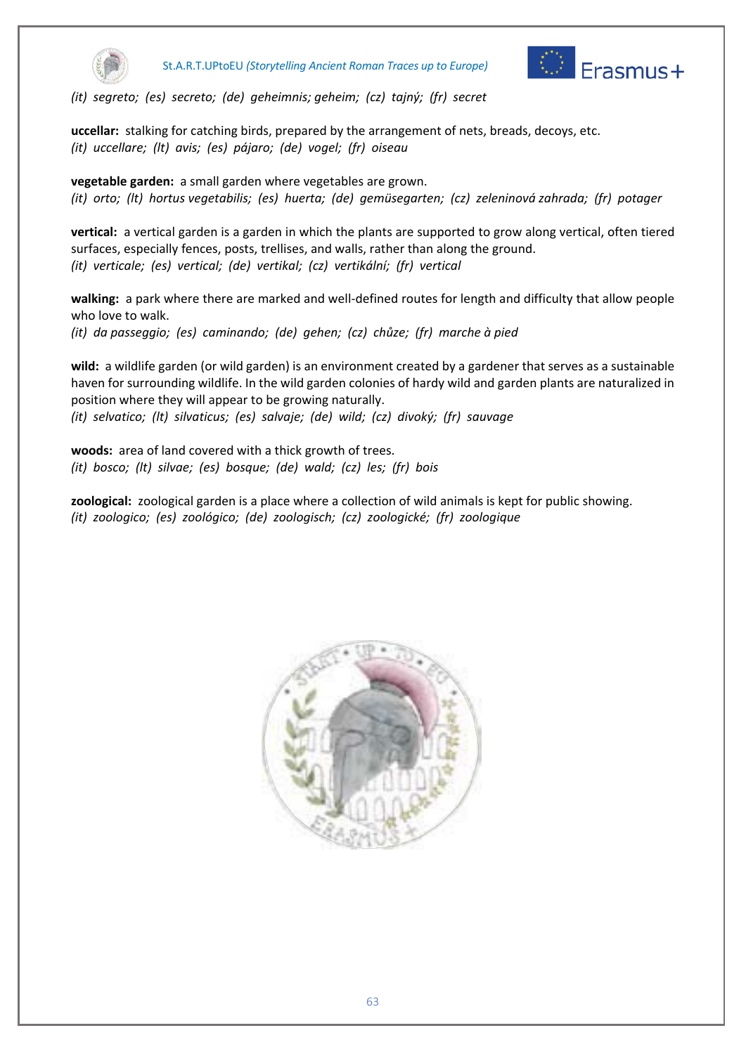*(it) segreto; (es) secreto; (de) geheimnis; geheim; (cz) tajný; (fr) secret*

**uccellar:** stalking for catching birds, prepared by the arrangement of nets, breads, decoys, etc.
*(it) uccellare; (lt) avis; (es) pájaro; (de) vogel; (fr) oiseau*

**vegetable garden:** a small garden where vegetables are grown.
*(it) orto; (lt) hortus vegetabilis; (es) huerta; (de) gemüsegarten; (cz) zeleninová zahrada; (fr) potager*

**vertical:** a vertical garden is a garden in which the plants are supported to grow along vertical, often tiered surfaces, especially fences, posts, trellises, and walls, rather than along the ground.
*(it) verticale; (es) vertical; (de) vertikal; (cz) vertikální; (fr) vertical*

**walking:** a park where there are marked and well-defined routes for length and difficulty that allow people who love to walk.
*(it) da passeggio; (es) caminando; (de) gehen; (cz) chůze; (fr) marche à pied*

**wild:** a wildlife garden (or wild garden) is an environment created by a gardener that serves as a sustainable haven for surrounding wildlife. In the wild garden colonies of hardy wild and garden plants are naturalized in position where they will appear to be growing naturally.
*(it) selvatico; (lt) silvaticus; (es) salvaje; (de) wild; (cz) divoký; (fr) sauvage*

**woods:** area of land covered with a thick growth of trees.
*(it) bosco; (lt) silvae; (es) bosque; (de) wald; (cz) les; (fr) bois*

**zoological:** zoological garden is a place where a collection of wild animals is kept for public showing.
*(it) zoologico; (es) zoológico; (de) zoologisch; (cz) zoologické; (fr) zoologique*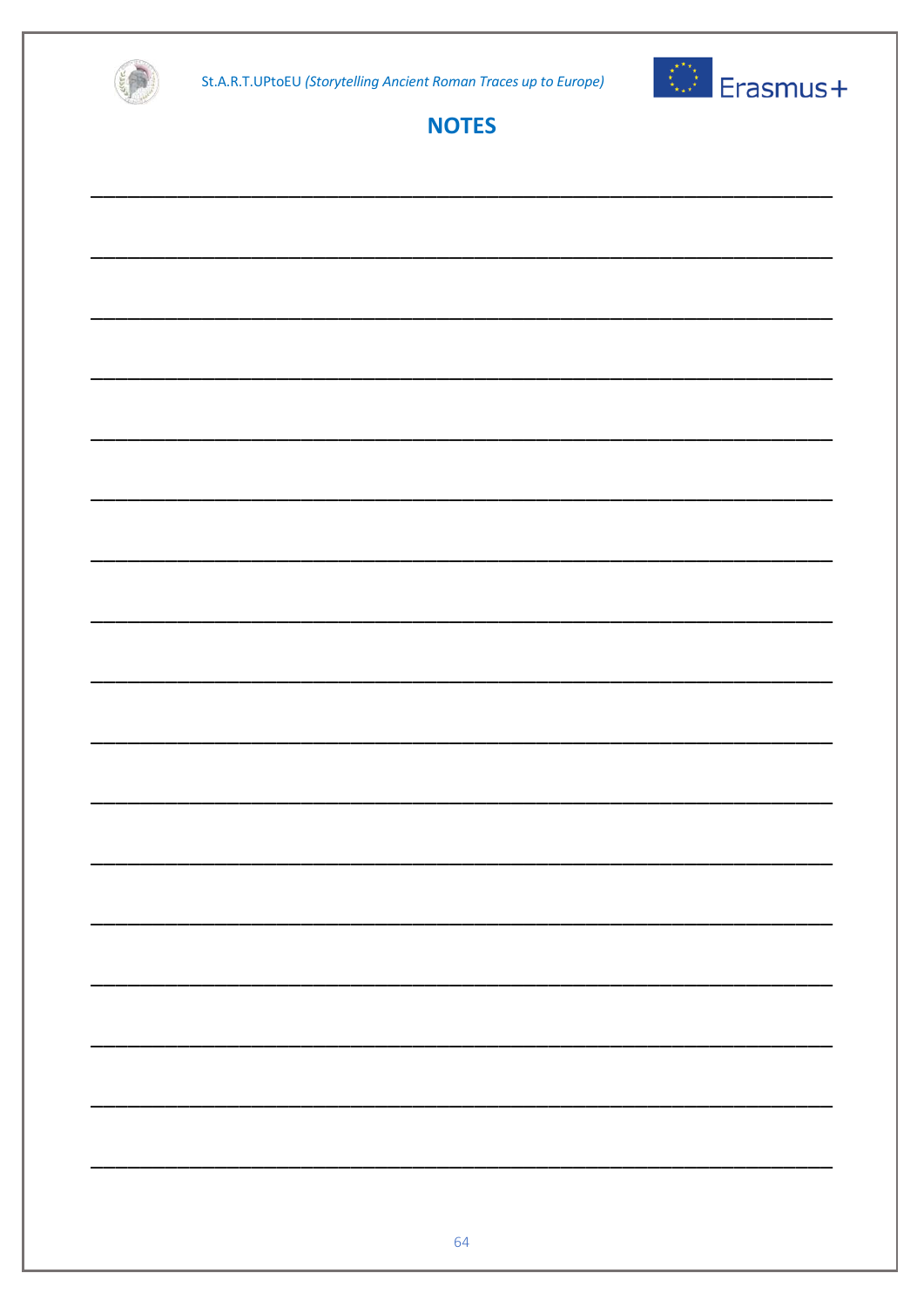# NOTES

___________________________________________________________________

___________________________________________________________________

___________________________________________________________________

___________________________________________________________________

___________________________________________________________________

___________________________________________________________________

___________________________________________________________________

___________________________________________________________________

___________________________________________________________________

___________________________________________________________________

___________________________________________________________________

___________________________________________________________________

___________________________________________________________________

___________________________________________________________________

___________________________________________________________________

___________________________________________________________________

___________________________________________________________________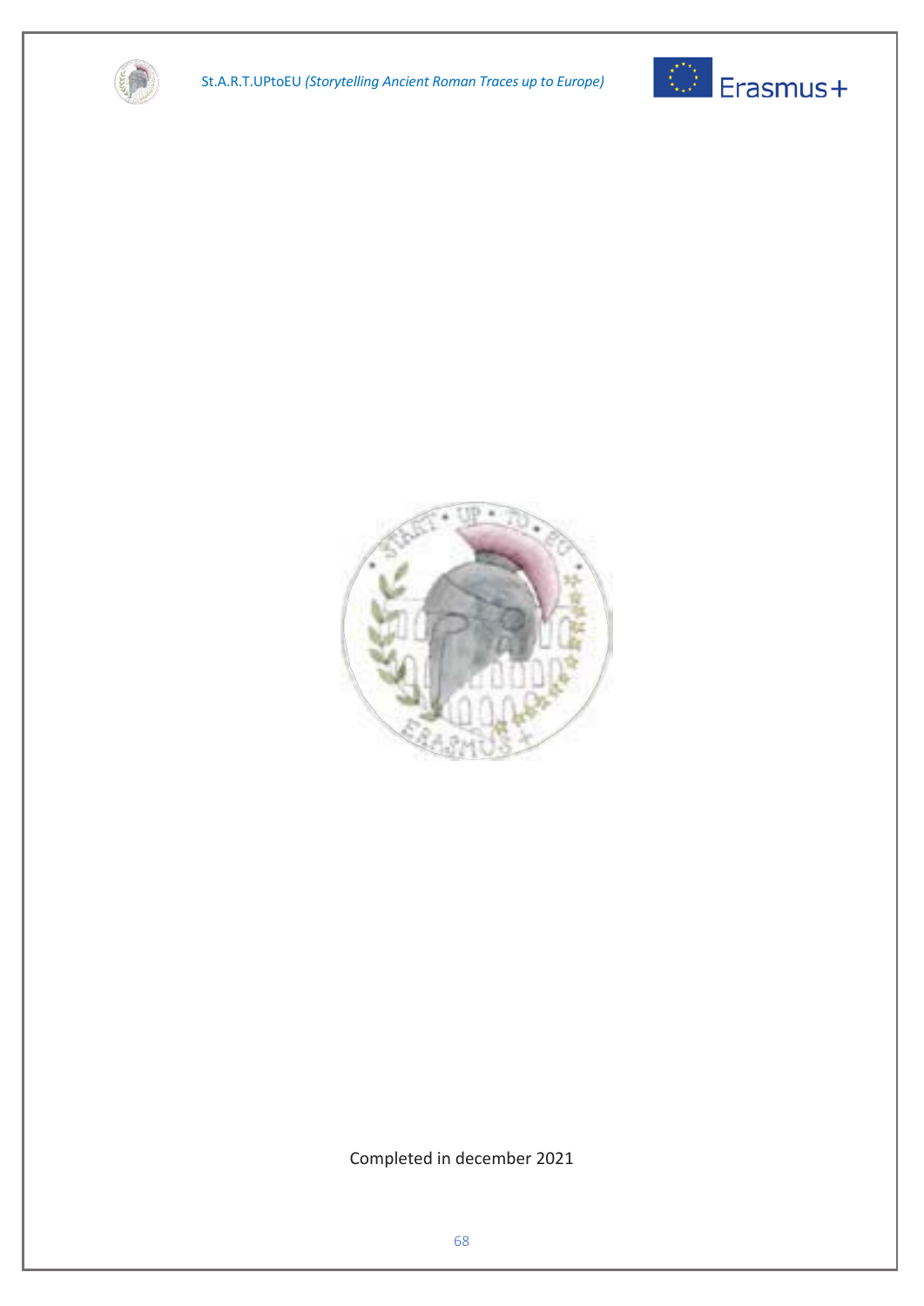Completed in december 2021